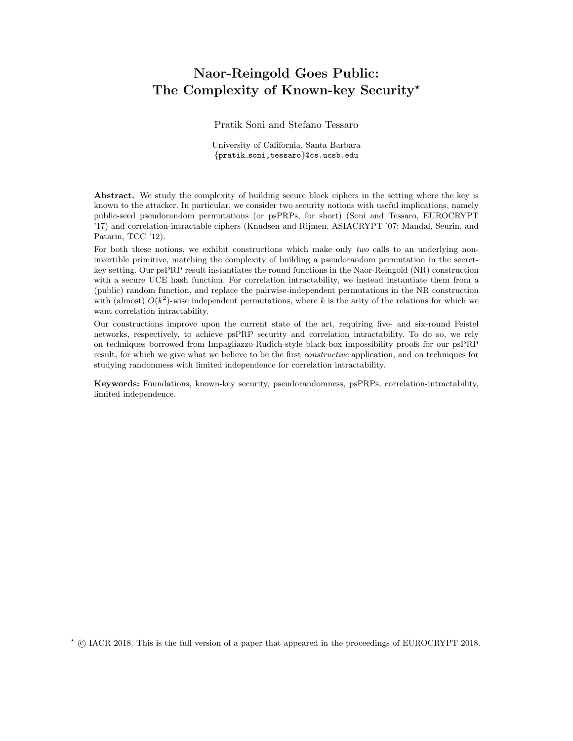# Naor-Reingold Goes Public: The Complexity of Known-key Security*

Pratik Soni and Stefano Tessaro

University of California, Santa Barbara
{pratik_soni,tessaro}@cs.ucsb.edu

**Abstract.** We study the complexity of building secure block ciphers in the setting where the key is known to the attacker. In particular, we consider two security notions with useful implications, namely public-seed pseudorandom permutations (or psPRPs, for short) (Soni and Tessaro, EUROCRYPT '17) and correlation-intractable ciphers (Knudsen and Rijmen, ASIACRYPT '07; Mandal, Seurin, and Patarin, TCC '12).

For both these notions, we exhibit constructions which make only *two* calls to an underlying non-invertible primitive, matching the complexity of building a pseudorandom permutation in the secret-key setting. Our psPRP result instantiates the round functions in the Naor-Reingold (NR) construction with a secure UCE hash function. For correlation intractability, we instead instantiate them from a (public) random function, and replace the pairwise-independent permutations in the NR construction with (almost) $O(k^2)$-wise independent permutations, where $k$ is the arity of the relations for which we want correlation intractability.

Our constructions improve upon the current state of the art, requiring five- and six-round Feistel networks, respectively, to achieve psPRP security and correlation intractability. To do so, we rely on techniques borrowed from Impagliazzo-Rudich-style black-box impossibility proofs for our psPRP result, for which we give what we believe to be the first *constructive* application, and on techniques for studying randomness with limited independence for correlation intractability.

**Keywords:** Foundations, known-key security, pseudorandomness, psPRPs, correlation-intractability, limited independence.

* © IACR 2018. This is the full version of a paper that appeared in the proceedings of EUROCRYPT 2018.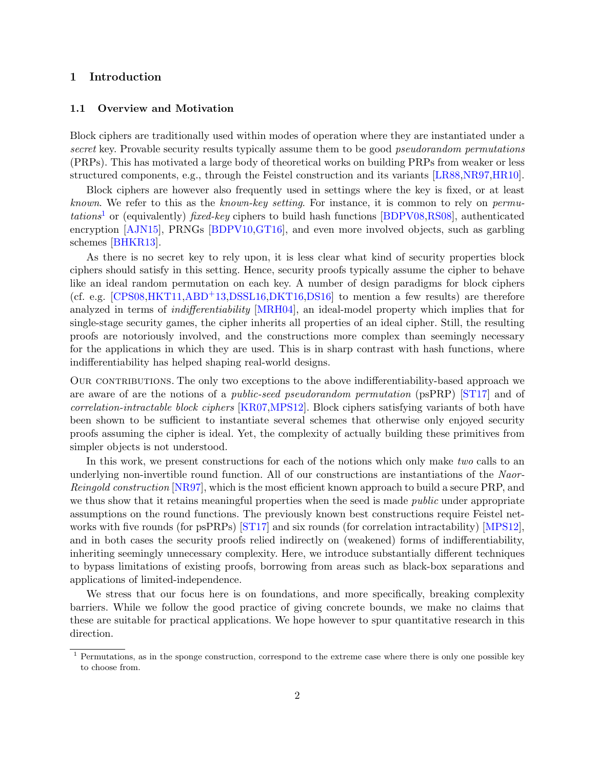# 1 Introduction

## 1.1 Overview and Motivation

Block ciphers are traditionally used within modes of operation where they are instantiated under a *secret* key. Provable security results typically assume them to be good *pseudorandom permutations* (PRPs). This has motivated a large body of theoretical works on building PRPs from weaker or less structured components, e.g., through the Feistel construction and its variants [LR88,NR97,HR10].

Block ciphers are however also frequently used in settings where the key is fixed, or at least *known*. We refer to this as the *known-key setting*. For instance, it is common to rely on *permutations*[1] or (equivalently) *fixed-key* ciphers to build hash functions [BDPV08,RS08], authenticated encryption [AJN15], PRNGs [BDPV10,GT16], and even more involved objects, such as garbling schemes [BHKR13].

As there is no secret key to rely upon, it is less clear what kind of security properties block ciphers should satisfy in this setting. Hence, security proofs typically assume the cipher to behave like an ideal random permutation on each key. A number of design paradigms for block ciphers (cf. e.g. [CPS08,HKT11,ABD+13,DSSL16,DKT16,DS16] to mention a few results) are therefore analyzed in terms of *indifferentiability* [MRH04], an ideal-model property which implies that for single-stage security games, the cipher inherits all properties of an ideal cipher. Still, the resulting proofs are notoriously involved, and the constructions more complex than seemingly necessary for the applications in which they are used. This is in sharp contrast with hash functions, where indifferentiability has helped shaping real-world designs.

Our contributions. The only two exceptions to the above indifferentiability-based approach we are aware of are the notions of a *public-seed pseudorandom permutation* (psPRP) [ST17] and of *correlation-intractable block ciphers* [KR07,MPS12]. Block ciphers satisfying variants of both have been shown to be sufficient to instantiate several schemes that otherwise only enjoyed security proofs assuming the cipher is ideal. Yet, the complexity of actually building these primitives from simpler objects is not understood.

In this work, we present constructions for each of the notions which only make *two* calls to an underlying non-invertible round function. All of our constructions are instantiations of the *Naor-Reingold construction* [NR97], which is the most efficient known approach to build a secure PRP, and we thus show that it retains meaningful properties when the seed is made *public* under appropriate assumptions on the round functions. The previously known best constructions require Feistel networks with five rounds (for psPRPs) [ST17] and six rounds (for correlation intractability) [MPS12], and in both cases the security proofs relied indirectly on (weakened) forms of indifferentiability, inheriting seemingly unnecessary complexity. Here, we introduce substantially different techniques to bypass limitations of existing proofs, borrowing from areas such as black-box separations and applications of limited-independence.

We stress that our focus here is on foundations, and more specifically, breaking complexity barriers. While we follow the good practice of giving concrete bounds, we make no claims that these are suitable for practical applications. We hope however to spur quantitative research in this direction.

[1] Permutations, as in the sponge construction, correspond to the extreme case where there is only one possible key to choose from.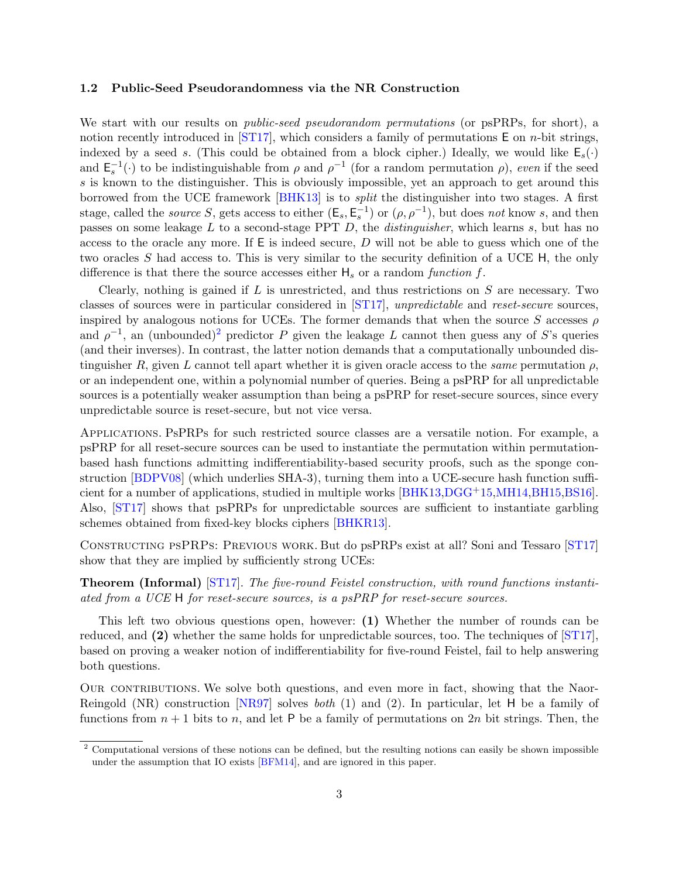### 1.2 Public-Seed Pseudorandomness via the NR Construction

We start with our results on *public-seed pseudorandom permutations* (or psPRPs, for short), a notion recently introduced in [ST17], which considers a family of permutations $\mathsf{E}$ on $n$-bit strings, indexed by a seed $s$. (This could be obtained from a block cipher.) Ideally, we would like $\mathsf{E}_s(\cdot)$ and $\mathsf{E}_s^{-1}(\cdot)$ to be indistinguishable from $\rho$ and $\rho^{-1}$ (for a random permutation $\rho$), *even* if the seed $s$ is known to the distinguisher. This is obviously impossible, yet an approach to get around this borrowed from the UCE framework [BHK13] is to *split* the distinguisher into two stages. A first stage, called the *source* $S$, gets access to either $(\mathsf{E}_s, \mathsf{E}_s^{-1})$ or $(\rho, \rho^{-1})$, but does *not* know $s$, and then passes on some leakage $L$ to a second-stage PPT $D$, the *distinguisher*, which learns $s$, but has no access to the oracle any more. If $\mathsf{E}$ is indeed secure, $D$ will not be able to guess which one of the two oracles $S$ had access to. This is very similar to the security definition of a UCE $\mathsf{H}$, the only difference is that there the source accesses either $\mathsf{H}_s$ or a random *function* $f$.

Clearly, nothing is gained if $L$ is unrestricted, and thus restrictions on $S$ are necessary. Two classes of sources were in particular considered in [ST17], *unpredictable* and *reset-secure* sources, inspired by analogous notions for UCEs. The former demands that when the source $S$ accesses $\rho$ and $\rho^{-1}$, an (unbounded)[2] predictor $P$ given the leakage $L$ cannot then guess any of $S$'s queries (and their inverses). In contrast, the latter notion demands that a computationally unbounded distinguisher $R$, given $L$ cannot tell apart whether it is given oracle access to the *same* permutation $\rho$, or an independent one, within a polynomial number of queries. Being a psPRP for all unpredictable sources is a potentially weaker assumption than being a psPRP for reset-secure sources, since every unpredictable source is reset-secure, but not vice versa.

Applications. PsPRPs for such restricted source classes are a versatile notion. For example, a psPRP for all reset-secure sources can be used to instantiate the permutation within permutation-based hash functions admitting indifferentiability-based security proofs, such as the sponge construction [BDPV08] (which underlies SHA-3), turning them into a UCE-secure hash function sufficient for a number of applications, studied in multiple works [BHK13,DGG+15,MH14,BH15,BS16]. Also, [ST17] shows that psPRPs for unpredictable sources are sufficient to instantiate garbling schemes obtained from fixed-key blocks ciphers [BHKR13].

Constructing psPRPs: Previous work. But do psPRPs exist at all? Soni and Tessaro [ST17] show that they are implied by sufficiently strong UCEs:

**Theorem (Informal)** [ST17]. *The five-round Feistel construction, with round functions instantiated from a UCE* $\mathsf{H}$ *for reset-secure sources, is a psPRP for reset-secure sources.*

This left two obvious questions open, however: **(1)** Whether the number of rounds can be reduced, and **(2)** whether the same holds for unpredictable sources, too. The techniques of [ST17], based on proving a weaker notion of indifferentiability for five-round Feistel, fail to help answering both questions.

Our contributions. We solve both questions, and even more in fact, showing that the Naor-Reingold (NR) construction [NR97] solves *both* (1) and (2). In particular, let $\mathsf{H}$ be a family of functions from $n+1$ bits to $n$, and let $\mathsf{P}$ be a family of permutations on $2n$ bit strings. Then, the

[2] Computational versions of these notions can be defined, but the resulting notions can easily be shown impossible under the assumption that IO exists [BFM14], and are ignored in this paper.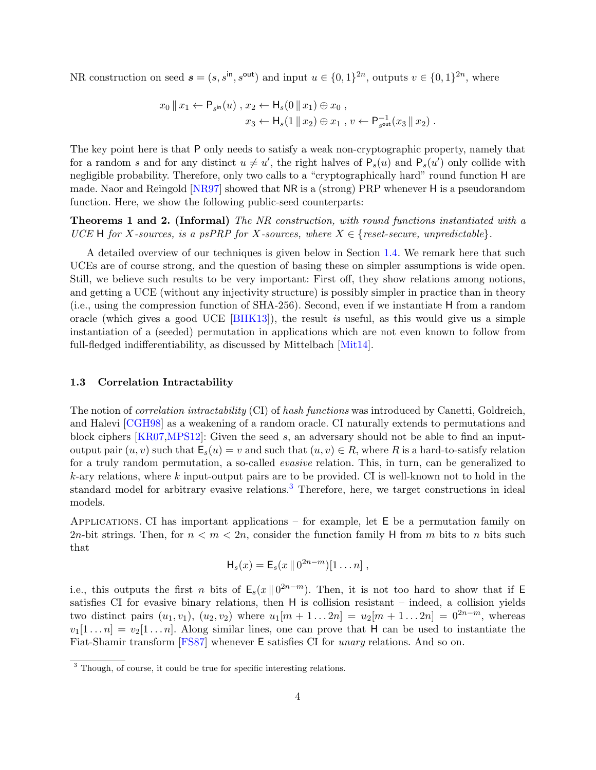NR construction on seed $\boldsymbol{s} = (s, s^{\mathsf{in}}, s^{\mathsf{out}})$ and input $u \in \{0,1\}^{2n}$, outputs $v \in \{0,1\}^{2n}$, where

$$x_0 \,\|\, x_1 \leftarrow \mathsf{P}_{s^{\mathsf{in}}}(u) \,,\, x_2 \leftarrow \mathsf{H}_s(0 \,\|\, x_1) \oplus x_0 \,,$$
$$x_3 \leftarrow \mathsf{H}_s(1 \,\|\, x_2) \oplus x_1 \,,\, v \leftarrow \mathsf{P}^{-1}_{s^{\mathsf{out}}}(x_3 \,\|\, x_2) \,.$$

The key point here is that $\mathsf{P}$ only needs to satisfy a weak non-cryptographic property, namely that for a random $s$ and for any distinct $u \neq u'$, the right halves of $\mathsf{P}_s(u)$ and $\mathsf{P}_s(u')$ only collide with negligible probability. Therefore, only two calls to a "cryptographically hard" round function $\mathsf{H}$ are made. Naor and Reingold [NR97] showed that $\mathsf{NR}$ is a (strong) PRP whenever $\mathsf{H}$ is a pseudorandom function. Here, we show the following public-seed counterparts:

**Theorems 1 and 2. (Informal)** *The NR construction, with round functions instantiated with a UCE* $\mathsf{H}$ *for* $X$*-sources, is a psPRP for* $X$*-sources, where* $X \in \{$*reset-secure, unpredictable*$\}$.

A detailed overview of our techniques is given below in Section 1.4. We remark here that such UCEs are of course strong, and the question of basing these on simpler assumptions is wide open. Still, we believe such results to be very important: First off, they show relations among notions, and getting a UCE (without any injectivity structure) is possibly simpler in practice than in theory (i.e., using the compression function of SHA-256). Second, even if we instantiate $\mathsf{H}$ from a random oracle (which gives a good UCE [BHK13]), the result *is* useful, as this would give us a simple instantiation of a (seeded) permutation in applications which are not even known to follow from full-fledged indifferentiability, as discussed by Mittelbach [Mit14].

### 1.3 Correlation Intractability

The notion of *correlation intractability* (CI) of *hash functions* was introduced by Canetti, Goldreich, and Halevi [CGH98] as a weakening of a random oracle. CI naturally extends to permutations and block ciphers [KR07,MPS12]: Given the seed $s$, an adversary should not be able to find an input-output pair $(u, v)$ such that $\mathsf{E}_s(u) = v$ and such that $(u, v) \in R$, where $R$ is a hard-to-satisfy relation for a truly random permutation, a so-called *evasive* relation. This, in turn, can be generalized to $k$-ary relations, where $k$ input-output pairs are to be provided. CI is well-known not to hold in the standard model for arbitrary evasive relations.[3] Therefore, here, we target constructions in ideal models.

Applications. CI has important applications – for example, let $\mathsf{E}$ be a permutation family on $2n$-bit strings. Then, for $n < m < 2n$, consider the function family $\mathsf{H}$ from $m$ bits to $n$ bits such that

$$\mathsf{H}_s(x) = \mathsf{E}_s(x \,\|\, 0^{2n-m})[1 \ldots n] \,,$$

i.e., this outputs the first $n$ bits of $\mathsf{E}_s(x \,\|\, 0^{2n-m})$. Then, it is not too hard to show that if $\mathsf{E}$ satisfies CI for evasive binary relations, then $\mathsf{H}$ is collision resistant – indeed, a collision yields two distinct pairs $(u_1, v_1)$, $(u_2, v_2)$ where $u_1[m+1 \ldots 2n] = u_2[m+1 \ldots 2n] = 0^{2n-m}$, whereas $v_1[1 \ldots n] = v_2[1 \ldots n]$. Along similar lines, one can prove that $\mathsf{H}$ can be used to instantiate the Fiat-Shamir transform [FS87] whenever $\mathsf{E}$ satisfies CI for *unary* relations. And so on.

[3] Though, of course, it could be true for specific interesting relations.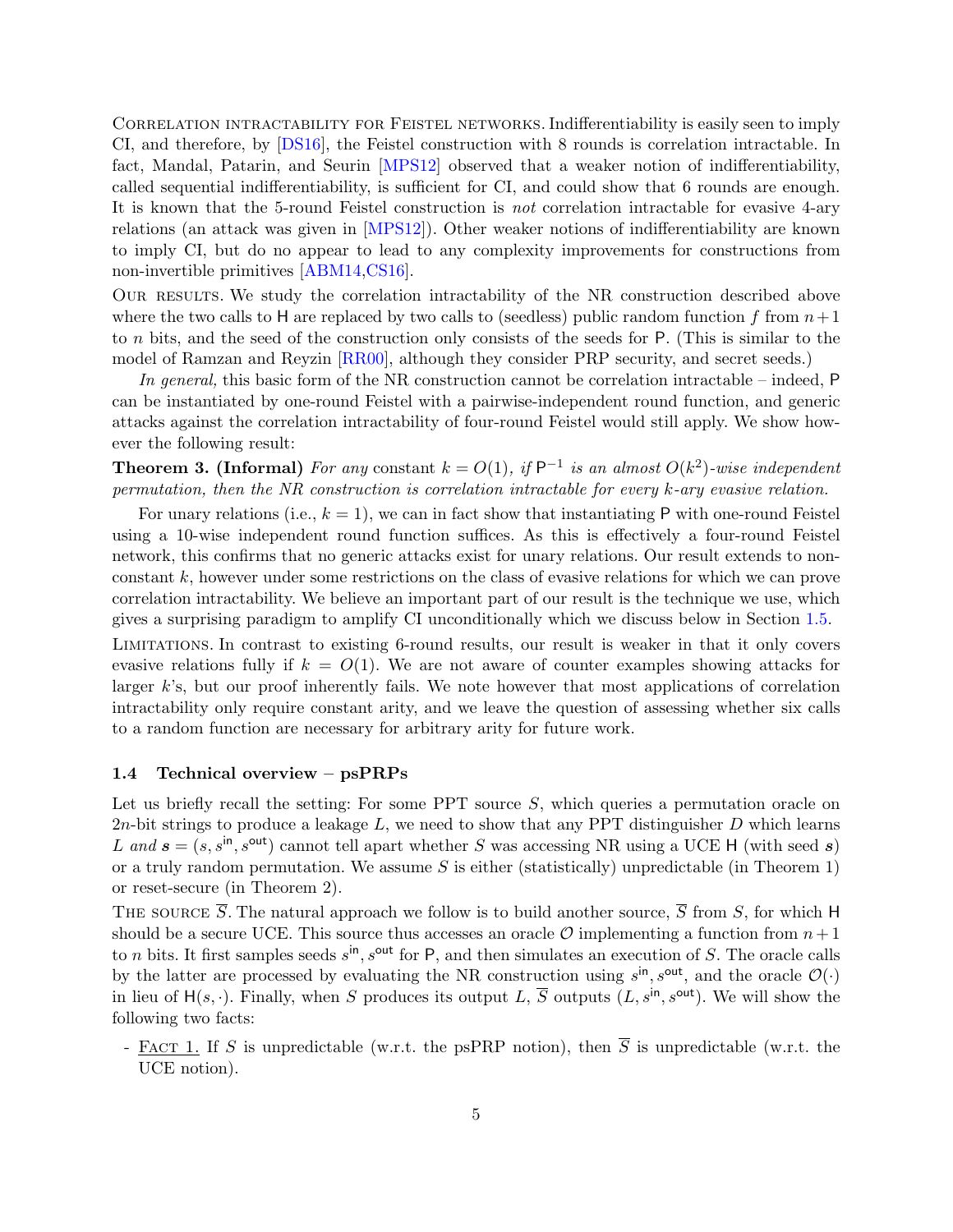Correlation intractability for Feistel networks. Indifferentiability is easily seen to imply CI, and therefore, by [DS16], the Feistel construction with 8 rounds is correlation intractable. In fact, Mandal, Patarin, and Seurin [MPS12] observed that a weaker notion of indifferentiability, called sequential indifferentiability, is sufficient for CI, and could show that 6 rounds are enough. It is known that the 5-round Feistel construction is *not* correlation intractable for evasive 4-ary relations (an attack was given in [MPS12]). Other weaker notions of indifferentiability are known to imply CI, but do no appear to lead to any complexity improvements for constructions from non-invertible primitives [ABM14,CS16].

Our results. We study the correlation intractability of the NR construction described above where the two calls to $\mathsf{H}$ are replaced by two calls to (seedless) public random function $f$ from $n+1$ to $n$ bits, and the seed of the construction only consists of the seeds for $\mathsf{P}$. (This is similar to the model of Ramzan and Reyzin [RR00], although they consider PRP security, and secret seeds.)

*In general,* this basic form of the NR construction cannot be correlation intractable – indeed, $\mathsf{P}$ can be instantiated by one-round Feistel with a pairwise-independent round function, and generic attacks against the correlation intractability of four-round Feistel would still apply. We show however the following result:

**Theorem 3. (Informal)** *For any* constant $k = O(1)$*, if* $\mathsf{P}^{-1}$ *is an almost* $O(k^2)$*-wise independent permutation, then the NR construction is correlation intractable for every* $k$*-ary evasive relation.*

For unary relations (i.e., $k = 1$), we can in fact show that instantiating $\mathsf{P}$ with one-round Feistel using a 10-wise independent round function suffices. As this is effectively a four-round Feistel network, this confirms that no generic attacks exist for unary relations. Our result extends to non-constant $k$, however under some restrictions on the class of evasive relations for which we can prove correlation intractability. We believe an important part of our result is the technique we use, which gives a surprising paradigm to amplify CI unconditionally which we discuss below in Section 1.5.

Limitations. In contrast to existing 6-round results, our result is weaker in that it only covers evasive relations fully if $k = O(1)$. We are not aware of counter examples showing attacks for larger $k$'s, but our proof inherently fails. We note however that most applications of correlation intractability only require constant arity, and we leave the question of assessing whether six calls to a random function are necessary for arbitrary arity for future work.

### 1.4 Technical overview – psPRPs

Let us briefly recall the setting: For some PPT source $S$, which queries a permutation oracle on $2n$-bit strings to produce a leakage $L$, we need to show that any PPT distinguisher $D$ which learns $L$ *and* $\boldsymbol{s} = (s, s^{\mathsf{in}}, s^{\mathsf{out}})$ cannot tell apart whether $S$ was accessing NR using a UCE $\mathsf{H}$ (with seed $\boldsymbol{s}$) or a truly random permutation. We assume $S$ is either (statistically) unpredictable (in Theorem 1) or reset-secure (in Theorem 2).

The source $\overline{S}$. The natural approach we follow is to build another source, $\overline{S}$ from $S$, for which $\mathsf{H}$ should be a secure UCE. This source thus accesses an oracle $\mathcal{O}$ implementing a function from $n+1$ to $n$ bits. It first samples seeds $s^{\mathsf{in}}, s^{\mathsf{out}}$ for $\mathsf{P}$, and then simulates an execution of $S$. The oracle calls by the latter are processed by evaluating the NR construction using $s^{\mathsf{in}}, s^{\mathsf{out}}$, and the oracle $\mathcal{O}(\cdot)$ in lieu of $\mathsf{H}(s, \cdot)$. Finally, when $S$ produces its output $L$, $\overline{S}$ outputs $(L, s^{\mathsf{in}}, s^{\mathsf{out}})$. We will show the following two facts:

- Fact 1. If $S$ is unpredictable (w.r.t. the psPRP notion), then $\overline{S}$ is unpredictable (w.r.t. the UCE notion).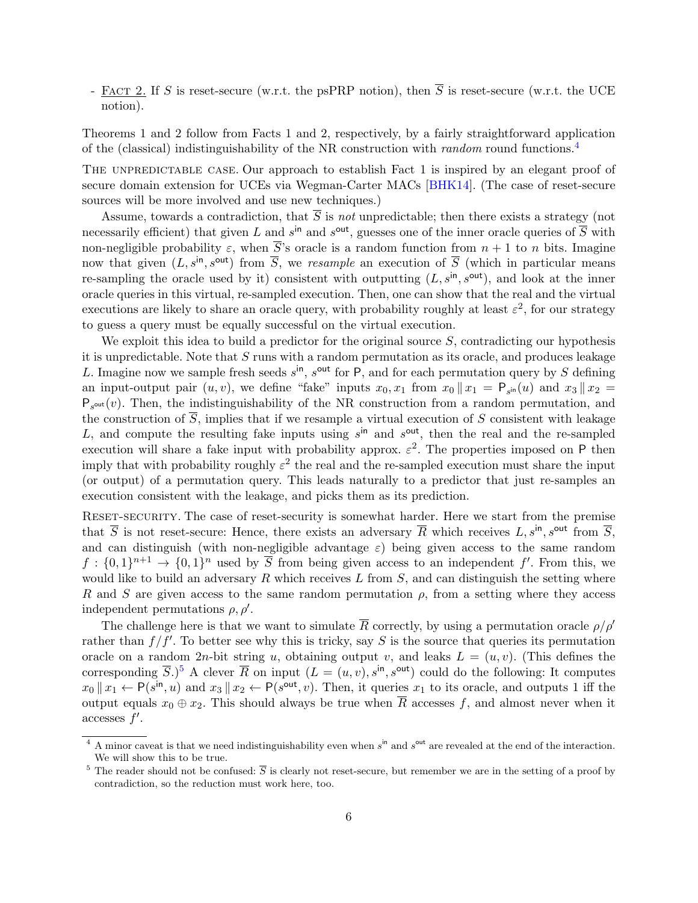- Fact 2. If $S$ is reset-secure (w.r.t. the psPRP notion), then $\overline{S}$ is reset-secure (w.r.t. the UCE notion).

Theorems 1 and 2 follow from Facts 1 and 2, respectively, by a fairly straightforward application of the (classical) indistinguishability of the NR construction with *random* round functions.[4]

The unpredictable case. Our approach to establish Fact 1 is inspired by an elegant proof of secure domain extension for UCEs via Wegman-Carter MACs [BHK14]. (The case of reset-secure sources will be more involved and use new techniques.)

Assume, towards a contradiction, that $\overline{S}$ is *not* unpredictable; then there exists a strategy (not necessarily efficient) that given $L$ and $s^{\mathsf{in}}$ and $s^{\mathsf{out}}$, guesses one of the inner oracle queries of $\overline{S}$ with non-negligible probability $\varepsilon$, when $\overline{S}$'s oracle is a random function from $n+1$ to $n$ bits. Imagine now that given $(L, s^{\mathsf{in}}, s^{\mathsf{out}})$ from $\overline{S}$, we *resample* an execution of $\overline{S}$ (which in particular means re-sampling the oracle used by it) consistent with outputting $(L, s^{\mathsf{in}}, s^{\mathsf{out}})$, and look at the inner oracle queries in this virtual, re-sampled execution. Then, one can show that the real and the virtual executions are likely to share an oracle query, with probability roughly at least $\varepsilon^2$, for our strategy to guess a query must be equally successful on the virtual execution.

We exploit this idea to build a predictor for the original source $S$, contradicting our hypothesis it is unpredictable. Note that $S$ runs with a random permutation as its oracle, and produces leakage $L$. Imagine now we sample fresh seeds $s^{\mathsf{in}}$, $s^{\mathsf{out}}$ for $\mathsf{P}$, and for each permutation query by $S$ defining an input-output pair $(u, v)$, we define "fake" inputs $x_0, x_1$ from $x_0 \,\|\, x_1 = \mathsf{P}_{s^{\mathsf{in}}}(u)$ and $x_3 \,\|\, x_2 = \mathsf{P}_{s^{\mathsf{out}}}(v)$. Then, the indistinguishability of the NR construction from a random permutation, and the construction of $\overline{S}$, implies that if we resample a virtual execution of $S$ consistent with leakage $L$, and compute the resulting fake inputs using $s^{\mathsf{in}}$ and $s^{\mathsf{out}}$, then the real and the re-sampled execution will share a fake input with probability approx. $\varepsilon^2$. The properties imposed on $\mathsf{P}$ then imply that with probability roughly $\varepsilon^2$ the real and the re-sampled execution must share the input (or output) of a permutation query. This leads naturally to a predictor that just re-samples an execution consistent with the leakage, and picks them as its prediction.

Reset-security. The case of reset-security is somewhat harder. Here we start from the premise that $\overline{S}$ is not reset-secure: Hence, there exists an adversary $\overline{R}$ which receives $L, s^{\mathsf{in}}, s^{\mathsf{out}}$ from $\overline{S}$, and can distinguish (with non-negligible advantage $\varepsilon$) being given access to the same random $f : \{0,1\}^{n+1} \to \{0,1\}^n$ used by $\overline{S}$ from being given access to an independent $f'$. From this, we would like to build an adversary $R$ which receives $L$ from $S$, and can distinguish the setting where $R$ and $S$ are given access to the same random permutation $\rho$, from a setting where they access independent permutations $\rho, \rho'$.

The challenge here is that we want to simulate $\overline{R}$ correctly, by using a permutation oracle $\rho/\rho'$ rather than $f/f'$. To better see why this is tricky, say $S$ is the source that queries its permutation oracle on a random $2n$-bit string $u$, obtaining output $v$, and leaks $L = (u, v)$. (This defines the corresponding $\overline{S}$.)[5] A clever $\overline{R}$ on input $(L = (u, v), s^{\mathsf{in}}, s^{\mathsf{out}})$ could do the following: It computes $x_0 \,\|\, x_1 \leftarrow \mathsf{P}(s^{\mathsf{in}}, u)$ and $x_3 \,\|\, x_2 \leftarrow \mathsf{P}(s^{\mathsf{out}}, v)$. Then, it queries $x_1$ to its oracle, and outputs 1 iff the output equals $x_0 \oplus x_2$. This should always be true when $\overline{R}$ accesses $f$, and almost never when it accesses $f'$.

[4] A minor caveat is that we need indistinguishability even when $s^{\mathsf{in}}$ and $s^{\mathsf{out}}$ are revealed at the end of the interaction. We will show this to be true.

[5] The reader should not be confused: $\overline{S}$ is clearly not reset-secure, but remember we are in the setting of a proof by contradiction, so the reduction must work here, too.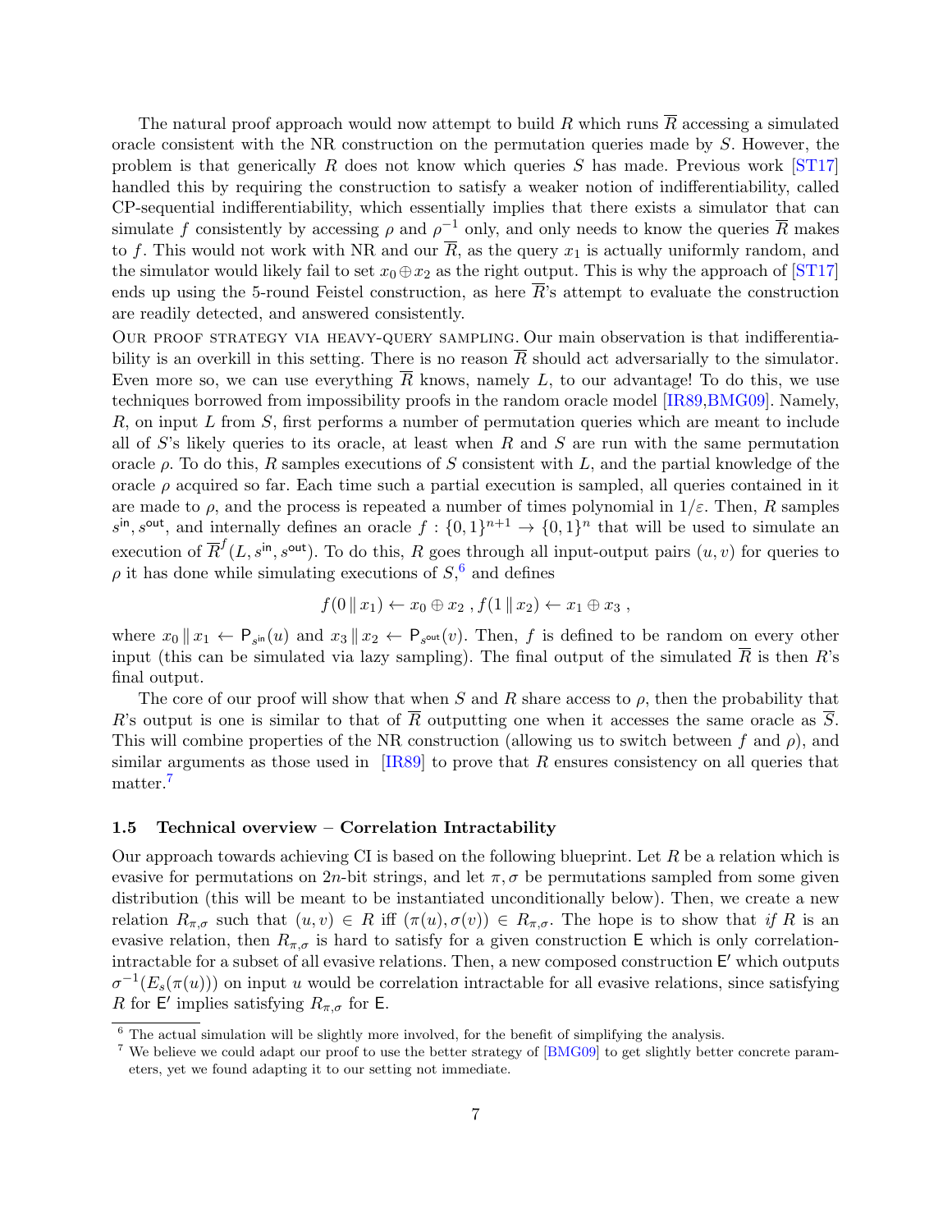The natural proof approach would now attempt to build $R$ which runs $\overline{R}$ accessing a simulated oracle consistent with the NR construction on the permutation queries made by $S$. However, the problem is that generically $R$ does not know which queries $S$ has made. Previous work [ST17] handled this by requiring the construction to satisfy a weaker notion of indifferentiability, called CP-sequential indifferentiability, which essentially implies that there exists a simulator that can simulate $f$ consistently by accessing $\rho$ and $\rho^{-1}$ only, and only needs to know the queries $\overline{R}$ makes to $f$. This would not work with NR and our $\overline{R}$, as the query $x_1$ is actually uniformly random, and the simulator would likely fail to set $x_0 \oplus x_2$ as the right output. This is why the approach of [ST17] ends up using the 5-round Feistel construction, as here $\overline{R}$'s attempt to evaluate the construction are readily detected, and answered consistently.

Our proof strategy via heavy-query sampling. Our main observation is that indifferentiability is an overkill in this setting. There is no reason $\overline{R}$ should act adversarially to the simulator. Even more so, we can use everything $\overline{R}$ knows, namely $L$, to our advantage! To do this, we use techniques borrowed from impossibility proofs in the random oracle model [IR89,BMG09]. Namely, $R$, on input $L$ from $S$, first performs a number of permutation queries which are meant to include all of $S$'s likely queries to its oracle, at least when $R$ and $S$ are run with the same permutation oracle $\rho$. To do this, $R$ samples executions of $S$ consistent with $L$, and the partial knowledge of the oracle $\rho$ acquired so far. Each time such a partial execution is sampled, all queries contained in it are made to $\rho$, and the process is repeated a number of times polynomial in $1/\varepsilon$. Then, $R$ samples $s^{\mathsf{in}}, s^{\mathsf{out}}$, and internally defines an oracle $f : \{0,1\}^{n+1} \to \{0,1\}^n$ that will be used to simulate an execution of $\overline{R}^f(L, s^{\mathsf{in}}, s^{\mathsf{out}})$. To do this, $R$ goes through all input-output pairs $(u, v)$ for queries to $\rho$ it has done while simulating executions of $S$,[6] and defines

$$f(0 \,\|\, x_1) \leftarrow x_0 \oplus x_2 \;,\; f(1 \,\|\, x_2) \leftarrow x_1 \oplus x_3 \;,$$

where $x_0 \,\|\, x_1 \leftarrow \mathsf{P}_{s^{\mathsf{in}}}(u)$ and $x_3 \,\|\, x_2 \leftarrow \mathsf{P}_{s^{\mathsf{out}}}(v)$. Then, $f$ is defined to be random on every other input (this can be simulated via lazy sampling). The final output of the simulated $\overline{R}$ is then $R$'s final output.

The core of our proof will show that when $S$ and $R$ share access to $\rho$, then the probability that $R$'s output is one is similar to that of $\overline{R}$ outputting one when it accesses the same oracle as $\overline{S}$. This will combine properties of the NR construction (allowing us to switch between $f$ and $\rho$), and similar arguments as those used in [IR89] to prove that $R$ ensures consistency on all queries that matter.[7]

### 1.5 Technical overview – Correlation Intractability

Our approach towards achieving CI is based on the following blueprint. Let $R$ be a relation which is evasive for permutations on $2n$-bit strings, and let $\pi, \sigma$ be permutations sampled from some given distribution (this will be meant to be instantiated unconditionally below). Then, we create a new relation $R_{\pi,\sigma}$ such that $(u, v) \in R$ iff $(\pi(u), \sigma(v)) \in R_{\pi,\sigma}$. The hope is to show that *if* $R$ is an evasive relation, then $R_{\pi,\sigma}$ is hard to satisfy for a given construction $\mathsf{E}$ which is only correlation-intractable for a subset of all evasive relations. Then, a new composed construction $\mathsf{E}'$ which outputs $\sigma^{-1}(E_s(\pi(u)))$ on input $u$ would be correlation intractable for all evasive relations, since satisfying $R$ for $\mathsf{E}'$ implies satisfying $R_{\pi,\sigma}$ for $\mathsf{E}$.

[6] The actual simulation will be slightly more involved, for the benefit of simplifying the analysis.

[7] We believe we could adapt our proof to use the better strategy of [BMG09] to get slightly better concrete parameters, yet we found adapting it to our setting not immediate.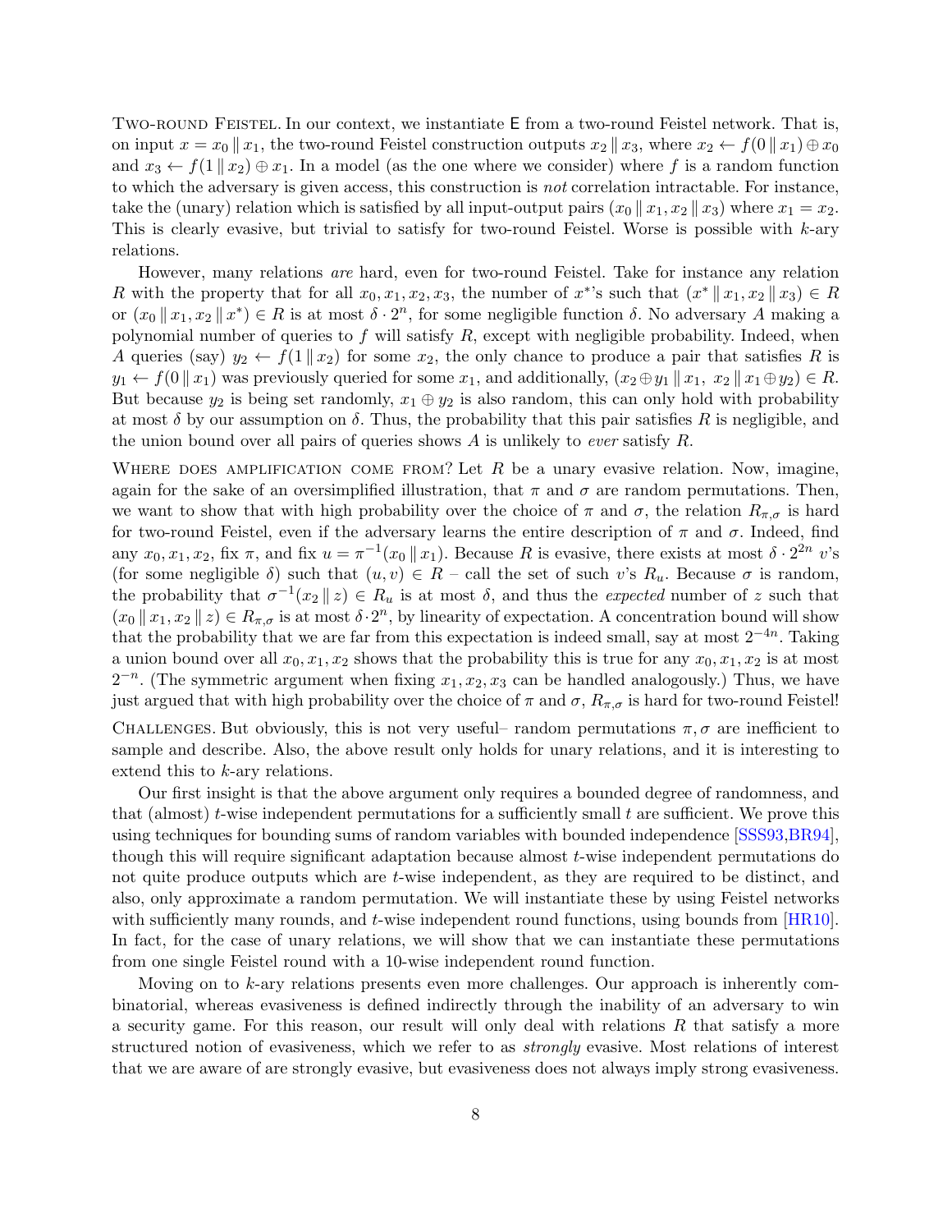Two-round Feistel. In our context, we instantiate $\mathsf{E}$ from a two-round Feistel network. That is, on input $x = x_0 \,\|\, x_1$, the two-round Feistel construction outputs $x_2 \,\|\, x_3$, where $x_2 \leftarrow f(0 \,\|\, x_1) \oplus x_0$ and $x_3 \leftarrow f(1 \,\|\, x_2) \oplus x_1$. In a model (as the one where we consider) where $f$ is a random function to which the adversary is given access, this construction is *not* correlation intractable. For instance, take the (unary) relation which is satisfied by all input-output pairs $(x_0 \,\|\, x_1, x_2 \,\|\, x_3)$ where $x_1 = x_2$. This is clearly evasive, but trivial to satisfy for two-round Feistel. Worse is possible with $k$-ary relations.

However, many relations *are* hard, even for two-round Feistel. Take for instance any relation $R$ with the property that for all $x_0, x_1, x_2, x_3$, the number of $x^*$'s such that $(x^* \,\|\, x_1, x_2 \,\|\, x_3) \in R$ or $(x_0 \,\|\, x_1, x_2 \,\|\, x^*) \in R$ is at most $\delta \cdot 2^n$, for some negligible function $\delta$. No adversary $A$ making a polynomial number of queries to $f$ will satisfy $R$, except with negligible probability. Indeed, when $A$ queries (say) $y_2 \leftarrow f(1 \,\|\, x_2)$ for some $x_2$, the only chance to produce a pair that satisfies $R$ is $y_1 \leftarrow f(0 \,\|\, x_1)$ was previously queried for some $x_1$, and additionally, $(x_2 \oplus y_1 \,\|\, x_1,\ x_2 \,\|\, x_1 \oplus y_2) \in R$. But because $y_2$ is being set randomly, $x_1 \oplus y_2$ is also random, this can only hold with probability at most $\delta$ by our assumption on $\delta$. Thus, the probability that this pair satisfies $R$ is negligible, and the union bound over all pairs of queries shows $A$ is unlikely to *ever* satisfy $R$.

Where does amplification come from? Let $R$ be a unary evasive relation. Now, imagine, again for the sake of an oversimplified illustration, that $\pi$ and $\sigma$ are random permutations. Then, we want to show that with high probability over the choice of $\pi$ and $\sigma$, the relation $R_{\pi,\sigma}$ is hard for two-round Feistel, even if the adversary learns the entire description of $\pi$ and $\sigma$. Indeed, find any $x_0, x_1, x_2$, fix $\pi$, and fix $u = \pi^{-1}(x_0 \,\|\, x_1)$. Because $R$ is evasive, there exists at most $\delta \cdot 2^{2n}$ $v$'s (for some negligible $\delta$) such that $(u, v) \in R$ – call the set of such $v$'s $R_u$. Because $\sigma$ is random, the probability that $\sigma^{-1}(x_2 \,\|\, z) \in R_u$ is at most $\delta$, and thus the *expected* number of $z$ such that $(x_0 \,\|\, x_1, x_2 \,\|\, z) \in R_{\pi,\sigma}$ is at most $\delta \cdot 2^n$, by linearity of expectation. A concentration bound will show that the probability that we are far from this expectation is indeed small, say at most $2^{-4n}$. Taking a union bound over all $x_0, x_1, x_2$ shows that the probability this is true for any $x_0, x_1, x_2$ is at most $2^{-n}$. (The symmetric argument when fixing $x_1, x_2, x_3$ can be handled analogously.) Thus, we have just argued that with high probability over the choice of $\pi$ and $\sigma$, $R_{\pi,\sigma}$ is hard for two-round Feistel!

Challenges. But obviously, this is not very useful– random permutations $\pi, \sigma$ are inefficient to sample and describe. Also, the above result only holds for unary relations, and it is interesting to extend this to $k$-ary relations.

Our first insight is that the above argument only requires a bounded degree of randomness, and that (almost) $t$-wise independent permutations for a sufficiently small $t$ are sufficient. We prove this using techniques for bounding sums of random variables with bounded independence [SSS93,BR94], though this will require significant adaptation because almost $t$-wise independent permutations do not quite produce outputs which are $t$-wise independent, as they are required to be distinct, and also, only approximate a random permutation. We will instantiate these by using Feistel networks with sufficiently many rounds, and $t$-wise independent round functions, using bounds from [HR10]. In fact, for the case of unary relations, we will show that we can instantiate these permutations from one single Feistel round with a 10-wise independent round function.

Moving on to $k$-ary relations presents even more challenges. Our approach is inherently combinatorial, whereas evasiveness is defined indirectly through the inability of an adversary to win a security game. For this reason, our result will only deal with relations $R$ that satisfy a more structured notion of evasiveness, which we refer to as *strongly* evasive. Most relations of interest that we are aware of are strongly evasive, but evasiveness does not always imply strong evasiveness.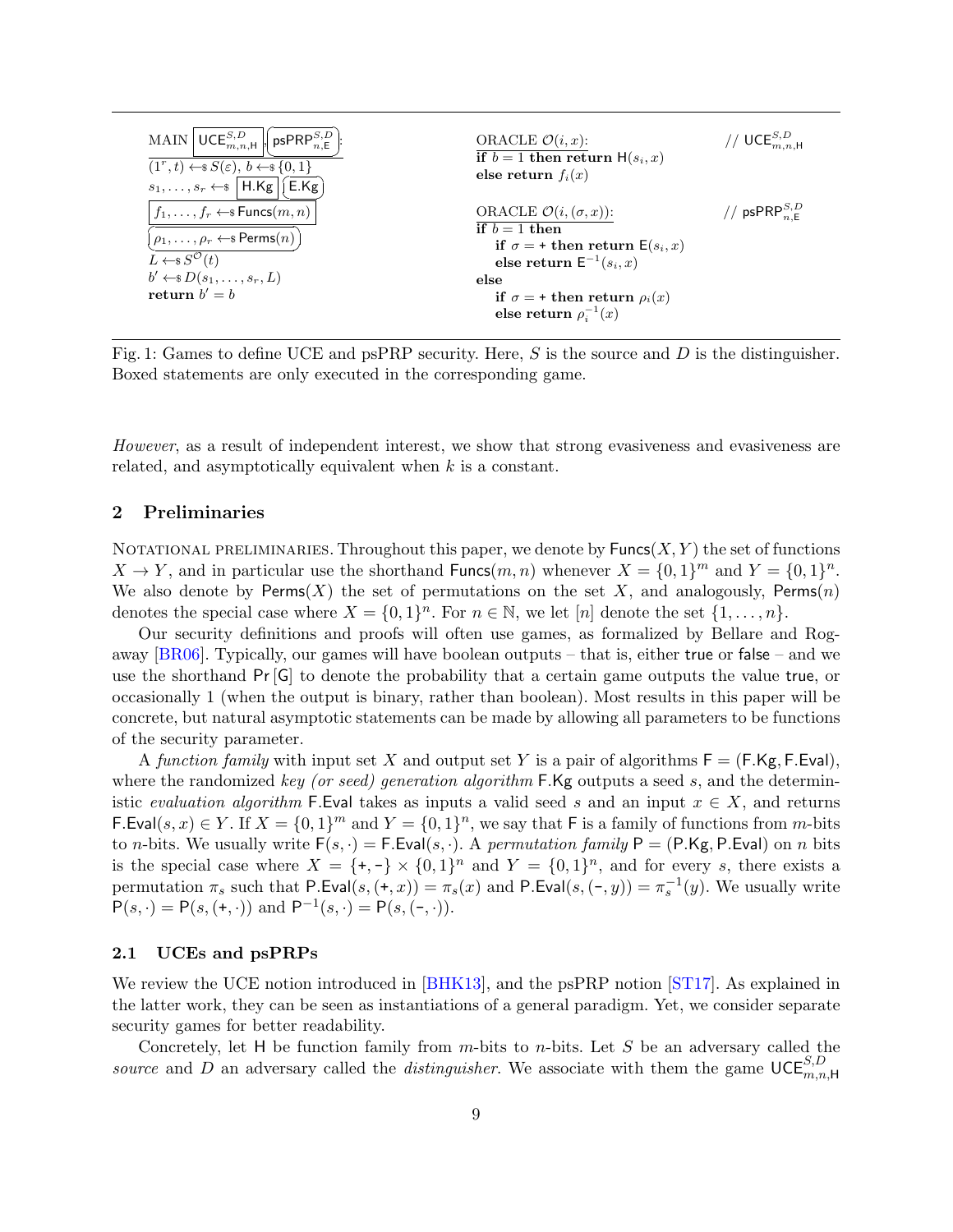```
MAIN [UCE^{S,D}_{m,n,H}] , (psPRP^{S,D}_{n,E}):
(1^r, t) <-$ S(ε), b <-$ {0,1}
s_1, ..., s_r <-$ [H.Kg] (E.Kg)
[f_1, ..., f_r <-$ Funcs(m, n)]
(ρ_1, ..., ρ_r <-$ Perms(n))
L <-$ S^O(t)
b' <-$ D(s_1, ..., s_r, L)
return b' = b

ORACLE O(i, x):                          // UCE^{S,D}_{m,n,H}
if b = 1 then return H(s_i, x)
else return f_i(x)

ORACLE O(i, (σ, x)):                     // psPRP^{S,D}_{n,E}
if b = 1 then
    if σ = + then return E(s_i, x)
    else return E^{-1}(s_i, x)
else
    if σ = + then return ρ_i(x)
    else return ρ_i^{-1}(x)
```

Fig. 1: Games to define UCE and psPRP security. Here, $S$ is the source and $D$ is the distinguisher. Boxed statements are only executed in the corresponding game.

*However*, as a result of independent interest, we show that strong evasiveness and evasiveness are related, and asymptotically equivalent when $k$ is a constant.

## 2 Preliminaries

Notational preliminaries. Throughout this paper, we denote by $\mathsf{Funcs}(X, Y)$ the set of functions $X \to Y$, and in particular use the shorthand $\mathsf{Funcs}(m, n)$ whenever $X = \{0,1\}^m$ and $Y = \{0,1\}^n$. We also denote by $\mathsf{Perms}(X)$ the set of permutations on the set $X$, and analogously, $\mathsf{Perms}(n)$ denotes the special case where $X = \{0,1\}^n$. For $n \in \mathbb{N}$, we let $[n]$ denote the set $\{1, \ldots, n\}$.

Our security definitions and proofs will often use games, as formalized by Bellare and Rogaway [BR06]. Typically, our games will have boolean outputs – that is, either true or false – and we use the shorthand $\Pr[\mathsf{G}]$ to denote the probability that a certain game outputs the value true, or occasionally 1 (when the output is binary, rather than boolean). Most results in this paper will be concrete, but natural asymptotic statements can be made by allowing all parameters to be functions of the security parameter.

A *function family* with input set $X$ and output set $Y$ is a pair of algorithms $\mathsf{F} = (\mathsf{F.Kg}, \mathsf{F.Eval})$, where the randomized *key (or seed) generation algorithm* $\mathsf{F.Kg}$ outputs a seed $s$, and the deterministic *evaluation algorithm* $\mathsf{F.Eval}$ takes as inputs a valid seed $s$ and an input $x \in X$, and returns $\mathsf{F.Eval}(s, x) \in Y$. If $X = \{0,1\}^m$ and $Y = \{0,1\}^n$, we say that $\mathsf{F}$ is a family of functions from $m$-bits to $n$-bits. We usually write $\mathsf{F}(s, \cdot) = \mathsf{F.Eval}(s, \cdot)$. A *permutation family* $\mathsf{P} = (\mathsf{P.Kg}, \mathsf{P.Eval})$ on $n$ bits is the special case where $X = \{+, -\} \times \{0,1\}^n$ and $Y = \{0,1\}^n$, and for every $s$, there exists a permutation $\pi_s$ such that $\mathsf{P.Eval}(s, (+, x)) = \pi_s(x)$ and $\mathsf{P.Eval}(s, (-, y)) = \pi_s^{-1}(y)$. We usually write $\mathsf{P}(s, \cdot) = \mathsf{P}(s, (+, \cdot))$ and $\mathsf{P}^{-1}(s, \cdot) = \mathsf{P}(s, (-, \cdot))$.

### 2.1 UCEs and psPRPs

We review the UCE notion introduced in [BHK13], and the psPRP notion [ST17]. As explained in the latter work, they can be seen as instantiations of a general paradigm. Yet, we consider separate security games for better readability.

Concretely, let $\mathsf{H}$ be function family from $m$-bits to $n$-bits. Let $S$ be an adversary called the *source* and $D$ an adversary called the *distinguisher*. We associate with them the game $\mathsf{UCE}^{S,D}_{m,n,\mathsf{H}}$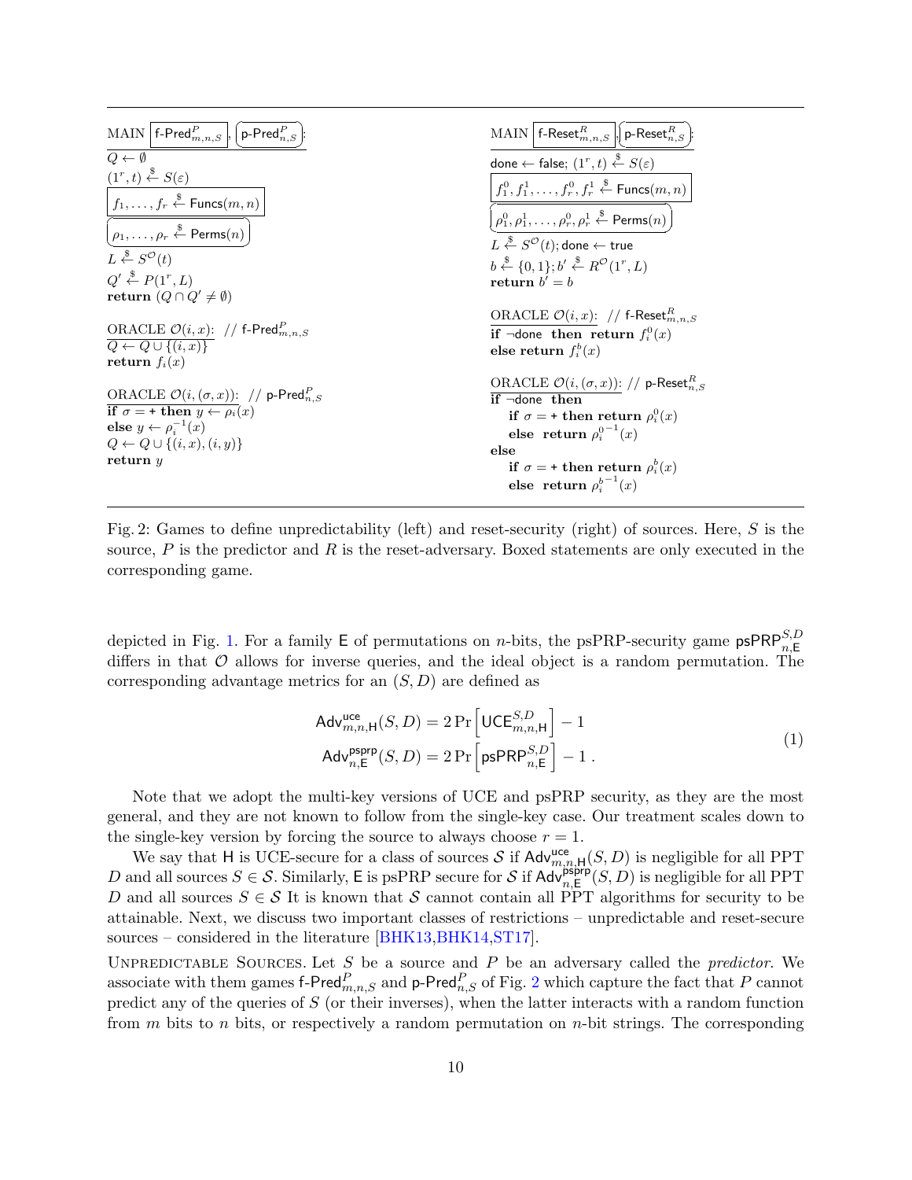```
MAIN  [f-Pred^P_{m,n,S}], (p-Pred^P_{n,S}):
Q ← ∅
(1^r, t) ←$ S(ε)
[f_1, ..., f_r ←$ Funcs(m, n)]
(ρ_1, ..., ρ_r ←$ Perms(n))
L ←$ S^O(t)
Q' ←$ P(1^r, L)
return (Q ∩ Q' ≠ ∅)

ORACLE O(i, x):  // f-Pred^P_{m,n,S}
Q ← Q ∪ {(i, x)}
return f_i(x)

ORACLE O(i, (σ, x)):  // p-Pred^P_{n,S}
if σ = + then y ← ρ_i(x)
else y ← ρ_i^{-1}(x)
Q ← Q ∪ {(i, x), (i, y)}
return y
```

```
MAIN  [f-Reset^R_{m,n,S}], (p-Reset^R_{n,S}):
done ← false; (1^r, t) ←$ S(ε)
[f_1^0, f_1^1, ..., f_r^0, f_r^1 ←$ Funcs(m, n)]
(ρ_1^0, ρ_1^1, ..., ρ_r^0, ρ_r^1 ←$ Perms(n))
L ←$ S^O(t); done ← true
b ←$ {0,1}; b' ←$ R^O(1^r, L)
return b' = b

ORACLE O(i, x):  // f-Reset^R_{m,n,S}
if ¬done then return f_i^0(x)
else return f_i^b(x)

ORACLE O(i, (σ, x)):  // p-Reset^R_{n,S}
if ¬done then
    if σ = + then return ρ_i^0(x)
    else return ρ_i^{0^{-1}}(x)
else
    if σ = + then return ρ_i^b(x)
    else return ρ_i^{b^{-1}}(x)
```

Fig. 2: Games to define unpredictability (left) and reset-security (right) of sources. Here, $S$ is the source, $P$ is the predictor and $R$ is the reset-adversary. Boxed statements are only executed in the corresponding game.

depicted in Fig. 1. For a family $\mathsf{E}$ of permutations on $n$-bits, the psPRP-security game $\mathsf{psPRP}^{S,D}_{n,\mathsf{E}}$ differs in that $\mathcal{O}$ allows for inverse queries, and the ideal object is a random permutation. The corresponding advantage metrics for an $(S, D)$ are defined as

$$\begin{aligned} \mathsf{Adv}^{\mathsf{uce}}_{m,n,\mathsf{H}}(S,D) &= 2\Pr\left[\mathsf{UCE}^{S,D}_{m,n,\mathsf{H}}\right] - 1 \\ \mathsf{Adv}^{\mathsf{psprp}}_{n,\mathsf{E}}(S,D) &= 2\Pr\left[\mathsf{psPRP}^{S,D}_{n,\mathsf{E}}\right] - 1 \,. \end{aligned} \tag{1}$$

Note that we adopt the multi-key versions of UCE and psPRP security, as they are the most general, and they are not known to follow from the single-key case. Our treatment scales down to the single-key version by forcing the source to always choose $r = 1$.

We say that $\mathsf{H}$ is UCE-secure for a class of sources $\mathcal{S}$ if $\mathsf{Adv}^{\mathsf{uce}}_{m,n,\mathsf{H}}(S,D)$ is negligible for all PPT $D$ and all sources $S \in \mathcal{S}$. Similarly, $\mathsf{E}$ is psPRP secure for $\mathcal{S}$ if $\mathsf{Adv}^{\mathsf{psprp}}_{n,\mathsf{E}}(S,D)$ is negligible for all PPT $D$ and all sources $S \in \mathcal{S}$ It is known that $\mathcal{S}$ cannot contain all PPT algorithms for security to be attainable. Next, we discuss two important classes of restrictions – unpredictable and reset-secure sources – considered in the literature [BHK13,BHK14,ST17].

UNPREDICTABLE SOURCES. Let $S$ be a source and $P$ be an adversary called the *predictor*. We associate with them games $\mathsf{f\text{-}Pred}^P_{m,n,S}$ and $\mathsf{p\text{-}Pred}^P_{n,S}$ of Fig. 2 which capture the fact that $P$ cannot predict any of the queries of $S$ (or their inverses), when the latter interacts with a random function from $m$ bits to $n$ bits, or respectively a random permutation on $n$-bit strings. The corresponding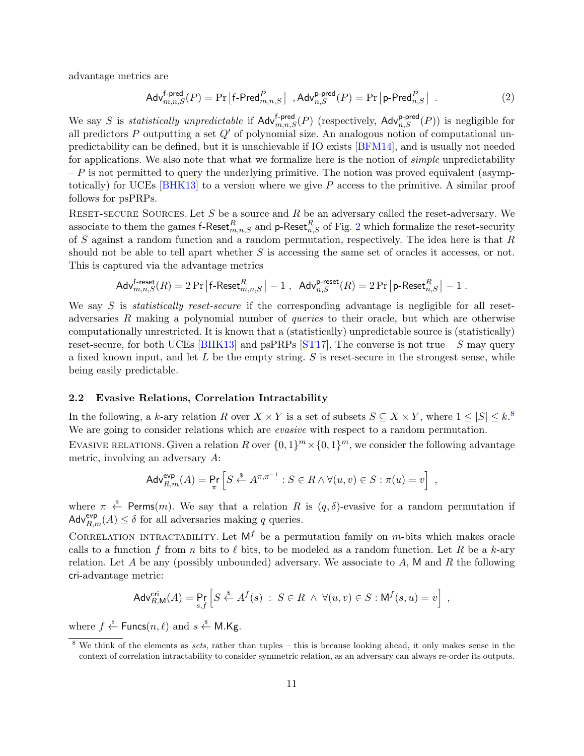advantage metrics are

$$\mathsf{Adv}^{\mathsf{f\text{-}pred}}_{m,n,S}(P) = \Pr\left[\mathsf{f\text{-}Pred}^{P}_{m,n,S}\right] \ , \mathsf{Adv}^{\mathsf{p\text{-}pred}}_{n,S}(P) = \Pr\left[\mathsf{p\text{-}Pred}^{P}_{n,S}\right] \ . \tag{2}$$

We say $S$ is *statistically unpredictable* if $\mathsf{Adv}^{\mathsf{f\text{-}pred}}_{m,n,S}(P)$ (respectively, $\mathsf{Adv}^{\mathsf{p\text{-}pred}}_{n,S}(P)$) is negligible for all predictors $P$ outputting a set $Q'$ of polynomial size. An analogous notion of computational unpredictability can be defined, but it is unachievable if IO exists [BFM14], and is usually not needed for applications. We also note that what we formalize here is the notion of *simple* unpredictability – $P$ is not permitted to query the underlying primitive. The notion was proved equivalent (asymptotically) for UCEs [BHK13] to a version where we give $P$ access to the primitive. A similar proof follows for psPRPs.

Reset-secure Sources. Let $S$ be a source and $R$ be an adversary called the reset-adversary. We associate to them the games $\mathsf{f\text{-}Reset}^{R}_{m,n,S}$ and $\mathsf{p\text{-}Reset}^{R}_{n,S}$ of Fig. 2 which formalize the reset-security of $S$ against a random function and a random permutation, respectively. The idea here is that $R$ should not be able to tell apart whether $S$ is accessing the same set of oracles it accesses, or not. This is captured via the advantage metrics

$$\mathsf{Adv}^{\mathsf{f\text{-}reset}}_{m,n,S}(R) = 2\Pr\left[\mathsf{f\text{-}Reset}^{R}_{m,n,S}\right] - 1 \ , \ \ \mathsf{Adv}^{\mathsf{p\text{-}reset}}_{n,S}(R) = 2\Pr\left[\mathsf{p\text{-}Reset}^{R}_{n,S}\right] - 1 \ .$$

We say $S$ is *statistically reset-secure* if the corresponding advantage is negligible for all reset-adversaries $R$ making a polynomial number of *queries* to their oracle, but which are otherwise computationally unrestricted. It is known that a (statistically) unpredictable source is (statistically) reset-secure, for both UCEs [BHK13] and psPRPs [ST17]. The converse is not true – $S$ may query a fixed known input, and let $L$ be the empty string. $S$ is reset-secure in the strongest sense, while being easily predictable.

### 2.2 Evasive Relations, Correlation Intractability

In the following, a $k$-ary relation $R$ over $X \times Y$ is a set of subsets $S \subseteq X \times Y$, where $1 \leq |S| \leq k$.[8] We are going to consider relations which are *evasive* with respect to a random permutation.

Evasive relations. Given a relation $R$ over $\{0,1\}^m \times \{0,1\}^m$, we consider the following advantage metric, involving an adversary $A$:

$$\mathsf{Adv}^{\mathsf{evp}}_{R,m}(A) = \Pr_{\pi}\left[S \xleftarrow{\$} A^{\pi,\pi^{-1}} : S \in R \wedge \forall (u,v) \in S : \pi(u) = v\right] \ ,$$

where $\pi \xleftarrow{\$} \mathsf{Perms}(m)$. We say that a relation $R$ is $(q,\delta)$-evasive for a random permutation if $\mathsf{Adv}^{\mathsf{evp}}_{R,m}(A) \leq \delta$ for all adversaries making $q$ queries.

Correlation intractability. Let $\mathsf{M}^f$ be a permutation family on $m$-bits which makes oracle calls to a function $f$ from $n$ bits to $\ell$ bits, to be modeled as a random function. Let $R$ be a $k$-ary relation. Let $A$ be any (possibly unbounded) adversary. We associate to $A$, $\mathsf{M}$ and $R$ the following $\mathsf{cri}$-advantage metric:

$$\mathsf{Adv}^{\mathsf{cri}}_{R,\mathsf{M}}(A) = \Pr_{s,f}\left[S \xleftarrow{\$} A^{f}(s) \ : \ S \in R \ \wedge \ \forall (u,v) \in S : \mathsf{M}^{f}(s,u) = v\right] \ ,$$

where $f \xleftarrow{\$} \mathsf{Funcs}(n,\ell)$ and $s \xleftarrow{\$} \mathsf{M.Kg}$.

[8] We think of the elements as *sets*, rather than tuples – this is because looking ahead, it only makes sense in the context of correlation intractability to consider symmetric relation, as an adversary can always re-order its outputs.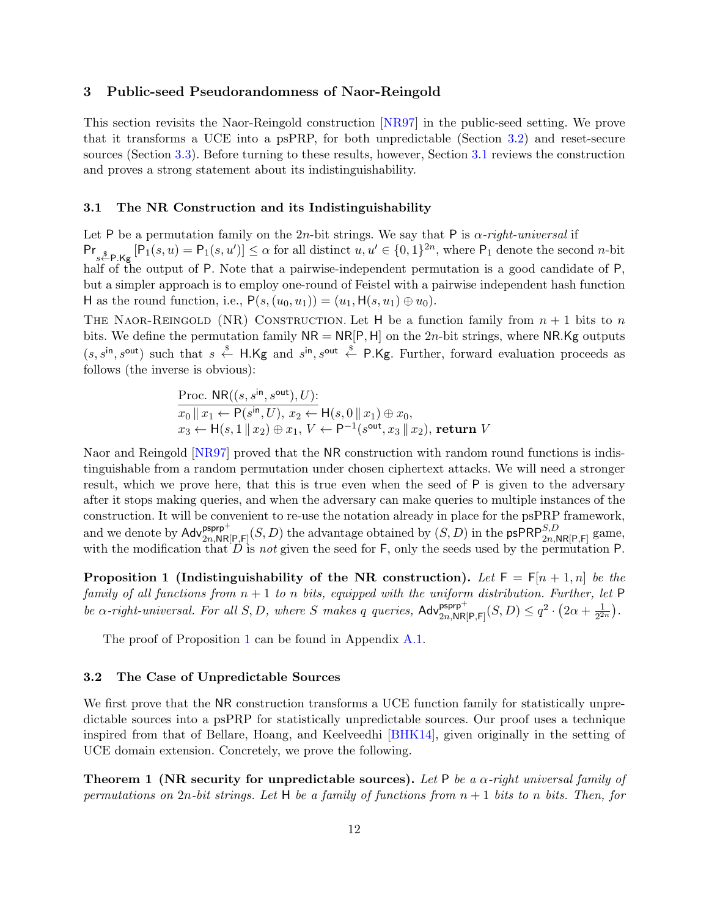## 3 Public-seed Pseudorandomness of Naor-Reingold

This section revisits the Naor-Reingold construction [NR97] in the public-seed setting. We prove that it transforms a UCE into a psPRP, for both unpredictable (Section 3.2) and reset-secure sources (Section 3.3). Before turning to these results, however, Section 3.1 reviews the construction and proves a strong statement about its indistinguishability.

### 3.1 The NR Construction and its Indistinguishability

Let $\mathsf{P}$ be a permutation family on the $2n$-bit strings. We say that $\mathsf{P}$ is *$\alpha$-right-universal* if $\Pr_{s \xleftarrow{\$} \mathsf{P.Kg}}[\mathsf{P}_1(s,u) = \mathsf{P}_1(s,u')] \leq \alpha$ for all distinct $u, u' \in \{0,1\}^{2n}$, where $\mathsf{P}_1$ denote the second $n$-bit half of the output of $\mathsf{P}$. Note that a pairwise-independent permutation is a good candidate of $\mathsf{P}$, but a simpler approach is to employ one-round of Feistel with a pairwise independent hash function $\mathsf{H}$ as the round function, i.e., $\mathsf{P}(s,(u_0,u_1)) = (u_1, \mathsf{H}(s,u_1) \oplus u_0)$.

The Naor-Reingold (NR) Construction. Let $\mathsf{H}$ be a function family from $n+1$ bits to $n$ bits. We define the permutation family $\mathsf{NR} = \mathsf{NR}[\mathsf{P},\mathsf{H}]$ on the $2n$-bit strings, where $\mathsf{NR.Kg}$ outputs $(s, s^{\mathsf{in}}, s^{\mathsf{out}})$ such that $s \xleftarrow{\$} \mathsf{H.Kg}$ and $s^{\mathsf{in}}, s^{\mathsf{out}} \xleftarrow{\$} \mathsf{P.Kg}$. Further, forward evaluation proceeds as follows (the inverse is obvious):

$$
\begin{array}{l}
\underline{\text{Proc. } \mathsf{NR}((s, s^{\mathsf{in}}, s^{\mathsf{out}}), U):} \\
x_0 \,\|\, x_1 \leftarrow \mathsf{P}(s^{\mathsf{in}}, U),\ x_2 \leftarrow \mathsf{H}(s, 0 \,\|\, x_1) \oplus x_0, \\
x_3 \leftarrow \mathsf{H}(s, 1 \,\|\, x_2) \oplus x_1,\ V \leftarrow \mathsf{P}^{-1}(s^{\mathsf{out}}, x_3 \,\|\, x_2),\ \textbf{return } V
\end{array}
$$

Naor and Reingold [NR97] proved that the $\mathsf{NR}$ construction with random round functions is indistinguishable from a random permutation under chosen ciphertext attacks. We will need a stronger result, which we prove here, that this is true even when the seed of $\mathsf{P}$ is given to the adversary after it stops making queries, and when the adversary can make queries to multiple instances of the construction. It will be convenient to re-use the notation already in place for the psPRP framework, and we denote by $\mathsf{Adv}^{\mathsf{psprp}^+}_{2n,\mathsf{NR}[\mathsf{P},\mathsf{F}]}(S,D)$ the advantage obtained by $(S,D)$ in the $\mathsf{psPRP}^{S,D}_{2n,\mathsf{NR}[\mathsf{P},\mathsf{F}]}$ game, with the modification that $D$ is *not* given the seed for $\mathsf{F}$, only the seeds used by the permutation $\mathsf{P}$.

**Proposition 1 (Indistinguishability of the NR construction).** *Let $\mathsf{F} = \mathsf{F}[n+1,n]$ be the family of all functions from $n+1$ to $n$ bits, equipped with the uniform distribution. Further, let $\mathsf{P}$ be $\alpha$-right-universal. For all $S, D$, where $S$ makes $q$ queries, $\mathsf{Adv}^{\mathsf{psprp}^+}_{2n,\mathsf{NR}[\mathsf{P},\mathsf{F}]}(S,D) \leq q^2 \cdot \left(2\alpha + \frac{1}{2^{2n}}\right)$.*

The proof of Proposition 1 can be found in Appendix A.1.

### 3.2 The Case of Unpredictable Sources

We first prove that the $\mathsf{NR}$ construction transforms a UCE function family for statistically unpredictable sources into a psPRP for statistically unpredictable sources. Our proof uses a technique inspired from that of Bellare, Hoang, and Keelveedhi [BHK14], given originally in the setting of UCE domain extension. Concretely, we prove the following.

**Theorem 1 (NR security for unpredictable sources).** *Let $\mathsf{P}$ be a $\alpha$-right universal family of permutations on $2n$-bit strings. Let $\mathsf{H}$ be a family of functions from $n+1$ bits to $n$ bits. Then, for*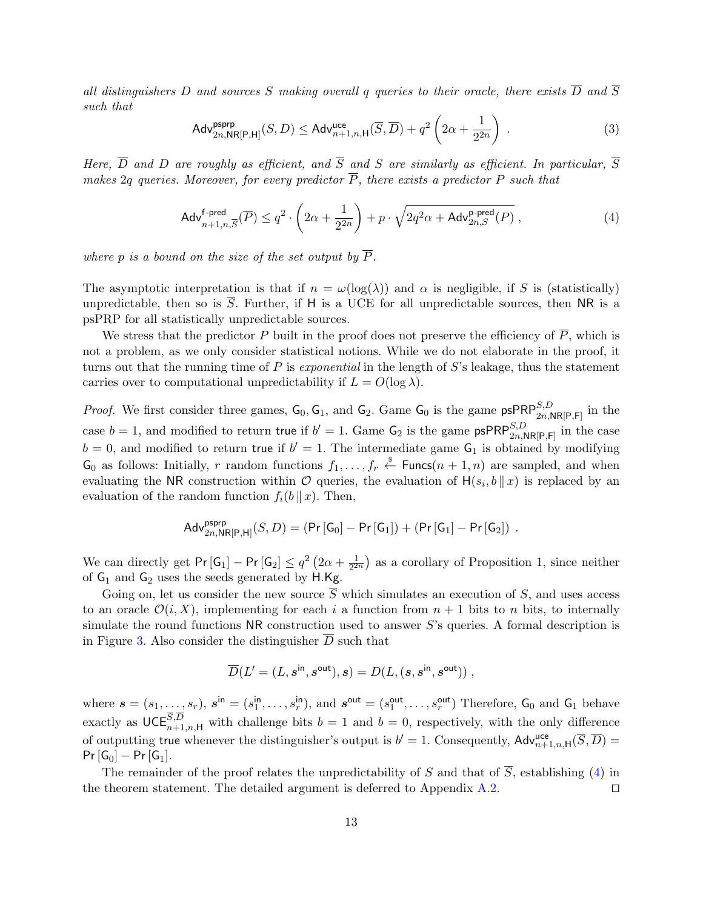*all distinguishers $D$ and sources $S$ making overall $q$ queries to their oracle, there exists $\overline{D}$ and $\overline{S}$ such that*

$$\mathsf{Adv}^{\mathsf{psprp}}_{2n,\mathsf{NR}[\mathsf{P},\mathsf{H}]}(S, D) \leq \mathsf{Adv}^{\mathsf{uce}}_{n+1,n,\mathsf{H}}(\overline{S}, \overline{D}) + q^2 \left(2\alpha + \frac{1}{2^{2n}}\right) . \tag{3}$$

*Here, $\overline{D}$ and $D$ are roughly as efficient, and $\overline{S}$ and $S$ are similarly as efficient. In particular, $\overline{S}$ makes $2q$ queries. Moreover, for every predictor $\overline{P}$, there exists a predictor $P$ such that*

$$\mathsf{Adv}^{\mathsf{f\text{-}pred}}_{n+1,n,\overline{S}}(\overline{P}) \leq q^2 \cdot \left(2\alpha + \frac{1}{2^{2n}}\right) + p \cdot \sqrt{2q^2\alpha + \mathsf{Adv}^{\mathsf{p\text{-}pred}}_{2n,S}(P)} , \tag{4}$$

*where $p$ is a bound on the size of the set output by $\overline{P}$.*

The asymptotic interpretation is that if $n = \omega(\log(\lambda))$ and $\alpha$ is negligible, if $S$ is (statistically) unpredictable, then so is $\overline{S}$. Further, if $\mathsf{H}$ is a UCE for all unpredictable sources, then $\mathsf{NR}$ is a psPRP for all statistically unpredictable sources.

We stress that the predictor $P$ built in the proof does not preserve the efficiency of $\overline{P}$, which is not a problem, as we only consider statistical notions. While we do not elaborate in the proof, it turns out that the running time of $P$ is *exponential* in the length of $S$'s leakage, thus the statement carries over to computational unpredictability if $L = O(\log \lambda)$.

*Proof.* We first consider three games, $\mathsf{G}_0, \mathsf{G}_1$, and $\mathsf{G}_2$. Game $\mathsf{G}_0$ is the game $\mathsf{psPRP}^{S,D}_{2n,\mathsf{NR}[\mathsf{P},\mathsf{F}]}$ in the case $b = 1$, and modified to return $\mathsf{true}$ if $b' = 1$. Game $\mathsf{G}_2$ is the game $\mathsf{psPRP}^{S,D}_{2n,\mathsf{NR}[\mathsf{P},\mathsf{F}]}$ in the case $b = 0$, and modified to return $\mathsf{true}$ if $b' = 1$. The intermediate game $\mathsf{G}_1$ is obtained by modifying $\mathsf{G}_0$ as follows: Initially, $r$ random functions $f_1, \ldots, f_r \xleftarrow{\$} \mathsf{Funcs}(n+1, n)$ are sampled, and when evaluating the $\mathsf{NR}$ construction within $\mathcal{O}$ queries, the evaluation of $\mathsf{H}(s_i, b \,\|\, x)$ is replaced by an evaluation of the random function $f_i(b \,\|\, x)$. Then,

$$\mathsf{Adv}^{\mathsf{psprp}}_{2n,\mathsf{NR}[\mathsf{P},\mathsf{H}]}(S, D) = (\Pr[\mathsf{G}_0] - \Pr[\mathsf{G}_1]) + (\Pr[\mathsf{G}_1] - \Pr[\mathsf{G}_2]) .$$

We can directly get $\Pr[\mathsf{G}_1] - \Pr[\mathsf{G}_2] \leq q^2 \left(2\alpha + \frac{1}{2^{2n}}\right)$ as a corollary of Proposition 1, since neither of $\mathsf{G}_1$ and $\mathsf{G}_2$ uses the seeds generated by $\mathsf{H.Kg}$.

Going on, let us consider the new source $\overline{S}$ which simulates an execution of $S$, and uses access to an oracle $\mathcal{O}(i, X)$, implementing for each $i$ a function from $n+1$ bits to $n$ bits, to internally simulate the round functions $\mathsf{NR}$ construction used to answer $S$'s queries. A formal description is in Figure 3. Also consider the distinguisher $\overline{D}$ such that

$$\overline{D}(L' = (L, \boldsymbol{s}^{\mathsf{in}}, \boldsymbol{s}^{\mathsf{out}}), \boldsymbol{s}) = D(L, (\boldsymbol{s}, \boldsymbol{s}^{\mathsf{in}}, \boldsymbol{s}^{\mathsf{out}})) ,$$

where $\boldsymbol{s} = (s_1, \ldots, s_r)$, $\boldsymbol{s}^{\mathsf{in}} = (s^{\mathsf{in}}_1, \ldots, s^{\mathsf{in}}_r)$, and $\boldsymbol{s}^{\mathsf{out}} = (s^{\mathsf{out}}_1, \ldots, s^{\mathsf{out}}_r)$ Therefore, $\mathsf{G}_0$ and $\mathsf{G}_1$ behave exactly as $\mathsf{UCE}^{\overline{S},\overline{D}}_{n+1,n,\mathsf{H}}$ with challenge bits $b = 1$ and $b = 0$, respectively, with the only difference of outputting $\mathsf{true}$ whenever the distinguisher's output is $b' = 1$. Consequently, $\mathsf{Adv}^{\mathsf{uce}}_{n+1,n,\mathsf{H}}(\overline{S}, \overline{D}) = \Pr[\mathsf{G}_0] - \Pr[\mathsf{G}_1]$.

The remainder of the proof relates the unpredictability of $S$ and that of $\overline{S}$, establishing (4) in the theorem statement. The detailed argument is deferred to Appendix A.2. $\square$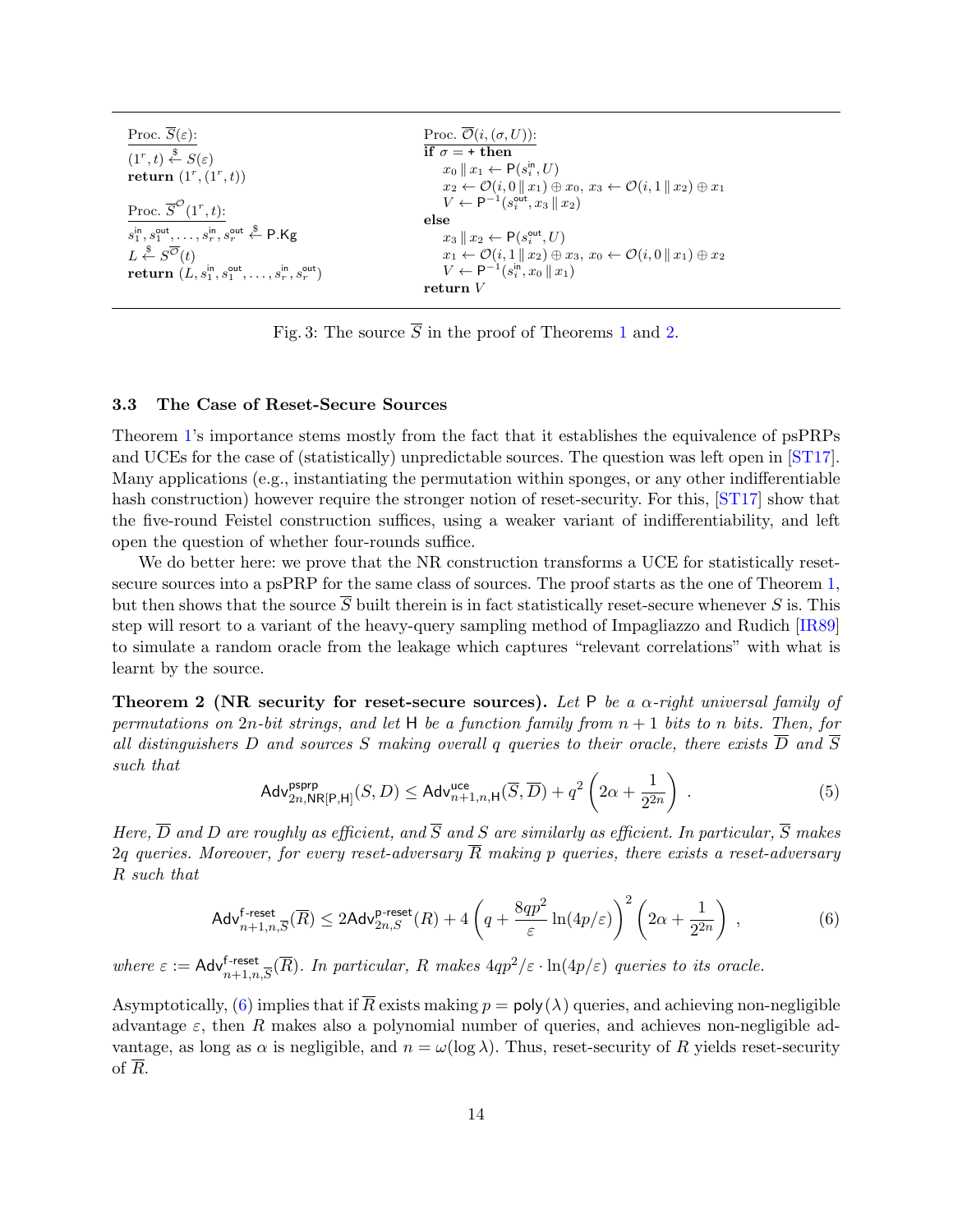```
Proc. S̄(ε):
(1^r, t) ←$ S(ε)
return (1^r, (1^r, t))

Proc. S̄^O(1^r, t):
s_1^in, s_1^out, ..., s_r^in, s_r^out ←$ P.Kg
L ←$ S^Ō(t)
return (L, s_1^in, s_1^out, ..., s_r^in, s_r^out)

Proc. Ō(i, (σ, U)):
if σ = + then
    x_0 ∥ x_1 ← P(s_i^in, U)
    x_2 ← O(i, 0 ∥ x_1) ⊕ x_0, x_3 ← O(i, 1 ∥ x_2) ⊕ x_1
    V ← P^{-1}(s_i^out, x_3 ∥ x_2)
else
    x_3 ∥ x_2 ← P(s_i^out, U)
    x_1 ← O(i, 1 ∥ x_2) ⊕ x_3, x_0 ← O(i, 0 ∥ x_1) ⊕ x_2
    V ← P^{-1}(s_i^in, x_0 ∥ x_1)
return V
```

Fig. 3: The source $\overline{S}$ in the proof of Theorems 1 and 2.

### 3.3 The Case of Reset-Secure Sources

Theorem 1's importance stems mostly from the fact that it establishes the equivalence of psPRPs and UCEs for the case of (statistically) unpredictable sources. The question was left open in [ST17]. Many applications (e.g., instantiating the permutation within sponges, or any other indifferentiable hash construction) however require the stronger notion of reset-security. For this, [ST17] show that the five-round Feistel construction suffices, using a weaker variant of indifferentiability, and left open the question of whether four-rounds suffice.

We do better here: we prove that the NR construction transforms a UCE for statistically reset-secure sources into a psPRP for the same class of sources. The proof starts as the one of Theorem 1, but then shows that the source $\overline{S}$ built therein is in fact statistically reset-secure whenever $S$ is. This step will resort to a variant of the heavy-query sampling method of Impagliazzo and Rudich [IR89] to simulate a random oracle from the leakage which captures "relevant correlations" with what is learnt by the source.

**Theorem 2 (NR security for reset-secure sources).** *Let* $\mathsf{P}$ *be a* $\alpha$*-right universal family of permutations on* $2n$*-bit strings, and let* $\mathsf{H}$ *be a function family from* $n+1$ *bits to* $n$ *bits. Then, for all distinguishers* $D$ *and sources* $S$ *making overall* $q$ *queries to their oracle, there exists* $\overline{D}$ *and* $\overline{S}$ *such that*

$$\mathsf{Adv}^{\mathsf{psprp}}_{2n,\mathsf{NR}[\mathsf{P},\mathsf{H}]}(S, D) \leq \mathsf{Adv}^{\mathsf{uce}}_{n+1,n,\mathsf{H}}(\overline{S}, \overline{D}) + q^2\left(2\alpha + \frac{1}{2^{2n}}\right) . \tag{5}$$

*Here,* $\overline{D}$ *and* $D$ *are roughly as efficient, and* $\overline{S}$ *and* $S$ *are similarly as efficient. In particular,* $\overline{S}$ *makes* $2q$ *queries. Moreover, for every reset-adversary* $\overline{R}$ *making* $p$ *queries, there exists a reset-adversary* $R$ *such that*

$$\mathsf{Adv}^{\mathsf{f\text{-}reset}}_{n+1,n,\overline{S}}(\overline{R}) \leq 2\mathsf{Adv}^{\mathsf{p\text{-}reset}}_{2n,S}(R) + 4\left(q + \frac{8qp^2}{\varepsilon}\ln(4p/\varepsilon)\right)^2\left(2\alpha + \frac{1}{2^{2n}}\right) , \tag{6}$$

*where* $\varepsilon := \mathsf{Adv}^{\mathsf{f\text{-}reset}}_{n+1,n,\overline{S}}(\overline{R})$*. In particular,* $R$ *makes* $4qp^2/\varepsilon \cdot \ln(4p/\varepsilon)$ *queries to its oracle.*

Asymptotically, (6) implies that if $\overline{R}$ exists making $p = \mathsf{poly}(\lambda)$ queries, and achieving non-negligible advantage $\varepsilon$, then $R$ makes also a polynomial number of queries, and achieves non-negligible advantage, as long as $\alpha$ is negligible, and $n = \omega(\log \lambda)$. Thus, reset-security of $R$ yields reset-security of $\overline{R}$.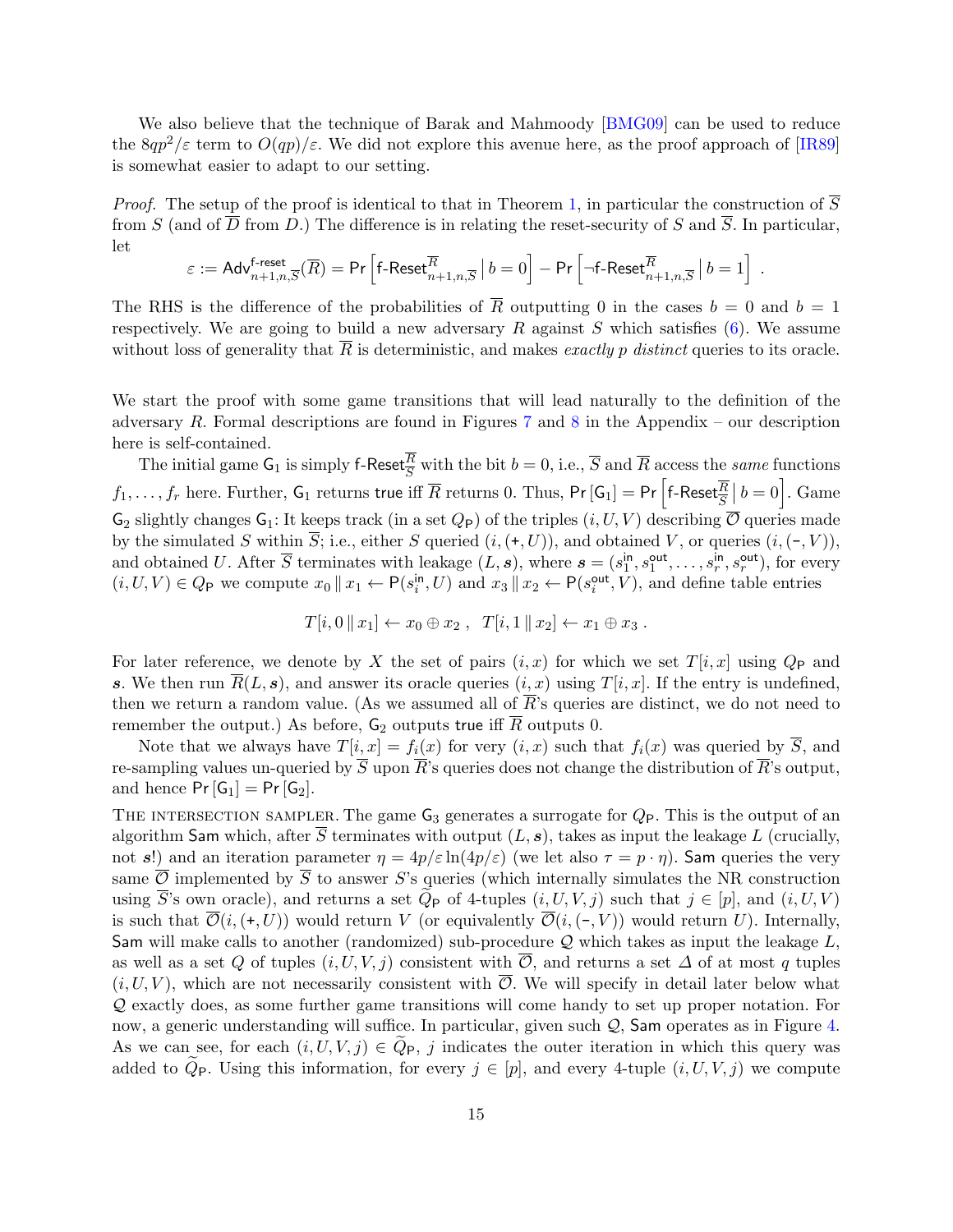We also believe that the technique of Barak and Mahmoody [BMG09] can be used to reduce the $8qp^2/\varepsilon$ term to $O(qp)/\varepsilon$. We did not explore this avenue here, as the proof approach of [IR89] is somewhat easier to adapt to our setting.

*Proof.* The setup of the proof is identical to that in Theorem 1, in particular the construction of $\overline{S}$ from $S$ (and of $\overline{D}$ from $D$.) The difference is in relating the reset-security of $S$ and $\overline{S}$. In particular, let

$$\varepsilon := \mathsf{Adv}^{\text{f-reset}}_{n+1,n,\overline{S}}(\overline{R}) = \Pr\left[\text{f-Reset}^{\overline{R}}_{n+1,n,\overline{S}} \,\middle|\, b=0\right] - \Pr\left[\neg\text{f-Reset}^{\overline{R}}_{n+1,n,\overline{S}} \,\middle|\, b=1\right] .$$

The RHS is the difference of the probabilities of $\overline{R}$ outputting 0 in the cases $b = 0$ and $b = 1$ respectively. We are going to build a new adversary $R$ against $S$ which satisfies (6). We assume without loss of generality that $\overline{R}$ is deterministic, and makes *exactly* $p$ *distinct* queries to its oracle.

We start the proof with some game transitions that will lead naturally to the definition of the adversary $R$. Formal descriptions are found in Figures 7 and 8 in the Appendix – our description here is self-contained.

The initial game $\mathsf{G}_1$ is simply $\text{f-Reset}^{\overline{R}}_{\overline{S}}$ with the bit $b = 0$, i.e., $\overline{S}$ and $\overline{R}$ access the *same* functions $f_1, \ldots, f_r$ here. Further, $\mathsf{G}_1$ returns true iff $\overline{R}$ returns 0. Thus, $\Pr[\mathsf{G}_1] = \Pr\left[\text{f-Reset}^{\overline{R}}_{\overline{S}} \,\middle|\, b=0\right]$. Game $\mathsf{G}_2$ slightly changes $\mathsf{G}_1$: It keeps track (in a set $Q_\mathsf{P}$) of the triples $(i, U, V)$ describing $\overline{\mathcal{O}}$ queries made by the simulated $S$ within $\overline{S}$; i.e., either $S$ queried $(i, (+, U))$, and obtained $V$, or queries $(i, (-, V))$, and obtained $U$. After $\overline{S}$ terminates with leakage $(L, \boldsymbol{s})$, where $\boldsymbol{s} = (s^{\mathsf{in}}_1, s^{\mathsf{out}}_1, \ldots, s^{\mathsf{in}}_r, s^{\mathsf{out}}_r)$, for every $(i, U, V) \in Q_\mathsf{P}$ we compute $x_0 \,\|\, x_1 \leftarrow \mathsf{P}(s^{\mathsf{in}}_i, U)$ and $x_3 \,\|\, x_2 \leftarrow \mathsf{P}(s^{\mathsf{out}}_i, V)$, and define table entries

$$T[i, 0 \,\|\, x_1] \leftarrow x_0 \oplus x_2 \;, \quad T[i, 1 \,\|\, x_2] \leftarrow x_1 \oplus x_3 \;.$$

For later reference, we denote by $X$ the set of pairs $(i, x)$ for which we set $T[i, x]$ using $Q_\mathsf{P}$ and $\boldsymbol{s}$. We then run $\overline{R}(L, \boldsymbol{s})$, and answer its oracle queries $(i, x)$ using $T[i, x]$. If the entry is undefined, then we return a random value. (As we assumed all of $\overline{R}$'s queries are distinct, we do not need to remember the output.) As before, $\mathsf{G}_2$ outputs true iff $\overline{R}$ outputs 0.

Note that we always have $T[i, x] = f_i(x)$ for very $(i, x)$ such that $f_i(x)$ was queried by $\overline{S}$, and re-sampling values un-queried by $\overline{S}$ upon $\overline{R}$'s queries does not change the distribution of $\overline{R}$'s output, and hence $\Pr[\mathsf{G}_1] = \Pr[\mathsf{G}_2]$.

THE INTERSECTION SAMPLER. The game $\mathsf{G}_3$ generates a surrogate for $Q_\mathsf{P}$. This is the output of an algorithm $\mathsf{Sam}$ which, after $\overline{S}$ terminates with output $(L, \boldsymbol{s})$, takes as input the leakage $L$ (crucially, not $\boldsymbol{s}$!) and an iteration parameter $\eta = 4p/\varepsilon \ln(4p/\varepsilon)$ (we let also $\tau = p \cdot \eta$). $\mathsf{Sam}$ queries the very same $\overline{\mathcal{O}}$ implemented by $\overline{S}$ to answer $S$'s queries (which internally simulates the NR construction using $\overline{S}$'s own oracle), and returns a set $\widetilde{Q}_\mathsf{P}$ of 4-tuples $(i, U, V, j)$ such that $j \in [p]$, and $(i, U, V)$ is such that $\overline{\mathcal{O}}(i, (+, U))$ would return $V$ (or equivalently $\overline{\mathcal{O}}(i, (-, V))$ would return $U$). Internally, $\mathsf{Sam}$ will make calls to another (randomized) sub-procedure $\mathcal{Q}$ which takes as input the leakage $L$, as well as a set $Q$ of tuples $(i, U, V, j)$ consistent with $\overline{\mathcal{O}}$, and returns a set $\Delta$ of at most $q$ tuples $(i, U, V)$, which are not necessarily consistent with $\overline{\mathcal{O}}$. We will specify in detail later below what $\mathcal{Q}$ exactly does, as some further game transitions will come handy to set up proper notation. For now, a generic understanding will suffice. In particular, given such $\mathcal{Q}$, $\mathsf{Sam}$ operates as in Figure 4. As we can see, for each $(i, U, V, j) \in \widetilde{Q}_\mathsf{P}$, $j$ indicates the outer iteration in which this query was added to $\widetilde{Q}_\mathsf{P}$. Using this information, for every $j \in [p]$, and every 4-tuple $(i, U, V, j)$ we compute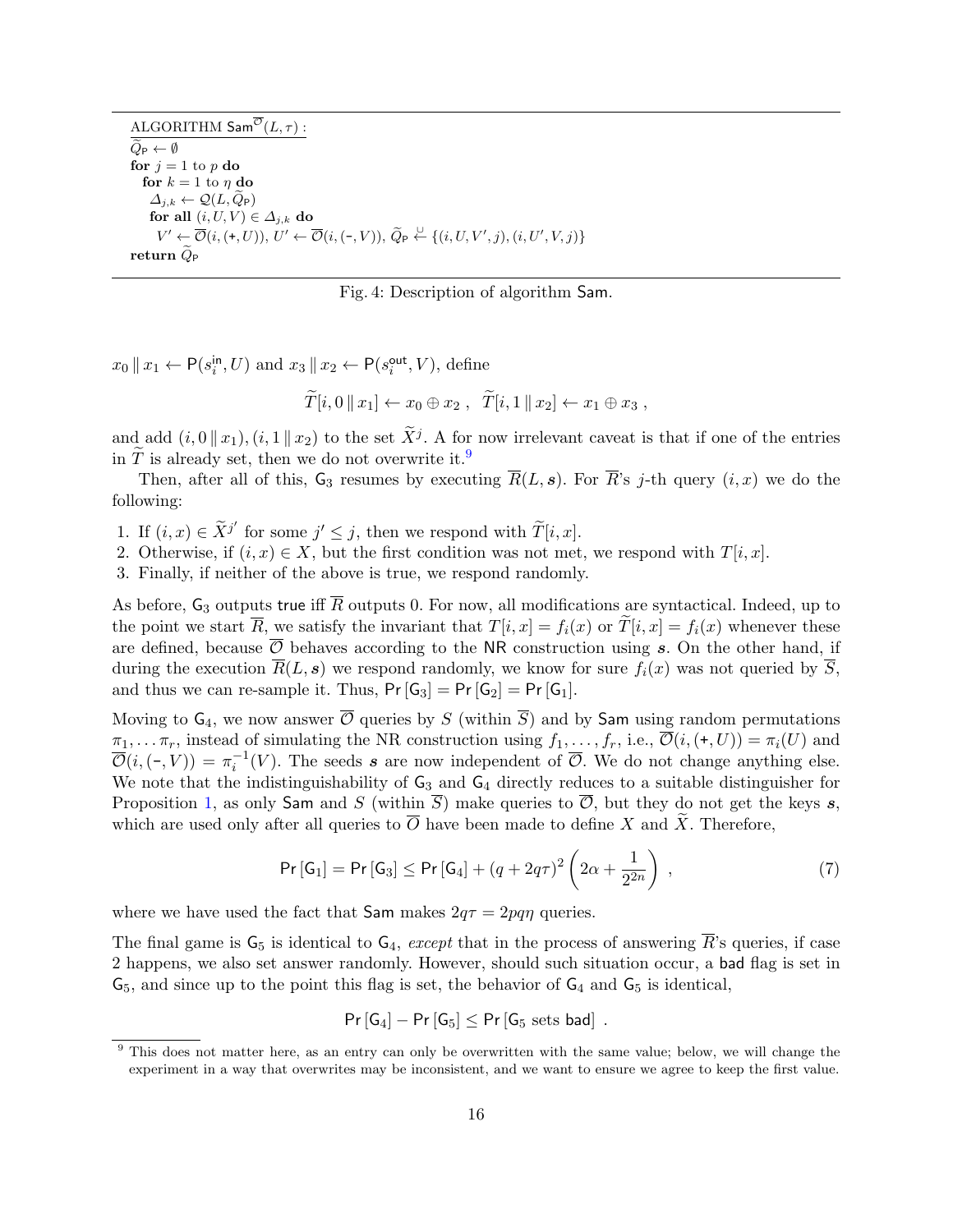```
ALGORITHM Sam^{\overline{O}}(L, τ) :
Q̃_P ← ∅
for j = 1 to p do
  for k = 1 to η do
    Δ_{j,k} ← Q(L, Q̃_P)
    for all (i, U, V) ∈ Δ_{j,k} do
      V' ← O̅(i, (+, U)), U' ← O̅(i, (-, V)), Q̃_P ←∪ {(i, U, V', j), (i, U', V, j)}
return Q̃_P
```

Fig. 4: Description of algorithm Sam.

$x_0 \| x_1 \leftarrow \mathsf{P}(s_i^{\mathsf{in}}, U)$ and $x_3 \| x_2 \leftarrow \mathsf{P}(s_i^{\mathsf{out}}, V)$, define

$$\widetilde{T}[i, 0 \| x_1] \leftarrow x_0 \oplus x_2 \ , \ \ \widetilde{T}[i, 1 \| x_2] \leftarrow x_1 \oplus x_3 \ ,$$

and add $(i, 0 \| x_1), (i, 1 \| x_2)$ to the set $\widetilde{X}^j$. A for now irrelevant caveat is that if one of the entries in $\widetilde{T}$ is already set, then we do not overwrite it.[9]

Then, after all of this, $\mathsf{G}_3$ resumes by executing $\overline{R}(L, \boldsymbol{s})$. For $\overline{R}$'s $j$-th query $(i, x)$ we do the following:

1. If $(i, x) \in \widetilde{X}^{j'}$ for some $j' \leq j$, then we respond with $\widetilde{T}[i, x]$.
2. Otherwise, if $(i, x) \in X$, but the first condition was not met, we respond with $T[i, x]$.
3. Finally, if neither of the above is true, we respond randomly.

As before, $\mathsf{G}_3$ outputs true iff $\overline{R}$ outputs 0. For now, all modifications are syntactical. Indeed, up to the point we start $\overline{R}$, we satisfy the invariant that $T[i, x] = f_i(x)$ or $\widetilde{T}[i, x] = f_i(x)$ whenever these are defined, because $\overline{\mathcal{O}}$ behaves according to the NR construction using $\boldsymbol{s}$. On the other hand, if during the execution $\overline{R}(L, \boldsymbol{s})$ we respond randomly, we know for sure $f_i(x)$ was not queried by $\overline{S}$, and thus we can re-sample it. Thus, $\Pr[\mathsf{G}_3] = \Pr[\mathsf{G}_2] = \Pr[\mathsf{G}_1]$.

Moving to $\mathsf{G}_4$, we now answer $\overline{\mathcal{O}}$ queries by $S$ (within $\overline{S}$) and by Sam using random permutations $\pi_1, \ldots \pi_r$, instead of simulating the NR construction using $f_1, \ldots, f_r$, i.e., $\overline{\mathcal{O}}(i, (+, U)) = \pi_i(U)$ and $\overline{\mathcal{O}}(i, (-, V)) = \pi_i^{-1}(V)$. The seeds $\boldsymbol{s}$ are now independent of $\overline{\mathcal{O}}$. We do not change anything else. We note that the indistinguishability of $\mathsf{G}_3$ and $\mathsf{G}_4$ directly reduces to a suitable distinguisher for Proposition 1, as only Sam and $S$ (within $\overline{S}$) make queries to $\overline{\mathcal{O}}$, but they do not get the keys $\boldsymbol{s}$, which are used only after all queries to $\overline{\mathcal{O}}$ have been made to define $X$ and $\widetilde{X}$. Therefore,

$$\Pr[\mathsf{G}_1] = \Pr[\mathsf{G}_3] \leq \Pr[\mathsf{G}_4] + (q + 2q\tau)^2 \left(2\alpha + \frac{1}{2^{2n}}\right) \ , \tag{7}$$

where we have used the fact that Sam makes $2q\tau = 2pq\eta$ queries.

The final game is $\mathsf{G}_5$ is identical to $\mathsf{G}_4$, *except* that in the process of answering $\overline{R}$'s queries, if case 2 happens, we also set answer randomly. However, should such situation occur, a bad flag is set in $\mathsf{G}_5$, and since up to the point this flag is set, the behavior of $\mathsf{G}_4$ and $\mathsf{G}_5$ is identical,

$$\Pr[\mathsf{G}_4] - \Pr[\mathsf{G}_5] \leq \Pr[\mathsf{G}_5 \text{ sets bad}] \ .$$

[9] This does not matter here, as an entry can only be overwritten with the same value; below, we will change the experiment in a way that overwrites may be inconsistent, and we want to ensure we agree to keep the first value.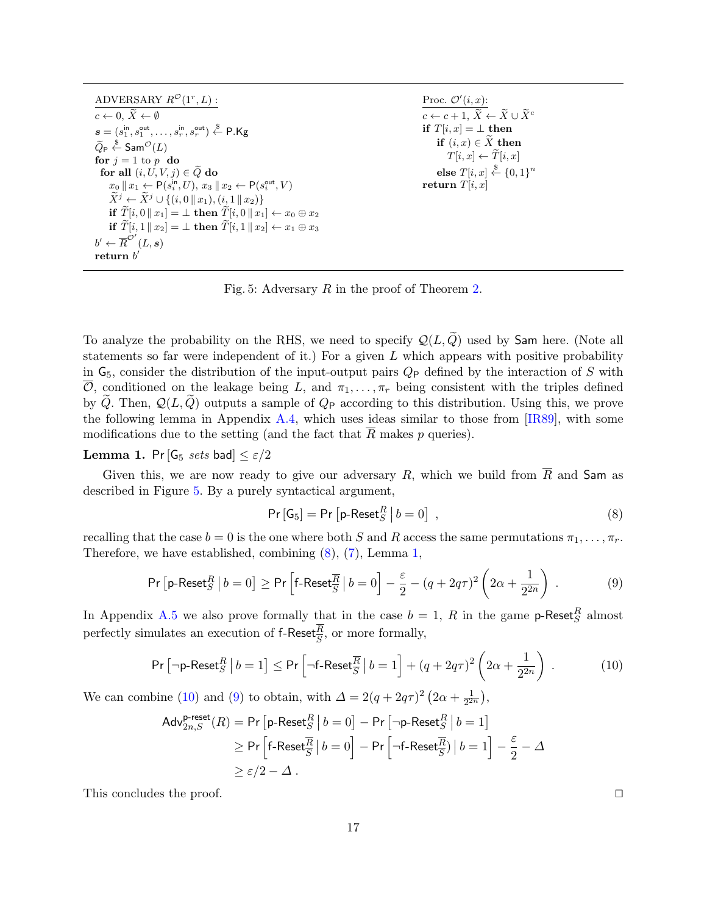```
ADVERSARY R^O(1^r, L):
c ← 0, X̃ ← ∅
s = (s_1^in, s_1^out, ..., s_r^in, s_r^out) ←$ P.Kg
Q̃_P ←$ Sam^O(L)
for j = 1 to p do
  for all (i, U, V, j) ∈ Q̃ do
    x_0 ∥ x_1 ← P(s_i^in, U), x_3 ∥ x_2 ← P(s_i^out, V)
    X̃^j ← X̃^j ∪ {(i, 0 ∥ x_1), (i, 1 ∥ x_2)}
    if T̃[i, 0 ∥ x_1] = ⊥ then T̃[i, 0 ∥ x_1] ← x_0 ⊕ x_2
    if T̃[i, 1 ∥ x_2] = ⊥ then T̃[i, 1 ∥ x_2] ← x_1 ⊕ x_3
b' ← R̄^{O'}(L, s)
return b'

Proc. O'(i, x):
c ← c + 1, X̃ ← X̃ ∪ X̃^c
if T[i, x] = ⊥ then
  if (i, x) ∈ X̃ then
    T[i, x] ← T̃[i, x]
  else T[i, x] ←$ {0,1}^n
return T[i, x]
```

Fig. 5: Adversary $R$ in the proof of Theorem 2.

To analyze the probability on the RHS, we need to specify $\mathcal{Q}(L, \widetilde{Q})$ used by $\mathsf{Sam}$ here. (Note all statements so far were independent of it.) For a given $L$ which appears with positive probability in $\mathsf{G}_5$, consider the distribution of the input-output pairs $Q_\mathsf{P}$ defined by the interaction of $S$ with $\overline{\mathcal{O}}$, conditioned on the leakage being $L$, and $\pi_1, \dots, \pi_r$ being consistent with the triples defined by $\widetilde{Q}$. Then, $\mathcal{Q}(L, \widetilde{Q})$ outputs a sample of $Q_\mathsf{P}$ according to this distribution. Using this, we prove the following lemma in Appendix A.4, which uses ideas similar to those from [IR89], with some modifications due to the setting (and the fact that $\overline{R}$ makes $p$ queries).

**Lemma 1.** $\Pr[\mathsf{G}_5 \text{ sets bad}] \le \varepsilon/2$

Given this, we are now ready to give our adversary $R$, which we build from $\overline{R}$ and $\mathsf{Sam}$ as described in Figure 5. By a purely syntactical argument,

$$\Pr[\mathsf{G}_5] = \Pr\left[\mathsf{p\text{-}Reset}_S^R \,\middle|\, b = 0\right] , \tag{8}$$

recalling that the case $b = 0$ is the one where both $S$ and $R$ access the same permutations $\pi_1, \dots, \pi_r$. Therefore, we have established, combining (8), (7), Lemma 1,

$$\Pr\left[\mathsf{p\text{-}Reset}_S^R \,\middle|\, b = 0\right] \ge \Pr\left[\mathsf{f\text{-}Reset}_{\overline{S}}^{\overline{R}} \,\middle|\, b = 0\right] - \frac{\varepsilon}{2} - (q + 2q\tau)^2 \left(2\alpha + \frac{1}{2^{2n}}\right) . \tag{9}$$

In Appendix A.5 we also prove formally that in the case $b = 1$, $R$ in the game $\mathsf{p\text{-}Reset}_S^R$ almost perfectly simulates an execution of $\mathsf{f\text{-}Reset}_{\overline{S}}^{\overline{R}}$, or more formally,

$$\Pr\left[\neg\mathsf{p\text{-}Reset}_S^R \,\middle|\, b = 1\right] \le \Pr\left[\neg\mathsf{f\text{-}Reset}_{\overline{S}}^{\overline{R}} \,\middle|\, b = 1\right] + (q + 2q\tau)^2 \left(2\alpha + \frac{1}{2^{2n}}\right) . \tag{10}$$

We can combine (10) and (9) to obtain, with $\Delta = 2(q + 2q\tau)^2 \left(2\alpha + \frac{1}{2^{2n}}\right)$,

$$\begin{aligned}
\mathsf{Adv}_{2n,S}^{\mathsf{p\text{-}reset}}(R) &= \Pr\left[\mathsf{p\text{-}Reset}_S^R \,\middle|\, b = 0\right] - \Pr\left[\neg\mathsf{p\text{-}Reset}_S^R \,\middle|\, b = 1\right] \\
&\ge \Pr\left[\mathsf{f\text{-}Reset}_{\overline{S}}^{\overline{R}} \,\middle|\, b = 0\right] - \Pr\left[\neg\mathsf{f\text{-}Reset}_{\overline{S}}^{\overline{R}}) \,\middle|\, b = 1\right] - \frac{\varepsilon}{2} - \Delta \\
&\ge \varepsilon/2 - \Delta .
\end{aligned}$$

This concludes the proof. $\square$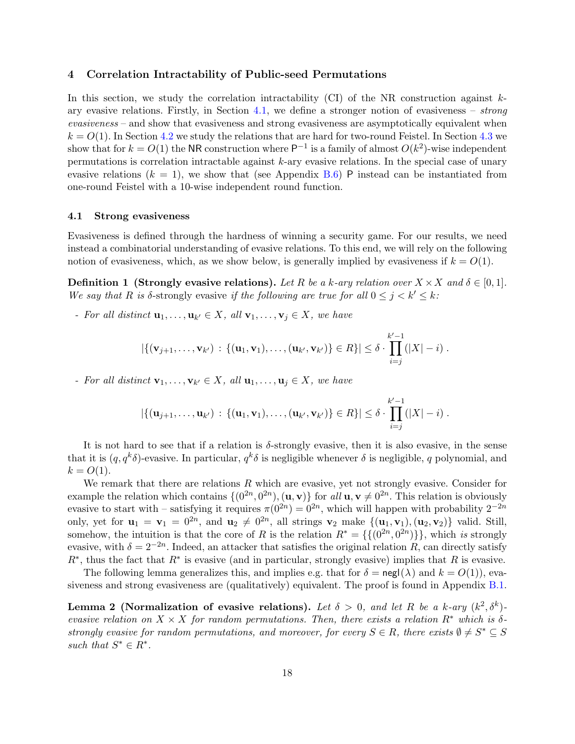## 4 Correlation Intractability of Public-seed Permutations

In this section, we study the correlation intractability (CI) of the NR construction against $k$-ary evasive relations. Firstly, in Section 4.1, we define a stronger notion of evasiveness – *strong evasiveness* – and show that evasiveness and strong evasiveness are asymptotically equivalent when $k = O(1)$. In Section 4.2 we study the relations that are hard for two-round Feistel. In Section 4.3 we show that for $k = O(1)$ the $\mathsf{NR}$ construction where $\mathsf{P}^{-1}$ is a family of almost $O(k^2)$-wise independent permutations is correlation intractable against $k$-ary evasive relations. In the special case of unary evasive relations ($k = 1$), we show that (see Appendix B.6) $\mathsf{P}$ instead can be instantiated from one-round Feistel with a 10-wise independent round function.

### 4.1 Strong evasiveness

Evasiveness is defined through the hardness of winning a security game. For our results, we need instead a combinatorial understanding of evasive relations. To this end, we will rely on the following notion of evasiveness, which, as we show below, is generally implied by evasiveness if $k = O(1)$.

**Definition 1 (Strongly evasive relations).** *Let $R$ be a $k$-ary relation over $X \times X$ and $\delta \in [0, 1]$. We say that $R$ is $\delta$-strongly evasive if the following are true for all $0 \le j < k' \le k$:*

- *For all distinct $\mathbf{u}_1, \ldots, \mathbf{u}_{k'} \in X$, all $\mathbf{v}_1, \ldots, \mathbf{v}_j \in X$, we have*

$$|\{(\mathbf{v}_{j+1}, \ldots, \mathbf{v}_{k'}) : \{(\mathbf{u}_1, \mathbf{v}_1), \ldots, (\mathbf{u}_{k'}, \mathbf{v}_{k'})\} \in R\}| \le \delta \cdot \prod_{i=j}^{k'-1} (|X| - i) .$$

- *For all distinct $\mathbf{v}_1, \ldots, \mathbf{v}_{k'} \in X$, all $\mathbf{u}_1, \ldots, \mathbf{u}_j \in X$, we have*

$$|\{(\mathbf{u}_{j+1}, \ldots, \mathbf{u}_{k'}) : \{(\mathbf{u}_1, \mathbf{v}_1), \ldots, (\mathbf{u}_{k'}, \mathbf{v}_{k'})\} \in R\}| \le \delta \cdot \prod_{i=j}^{k'-1} (|X| - i) .$$

It is not hard to see that if a relation is $\delta$-strongly evasive, then it is also evasive, in the sense that it is $(q, q^k \delta)$-evasive. In particular, $q^k \delta$ is negligible whenever $\delta$ is negligible, $q$ polynomial, and $k = O(1)$.

We remark that there are relations $R$ which are evasive, yet not strongly evasive. Consider for example the relation which contains $\{(0^{2n}, 0^{2n}), (\mathbf{u}, \mathbf{v})\}$ for *all* $\mathbf{u}, \mathbf{v} \neq 0^{2n}$. This relation is obviously evasive to start with – satisfying it requires $\pi(0^{2n}) = 0^{2n}$, which will happen with probability $2^{-2n}$ only, yet for $\mathbf{u}_1 = \mathbf{v}_1 = 0^{2n}$, and $\mathbf{u}_2 \neq 0^{2n}$, all strings $\mathbf{v}_2$ make $\{(\mathbf{u}_1, \mathbf{v}_1), (\mathbf{u}_2, \mathbf{v}_2)\}$ valid. Still, somehow, the intuition is that the core of $R$ is the relation $R^* = \{\{(0^{2n}, 0^{2n})\}\}$, which *is* strongly evasive, with $\delta = 2^{-2n}$. Indeed, an attacker that satisfies the original relation $R$, can directly satisfy $R^*$, thus the fact that $R^*$ is evasive (and in particular, strongly evasive) implies that $R$ is evasive.

The following lemma generalizes this, and implies e.g. that for $\delta = \mathsf{negl}(\lambda)$ and $k = O(1)$), evasiveness and strong evasiveness are (qualitatively) equivalent. The proof is found in Appendix B.1.

**Lemma 2 (Normalization of evasive relations).** *Let $\delta > 0$, and let $R$ be a $k$-ary $(k^2, \delta^k)$-evasive relation on $X \times X$ for random permutations. Then, there exists a relation $R^*$ which is $\delta$-strongly evasive for random permutations, and moreover, for every $S \in R$, there exists $\emptyset \neq S^* \subseteq S$ such that $S^* \in R^*$.*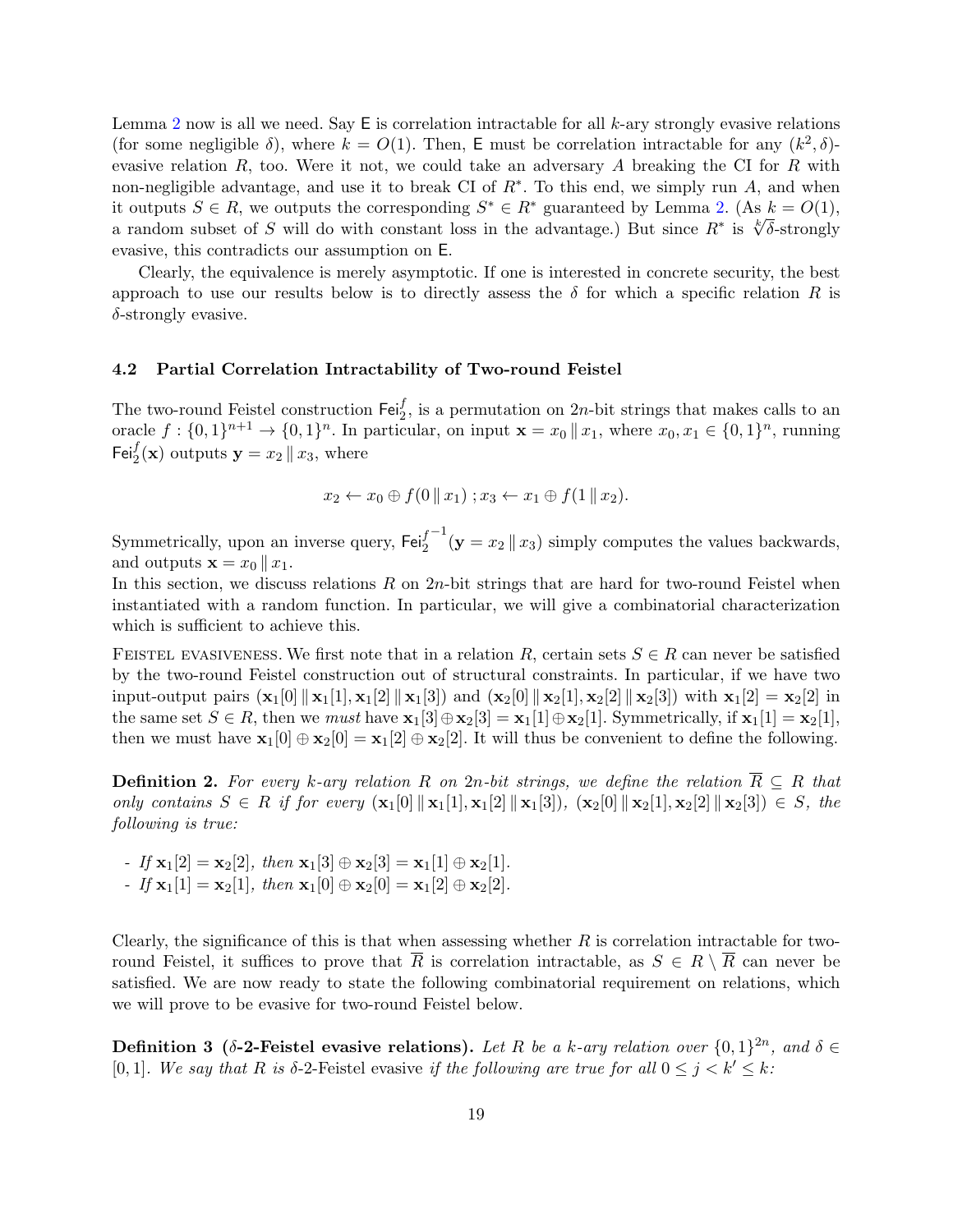Lemma 2 now is all we need. Say $\mathsf{E}$ is correlation intractable for all $k$-ary strongly evasive relations (for some negligible $\delta$), where $k = O(1)$. Then, $\mathsf{E}$ must be correlation intractable for any $(k^2, \delta)$-evasive relation $R$, too. Were it not, we could take an adversary $A$ breaking the CI for $R$ with non-negligible advantage, and use it to break CI of $R^*$. To this end, we simply run $A$, and when it outputs $S \in R$, we outputs the corresponding $S^* \in R^*$ guaranteed by Lemma 2. (As $k = O(1)$, a random subset of $S$ will do with constant loss in the advantage.) But since $R^*$ is $\sqrt[k]{\delta}$-strongly evasive, this contradicts our assumption on $\mathsf{E}$.

Clearly, the equivalence is merely asymptotic. If one is interested in concrete security, the best approach to use our results below is to directly assess the $\delta$ for which a specific relation $R$ is $\delta$-strongly evasive.

### 4.2 Partial Correlation Intractability of Two-round Feistel

The two-round Feistel construction $\mathsf{Fei}_2^f$, is a permutation on $2n$-bit strings that makes calls to an oracle $f : \{0,1\}^{n+1} \to \{0,1\}^n$. In particular, on input $\mathbf{x} = x_0 \,\|\, x_1$, where $x_0, x_1 \in \{0,1\}^n$, running $\mathsf{Fei}_2^f(\mathbf{x})$ outputs $\mathbf{y} = x_2 \,\|\, x_3$, where

$$x_2 \leftarrow x_0 \oplus f(0 \,\|\, x_1)\,; x_3 \leftarrow x_1 \oplus f(1 \,\|\, x_2).$$

Symmetrically, upon an inverse query, $\mathsf{Fei}_2^{f^{-1}}(\mathbf{y} = x_2 \,\|\, x_3)$ simply computes the values backwards, and outputs $\mathbf{x} = x_0 \,\|\, x_1$.

In this section, we discuss relations $R$ on $2n$-bit strings that are hard for two-round Feistel when instantiated with a random function. In particular, we will give a combinatorial characterization which is sufficient to achieve this.

Feistel evasiveness. We first note that in a relation $R$, certain sets $S \in R$ can never be satisfied by the two-round Feistel construction out of structural constraints. In particular, if we have two input-output pairs $(\mathbf{x}_1[0] \,\|\, \mathbf{x}_1[1], \mathbf{x}_1[2] \,\|\, \mathbf{x}_1[3])$ and $(\mathbf{x}_2[0] \,\|\, \mathbf{x}_2[1], \mathbf{x}_2[2] \,\|\, \mathbf{x}_2[3])$ with $\mathbf{x}_1[2] = \mathbf{x}_2[2]$ in the same set $S \in R$, then we *must* have $\mathbf{x}_1[3] \oplus \mathbf{x}_2[3] = \mathbf{x}_1[1] \oplus \mathbf{x}_2[1]$. Symmetrically, if $\mathbf{x}_1[1] = \mathbf{x}_2[1]$, then we must have $\mathbf{x}_1[0] \oplus \mathbf{x}_2[0] = \mathbf{x}_1[2] \oplus \mathbf{x}_2[2]$. It will thus be convenient to define the following.

**Definition 2.** *For every $k$-ary relation $R$ on $2n$-bit strings, we define the relation $\overline{R} \subseteq R$ that only contains $S \in R$ if for every $(\mathbf{x}_1[0] \,\|\, \mathbf{x}_1[1], \mathbf{x}_1[2] \,\|\, \mathbf{x}_1[3])$, $(\mathbf{x}_2[0] \,\|\, \mathbf{x}_2[1], \mathbf{x}_2[2] \,\|\, \mathbf{x}_2[3]) \in S$, the following is true:*

- *If $\mathbf{x}_1[2] = \mathbf{x}_2[2]$, then $\mathbf{x}_1[3] \oplus \mathbf{x}_2[3] = \mathbf{x}_1[1] \oplus \mathbf{x}_2[1]$.*
- *If $\mathbf{x}_1[1] = \mathbf{x}_2[1]$, then $\mathbf{x}_1[0] \oplus \mathbf{x}_2[0] = \mathbf{x}_1[2] \oplus \mathbf{x}_2[2]$.*

Clearly, the significance of this is that when assessing whether $R$ is correlation intractable for two-round Feistel, it suffices to prove that $\overline{R}$ is correlation intractable, as $S \in R \setminus \overline{R}$ can never be satisfied. We are now ready to state the following combinatorial requirement on relations, which we will prove to be evasive for two-round Feistel below.

**Definition 3 ($\delta$-2-Feistel evasive relations).** *Let $R$ be a $k$-ary relation over $\{0,1\}^{2n}$, and $\delta \in [0,1]$. We say that $R$ is* $\delta$-2-Feistel evasive *if the following are true for all $0 \leq j < k' \leq k$:*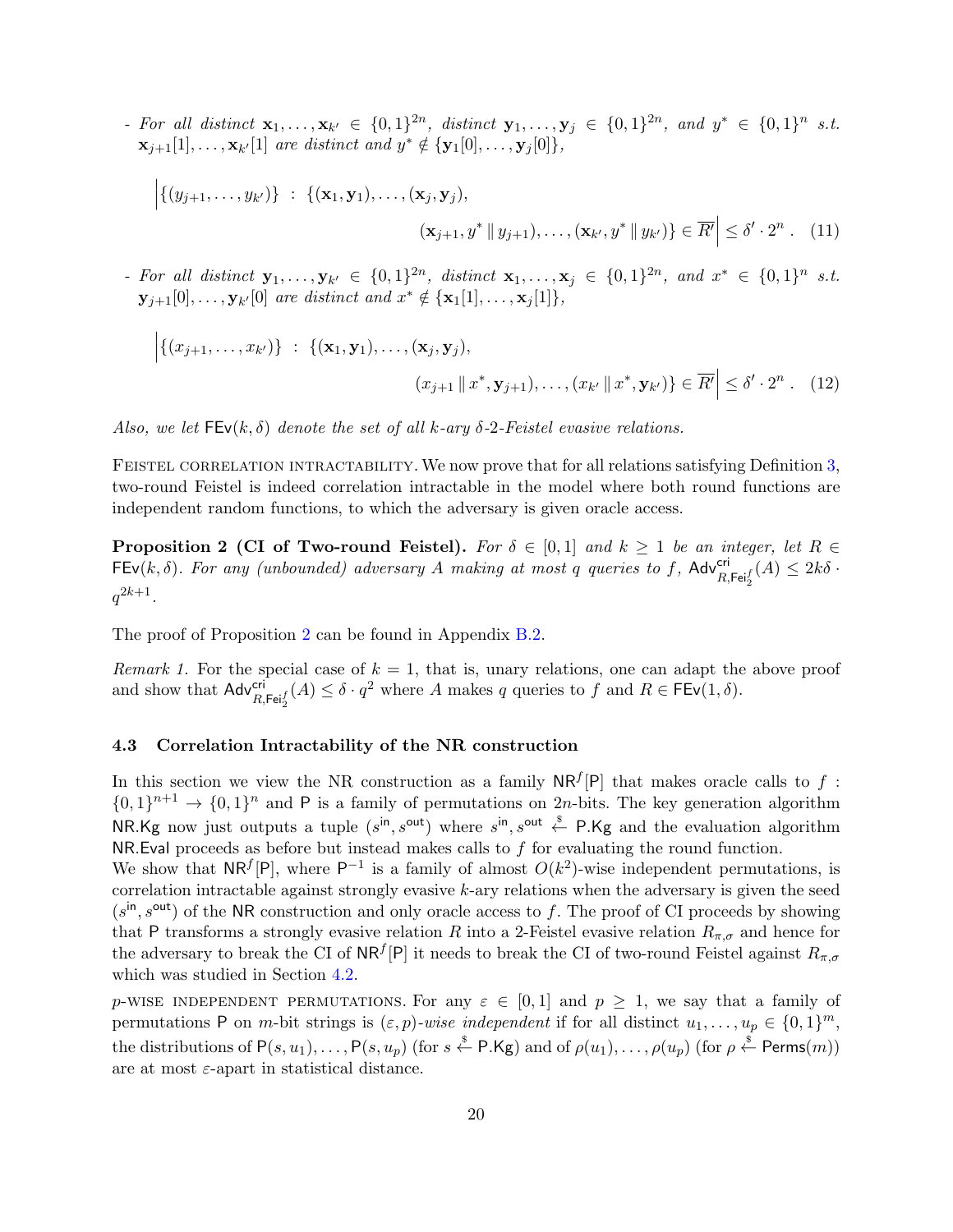- *For all distinct* $\mathbf{x}_1, \ldots, \mathbf{x}_{k'} \in \{0,1\}^{2n}$*, distinct* $\mathbf{y}_1, \ldots, \mathbf{y}_j \in \{0,1\}^{2n}$*, and* $y^* \in \{0,1\}^n$ *s.t.* $\mathbf{x}_{j+1}[1], \ldots, \mathbf{x}_{k'}[1]$ *are distinct and* $y^* \notin \{\mathbf{y}_1[0], \ldots, \mathbf{y}_j[0]\}$*,*

$$\Big|\{(y_{j+1}, \ldots, y_{k'})\} \; : \; \{(\mathbf{x}_1, \mathbf{y}_1), \ldots, (\mathbf{x}_j, \mathbf{y}_j), (\mathbf{x}_{j+1}, y^* \,\|\, y_{j+1}), \ldots, (\mathbf{x}_{k'}, y^* \,\|\, y_{k'})\} \in \overline{R'}\Big| \leq \delta' \cdot 2^n \; . \quad (11)$$

- *For all distinct* $\mathbf{y}_1, \ldots, \mathbf{y}_{k'} \in \{0,1\}^{2n}$*, distinct* $\mathbf{x}_1, \ldots, \mathbf{x}_j \in \{0,1\}^{2n}$*, and* $x^* \in \{0,1\}^n$ *s.t.* $\mathbf{y}_{j+1}[0], \ldots, \mathbf{y}_{k'}[0]$ *are distinct and* $x^* \notin \{\mathbf{x}_1[1], \ldots, \mathbf{x}_j[1]\}$*,*

$$\Big|\{(x_{j+1}, \ldots, x_{k'})\} \; : \; \{(\mathbf{x}_1, \mathbf{y}_1), \ldots, (\mathbf{x}_j, \mathbf{y}_j), (x_{j+1} \,\|\, x^*, \mathbf{y}_{j+1}), \ldots, (x_{k'} \,\|\, x^*, \mathbf{y}_{k'})\} \in \overline{R'}\Big| \leq \delta' \cdot 2^n \; . \quad (12)$$

*Also, we let* $\mathsf{FEv}(k, \delta)$ *denote the set of all* $k$*-ary* $\delta$*-2-Feistel evasive relations.*

Feistel correlation intractability. We now prove that for all relations satisfying Definition 3, two-round Feistel is indeed correlation intractable in the model where both round functions are independent random functions, to which the adversary is given oracle access.

**Proposition 2 (CI of Two-round Feistel).** *For* $\delta \in [0,1]$ *and* $k \geq 1$ *be an integer, let* $R \in \mathsf{FEv}(k, \delta)$*. For any (unbounded) adversary* $A$ *making at most* $q$ *queries to* $f$*,* $\mathsf{Adv}^{\mathsf{cri}}_{R,\mathsf{Fei}_2^f}(A) \leq 2k\delta \cdot q^{2k+1}$*.*

The proof of Proposition 2 can be found in Appendix B.2.

*Remark 1.* For the special case of $k = 1$, that is, unary relations, one can adapt the above proof and show that $\mathsf{Adv}^{\mathsf{cri}}_{R,\mathsf{Fei}_2^f}(A) \leq \delta \cdot q^2$ where $A$ makes $q$ queries to $f$ and $R \in \mathsf{FEv}(1, \delta)$.

### 4.3 Correlation Intractability of the NR construction

In this section we view the NR construction as a family $\mathsf{NR}^f[\mathsf{P}]$ that makes oracle calls to $f : \{0,1\}^{n+1} \to \{0,1\}^n$ and $\mathsf{P}$ is a family of permutations on $2n$-bits. The key generation algorithm $\mathsf{NR.Kg}$ now just outputs a tuple $(s^{\mathsf{in}}, s^{\mathsf{out}})$ where $s^{\mathsf{in}}, s^{\mathsf{out}} \xleftarrow{\$} \mathsf{P.Kg}$ and the evaluation algorithm $\mathsf{NR.Eval}$ proceeds as before but instead makes calls to $f$ for evaluating the round function.
We show that $\mathsf{NR}^f[\mathsf{P}]$, where $\mathsf{P}^{-1}$ is a family of almost $O(k^2)$-wise independent permutations, is correlation intractable against strongly evasive $k$-ary relations when the adversary is given the seed $(s^{\mathsf{in}}, s^{\mathsf{out}})$ of the $\mathsf{NR}$ construction and only oracle access to $f$. The proof of CI proceeds by showing that $\mathsf{P}$ transforms a strongly evasive relation $R$ into a 2-Feistel evasive relation $R_{\pi,\sigma}$ and hence for the adversary to break the CI of $\mathsf{NR}^f[\mathsf{P}]$ it needs to break the CI of two-round Feistel against $R_{\pi,\sigma}$ which was studied in Section 4.2.

$p$-wise independent permutations. For any $\varepsilon \in [0,1]$ and $p \geq 1$, we say that a family of permutations $\mathsf{P}$ on $m$-bit strings is $(\varepsilon, p)$*-wise independent* if for all distinct $u_1, \ldots, u_p \in \{0,1\}^m$, the distributions of $\mathsf{P}(s, u_1), \ldots, \mathsf{P}(s, u_p)$ (for $s \xleftarrow{\$} \mathsf{P.Kg}$) and of $\rho(u_1), \ldots, \rho(u_p)$ (for $\rho \xleftarrow{\$} \mathsf{Perms}(m)$) are at most $\varepsilon$-apart in statistical distance.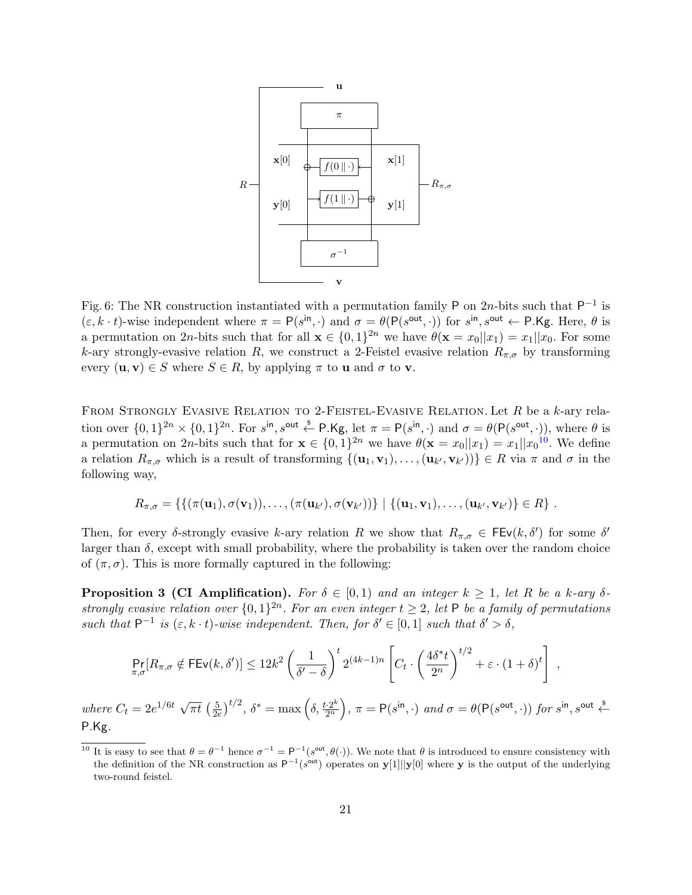Fig. 6: The NR construction instantiated with a permutation family $\mathsf{P}$ on $2n$-bits such that $\mathsf{P}^{-1}$ is $(\varepsilon, k \cdot t)$-wise independent where $\pi = \mathsf{P}(s^{\mathsf{in}}, \cdot)$ and $\sigma = \theta(\mathsf{P}(s^{\mathsf{out}}, \cdot))$ for $s^{\mathsf{in}}, s^{\mathsf{out}} \leftarrow \mathsf{P.Kg}$. Here, $\theta$ is a permutation on $2n$-bits such that for all $\mathbf{x} \in \{0,1\}^{2n}$ we have $\theta(\mathbf{x} = x_0||x_1) = x_1||x_0$. For some $k$-ary strongly-evasive relation $R$, we construct a 2-Feistel evasive relation $R_{\pi,\sigma}$ by transforming every $(\mathbf{u}, \mathbf{v}) \in S$ where $S \in R$, by applying $\pi$ to $\mathbf{u}$ and $\sigma$ to $\mathbf{v}$.

From Strongly Evasive Relation to 2-Feistel-Evasive Relation. Let $R$ be a $k$-ary relation over $\{0,1\}^{2n} \times \{0,1\}^{2n}$. For $s^{\mathsf{in}}, s^{\mathsf{out}} \xleftarrow{\$} \mathsf{P.Kg}$, let $\pi = \mathsf{P}(s^{\mathsf{in}}, \cdot)$ and $\sigma = \theta(\mathsf{P}(s^{\mathsf{out}}, \cdot))$, where $\theta$ is a permutation on $2n$-bits such that for $\mathbf{x} \in \{0,1\}^{2n}$ we have $\theta(\mathbf{x} = x_0||x_1) = x_1||x_0$[10]. We define a relation $R_{\pi,\sigma}$ which is a result of transforming $\{(\mathbf{u}_1, \mathbf{v}_1), \ldots, (\mathbf{u}_{k'}, \mathbf{v}_{k'})\} \in R$ via $\pi$ and $\sigma$ in the following way,

$$R_{\pi,\sigma} = \{\{(\pi(\mathbf{u}_1), \sigma(\mathbf{v}_1)), \ldots, (\pi(\mathbf{u}_{k'}), \sigma(\mathbf{v}_{k'}))\} \mid \{(\mathbf{u}_1, \mathbf{v}_1), \ldots, (\mathbf{u}_{k'}, \mathbf{v}_{k'})\} \in R\} .$$

Then, for every $\delta$-strongly evasive $k$-ary relation $R$ we show that $R_{\pi,\sigma} \in \mathsf{FEv}(k, \delta')$ for some $\delta'$ larger than $\delta$, except with small probability, where the probability is taken over the random choice of $(\pi, \sigma)$. This is more formally captured in the following:

**Proposition 3 (CI Amplification).** *For $\delta \in [0,1)$ and an integer $k \geq 1$, let $R$ be a $k$-ary $\delta$-strongly evasive relation over $\{0,1\}^{2n}$. For an even integer $t \geq 2$, let $\mathsf{P}$ be a family of permutations such that $\mathsf{P}^{-1}$ is $(\varepsilon, k \cdot t)$-wise independent. Then, for $\delta' \in [0,1]$ such that $\delta' > \delta$,*

$$\Pr_{\pi,\sigma}[R_{\pi,\sigma} \notin \mathsf{FEv}(k, \delta')] \leq 12k^2 \left(\frac{1}{\delta' - \delta}\right)^t 2^{(4k-1)n} \left[C_t \cdot \left(\frac{4\delta^* t}{2^n}\right)^{t/2} + \varepsilon \cdot (1+\delta)^t\right] ,$$

*where $C_t = 2e^{1/6t}\sqrt{\pi t}\left(\frac{5}{2e}\right)^{t/2}$, $\delta^* = \max\left(\delta, \frac{t \cdot 2^k}{2^n}\right)$, $\pi = \mathsf{P}(s^{\mathsf{in}}, \cdot)$ and $\sigma = \theta(\mathsf{P}(s^{\mathsf{out}}, \cdot))$ for $s^{\mathsf{in}}, s^{\mathsf{out}} \xleftarrow{\$} \mathsf{P.Kg}$.*

[10] It is easy to see that $\theta = \theta^{-1}$ hence $\sigma^{-1} = \mathsf{P}^{-1}(s^{\mathsf{out}}, \theta(\cdot))$. We note that $\theta$ is introduced to ensure consistency with the definition of the NR construction as $\mathsf{P}^{-1}(s^{\mathsf{out}})$ operates on $\mathbf{y}[1]||\mathbf{y}[0]$ where $\mathbf{y}$ is the output of the underlying two-round feistel.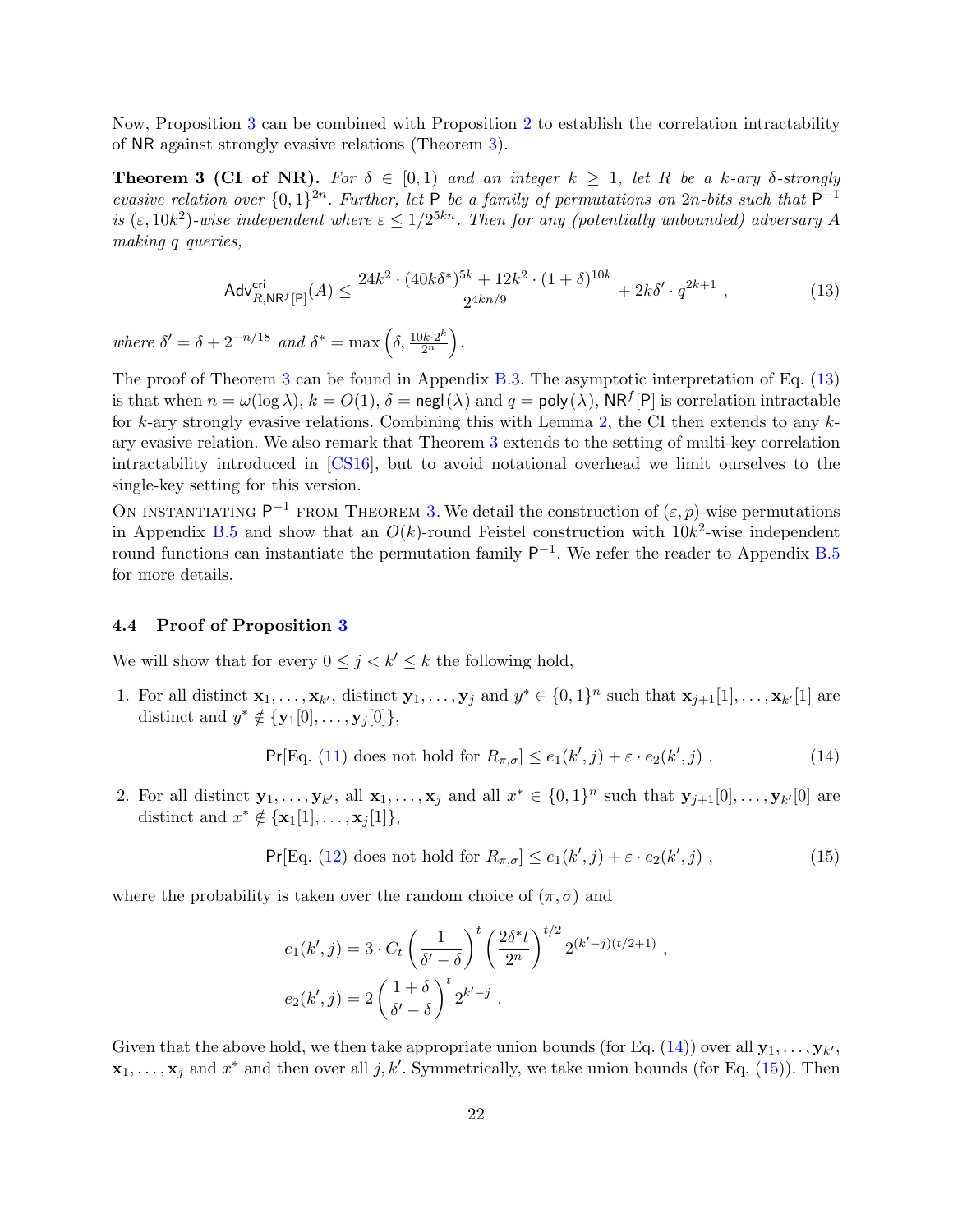Now, Proposition 3 can be combined with Proposition 2 to establish the correlation intractability of NR against strongly evasive relations (Theorem 3).

**Theorem 3 (CI of NR).** *For $\delta \in [0, 1)$ and an integer $k \geq 1$, let $R$ be a $k$-ary $\delta$-strongly evasive relation over $\{0,1\}^{2n}$. Further, let $\mathsf{P}$ be a family of permutations on $2n$-bits such that $\mathsf{P}^{-1}$ is $(\varepsilon, 10k^2)$-wise independent where $\varepsilon \leq 1/2^{5kn}$. Then for any (potentially unbounded) adversary $A$ making $q$ queries,*

$$\mathsf{Adv}^{\mathsf{cri}}_{R,\mathsf{NR}^f[\mathsf{P}]}(A) \leq \frac{24k^2 \cdot (40k\delta^*)^{5k} + 12k^2 \cdot (1+\delta)^{10k}}{2^{4kn/9}} + 2k\delta' \cdot q^{2k+1} \ , \tag{13}$$

*where $\delta' = \delta + 2^{-n/18}$ and $\delta^* = \max\left(\delta, \frac{10k \cdot 2^k}{2^n}\right)$.*

The proof of Theorem 3 can be found in Appendix B.3. The asymptotic interpretation of Eq. (13) is that when $n = \omega(\log \lambda)$, $k = O(1)$, $\delta = \mathsf{negl}(\lambda)$ and $q = \mathsf{poly}(\lambda)$, $\mathsf{NR}^f[\mathsf{P}]$ is correlation intractable for $k$-ary strongly evasive relations. Combining this with Lemma 2, the CI then extends to any $k$-ary evasive relation. We also remark that Theorem 3 extends to the setting of multi-key correlation intractability introduced in [CS16], but to avoid notational overhead we limit ourselves to the single-key setting for this version.

On instantiating $\mathsf{P}^{-1}$ from Theorem 3. We detail the construction of $(\varepsilon, p)$-wise permutations in Appendix B.5 and show that an $O(k)$-round Feistel construction with $10k^2$-wise independent round functions can instantiate the permutation family $\mathsf{P}^{-1}$. We refer the reader to Appendix B.5 for more details.

### 4.4 Proof of Proposition 3

We will show that for every $0 \leq j < k' \leq k$ the following hold,

1. For all distinct $\mathbf{x}_1, \ldots, \mathbf{x}_{k'}$, distinct $\mathbf{y}_1, \ldots, \mathbf{y}_j$ and $y^* \in \{0,1\}^n$ such that $\mathbf{x}_{j+1}[1], \ldots, \mathbf{x}_{k'}[1]$ are distinct and $y^* \notin \{\mathbf{y}_1[0], \ldots, \mathbf{y}_j[0]\}$,

$$\Pr[\text{Eq. (11) does not hold for } R_{\pi,\sigma}] \leq e_1(k', j) + \varepsilon \cdot e_2(k', j) \ . \tag{14}$$

2. For all distinct $\mathbf{y}_1, \ldots, \mathbf{y}_{k'}$, all $\mathbf{x}_1, \ldots, \mathbf{x}_j$ and all $x^* \in \{0,1\}^n$ such that $\mathbf{y}_{j+1}[0], \ldots, \mathbf{y}_{k'}[0]$ are distinct and $x^* \notin \{\mathbf{x}_1[1], \ldots, \mathbf{x}_j[1]\}$,

$$\Pr[\text{Eq. (12) does not hold for } R_{\pi,\sigma}] \leq e_1(k', j) + \varepsilon \cdot e_2(k', j) \ , \tag{15}$$

where the probability is taken over the random choice of $(\pi, \sigma)$ and

$$e_1(k', j) = 3 \cdot C_t \left(\frac{1}{\delta' - \delta}\right)^t \left(\frac{2\delta^* t}{2^n}\right)^{t/2} 2^{(k'-j)(t/2+1)} \ ,$$

$$e_2(k', j) = 2\left(\frac{1+\delta}{\delta' - \delta}\right)^t 2^{k'-j} \ .$$

Given that the above hold, we then take appropriate union bounds (for Eq. (14)) over all $\mathbf{y}_1, \ldots, \mathbf{y}_{k'}$, $\mathbf{x}_1, \ldots, \mathbf{x}_j$ and $x^*$ and then over all $j, k'$. Symmetrically, we take union bounds (for Eq. (15)). Then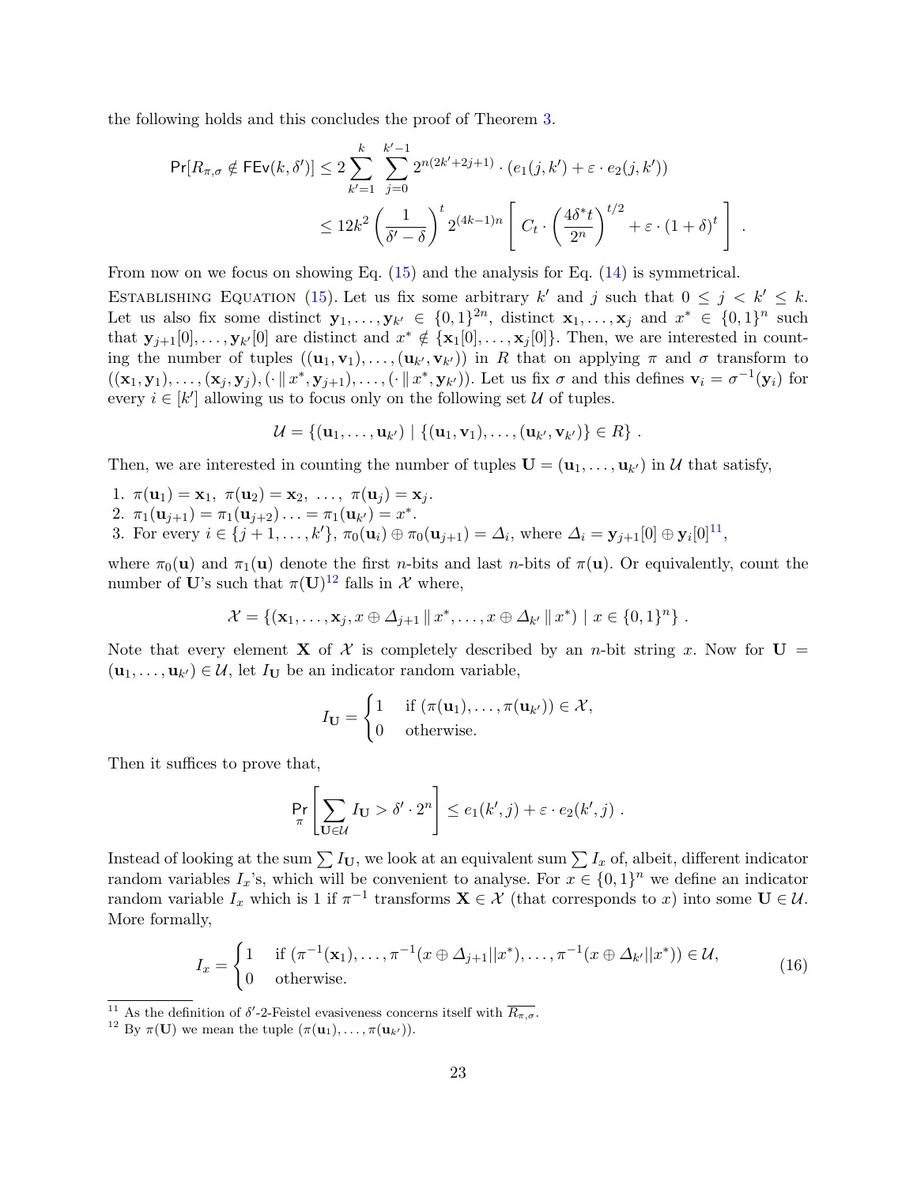the following holds and this concludes the proof of Theorem 3.

$$
\begin{aligned}
\Pr[R_{\pi,\sigma} \notin \mathsf{FEv}(k,\delta')] &\le 2\sum_{k'=1}^{k}\sum_{j=0}^{k'-1} 2^{n(2k'+2j+1)} \cdot (e_1(j,k') + \varepsilon \cdot e_2(j,k')) \\
&\le 12k^2 \left(\frac{1}{\delta'-\delta}\right)^t 2^{(4k-1)n} \left[\, C_t \cdot \left(\frac{4\delta^* t}{2^n}\right)^{t/2} + \varepsilon \cdot (1+\delta)^t \,\right] .
\end{aligned}
$$

From now on we focus on showing Eq. (15) and the analysis for Eq. (14) is symmetrical.

**Establishing Equation (15).** Let us fix some arbitrary $k'$ and $j$ such that $0 \le j < k' \le k$. Let us also fix some distinct $\mathbf{y}_1, \dots, \mathbf{y}_{k'} \in \{0,1\}^{2n}$, distinct $\mathbf{x}_1, \dots, \mathbf{x}_j$ and $x^* \in \{0,1\}^n$ such that $\mathbf{y}_{j+1}[0], \dots, \mathbf{y}_{k'}[0]$ are distinct and $x^* \notin \{\mathbf{x}_1[0], \dots, \mathbf{x}_j[0]\}$. Then, we are interested in counting the number of tuples $((\mathbf{u}_1, \mathbf{v}_1), \dots, (\mathbf{u}_{k'}, \mathbf{v}_{k'}))$ in $R$ that on applying $\pi$ and $\sigma$ transform to $((\mathbf{x}_1, \mathbf{y}_1), \dots, (\mathbf{x}_j, \mathbf{y}_j), (\cdot \,\|\, x^*, \mathbf{y}_{j+1}), \dots, (\cdot \,\|\, x^*, \mathbf{y}_{k'}))$. Let us fix $\sigma$ and this defines $\mathbf{v}_i = \sigma^{-1}(\mathbf{y}_i)$ for every $i \in [k']$ allowing us to focus only on the following set $\mathcal{U}$ of tuples.

$$
\mathcal{U} = \{(\mathbf{u}_1, \dots, \mathbf{u}_{k'}) \mid \{(\mathbf{u}_1, \mathbf{v}_1), \dots, (\mathbf{u}_{k'}, \mathbf{v}_{k'})\} \in R\} .
$$

Then, we are interested in counting the number of tuples $\mathbf{U} = (\mathbf{u}_1, \dots, \mathbf{u}_{k'})$ in $\mathcal{U}$ that satisfy,

1. $\pi(\mathbf{u}_1) = \mathbf{x}_1,\ \pi(\mathbf{u}_2) = \mathbf{x}_2,\ \dots,\ \pi(\mathbf{u}_j) = \mathbf{x}_j$.
2. $\pi_1(\mathbf{u}_{j+1}) = \pi_1(\mathbf{u}_{j+2}) \dots = \pi_1(\mathbf{u}_{k'}) = x^*$.
3. For every $i \in \{j+1, \dots, k'\}$, $\pi_0(\mathbf{u}_i) \oplus \pi_0(\mathbf{u}_{j+1}) = \Delta_i$, where $\Delta_i = \mathbf{y}_{j+1}[0] \oplus \mathbf{y}_i[0]$[11],

where $\pi_0(\mathbf{u})$ and $\pi_1(\mathbf{u})$ denote the first $n$-bits and last $n$-bits of $\pi(\mathbf{u})$. Or equivalently, count the number of $\mathbf{U}$'s such that $\pi(\mathbf{U})$[12] falls in $\mathcal{X}$ where,

$$
\mathcal{X} = \{(\mathbf{x}_1, \dots, \mathbf{x}_j, x \oplus \Delta_{j+1} \,\|\, x^*, \dots, x \oplus \Delta_{k'} \,\|\, x^*) \mid x \in \{0,1\}^n\} .
$$

Note that every element $\mathbf{X}$ of $\mathcal{X}$ is completely described by an $n$-bit string $x$. Now for $\mathbf{U} = (\mathbf{u}_1, \dots, \mathbf{u}_{k'}) \in \mathcal{U}$, let $I_{\mathbf{U}}$ be an indicator random variable,

$$
I_{\mathbf{U}} = \begin{cases} 1 & \text{if } (\pi(\mathbf{u}_1), \dots, \pi(\mathbf{u}_{k'})) \in \mathcal{X}, \\ 0 & \text{otherwise.} \end{cases}
$$

Then it suffices to prove that,

$$
\Pr_{\pi}\left[\sum_{\mathbf{U} \in \mathcal{U}} I_{\mathbf{U}} > \delta' \cdot 2^n\right] \le e_1(k', j) + \varepsilon \cdot e_2(k', j) .
$$

Instead of looking at the sum $\sum I_{\mathbf{U}}$, we look at an equivalent sum $\sum I_x$ of, albeit, different indicator random variables $I_x$'s, which will be convenient to analyse. For $x \in \{0,1\}^n$ we define an indicator random variable $I_x$ which is 1 if $\pi^{-1}$ transforms $\mathbf{X} \in \mathcal{X}$ (that corresponds to $x$) into some $\mathbf{U} \in \mathcal{U}$. More formally,

$$
I_x = \begin{cases} 1 & \text{if } (\pi^{-1}(\mathbf{x}_1), \dots, \pi^{-1}(x \oplus \Delta_{j+1} || x^*), \dots, \pi^{-1}(x \oplus \Delta_{k'} || x^*)) \in \mathcal{U}, \\ 0 & \text{otherwise.} \end{cases} \tag{16}
$$

[11] As the definition of $\delta'$-2-Feistel evasiveness concerns itself with $\overline{R_{\pi,\sigma}}$.

[12] By $\pi(\mathbf{U})$ we mean the tuple $(\pi(\mathbf{u}_1), \dots, \pi(\mathbf{u}_{k'}))$.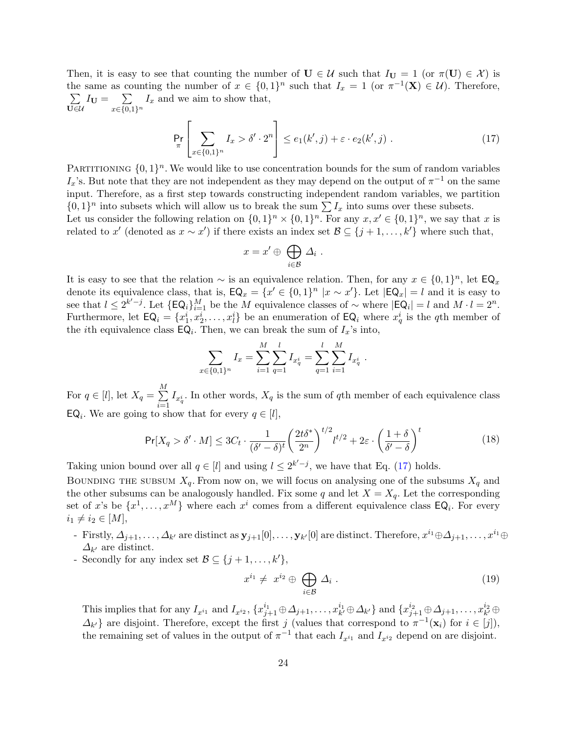Then, it is easy to see that counting the number of $\mathbf{U} \in \mathcal{U}$ such that $I_{\mathbf{U}} = 1$ (or $\pi(\mathbf{U}) \in \mathcal{X}$) is the same as counting the number of $x \in \{0,1\}^n$ such that $I_x = 1$ (or $\pi^{-1}(\mathbf{X}) \in \mathcal{U}$). Therefore, $\sum_{\mathbf{U} \in \mathcal{U}} I_{\mathbf{U}} = \sum_{x \in \{0,1\}^n} I_x$ and we aim to show that,

$$\Pr_{\pi}\left[\sum_{x \in \{0,1\}^n} I_x > \delta' \cdot 2^n\right] \le e_1(k', j) + \varepsilon \cdot e_2(k', j) \ . \tag{17}$$

Partitioning $\{0,1\}^n$. We would like to use concentration bounds for the sum of random variables $I_x$'s. But note that they are not independent as they may depend on the output of $\pi^{-1}$ on the same input. Therefore, as a first step towards constructing independent random variables, we partition $\{0,1\}^n$ into subsets which will allow us to break the sum $\sum I_x$ into sums over these subsets.
Let us consider the following relation on $\{0,1\}^n \times \{0,1\}^n$. For any $x, x' \in \{0,1\}^n$, we say that $x$ is related to $x'$ (denoted as $x \sim x'$) if there exists an index set $\mathcal{B} \subseteq \{j+1, \ldots, k'\}$ where such that,

$$x = x' \oplus \bigoplus_{i \in \mathcal{B}} \Delta_i \ .$$

It is easy to see that the relation $\sim$ is an equivalence relation. Then, for any $x \in \{0,1\}^n$, let $\mathsf{EQ}_x$ denote its equivalence class, that is, $\mathsf{EQ}_x = \{x' \in \{0,1\}^n \mid x \sim x'\}$. Let $|\mathsf{EQ}_x| = l$ and it is easy to see that $l \le 2^{k'-j}$. Let $\{\mathsf{EQ}_i\}_{i=1}^M$ be the $M$ equivalence classes of $\sim$ where $|\mathsf{EQ}_i| = l$ and $M \cdot l = 2^n$. Furthermore, let $\mathsf{EQ}_i = \{x_1^i, x_2^i, \ldots, x_l^i\}$ be an enumeration of $\mathsf{EQ}_i$ where $x_q^i$ is the $q$th member of the $i$th equivalence class $\mathsf{EQ}_i$. Then, we can break the sum of $I_x$'s into,

$$\sum_{x \in \{0,1\}^n} I_x = \sum_{i=1}^{M} \sum_{q=1}^{l} I_{x_q^i} = \sum_{q=1}^{l} \sum_{i=1}^{M} I_{x_q^i} \ .$$

For $q \in [l]$, let $X_q = \sum_{i=1}^{M} I_{x_q^i}$. In other words, $X_q$ is the sum of $q$th member of each equivalence class $\mathsf{EQ}_i$. We are going to show that for every $q \in [l]$,

$$\Pr[X_q > \delta' \cdot M] \le 3C_t \cdot \frac{1}{(\delta' - \delta)^t} \left(\frac{2t\delta^*}{2^n}\right)^{t/2} l^{t/2} + 2\varepsilon \cdot \left(\frac{1+\delta}{\delta' - \delta}\right)^t \tag{18}$$

Taking union bound over all $q \in [l]$ and using $l \le 2^{k'-j}$, we have that Eq. (17) holds.
Bounding the subsum $X_q$. From now on, we will focus on analysing one of the subsums $X_q$ and the other subsums can be analogously handled. Fix some $q$ and let $X = X_q$. Let the corresponding set of $x$'s be $\{x^1, \ldots, x^M\}$ where each $x^i$ comes from a different equivalence class $\mathsf{EQ}_i$. For every $i_1 \ne i_2 \in [M]$,

- Firstly, $\Delta_{j+1}, \ldots, \Delta_{k'}$ are distinct as $\mathbf{y}_{j+1}[0], \ldots, \mathbf{y}_{k'}[0]$ are distinct. Therefore, $x^{i_1} \oplus \Delta_{j+1}, \ldots, x^{i_1} \oplus \Delta_{k'}$ are distinct.
- Secondly for any index set $\mathcal{B} \subseteq \{j+1, \ldots, k'\}$,

$$x^{i_1} \ne x^{i_2} \oplus \bigoplus_{i \in \mathcal{B}} \Delta_i \ . \tag{19}$$

  This implies that for any $I_{x^{i_1}}$ and $I_{x^{i_2}}$, $\{x_{j+1}^{i_1} \oplus \Delta_{j+1}, \ldots, x_{k'}^{i_1} \oplus \Delta_{k'}\}$ and $\{x_{j+1}^{i_2} \oplus \Delta_{j+1}, \ldots, x_{k'}^{i_2} \oplus \Delta_{k'}\}$ are disjoint. Therefore, except the first $j$ (values that correspond to $\pi^{-1}(\mathbf{x}_i)$ for $i \in [j]$), the remaining set of values in the output of $\pi^{-1}$ that each $I_{x^{i_1}}$ and $I_{x^{i_2}}$ depend on are disjoint.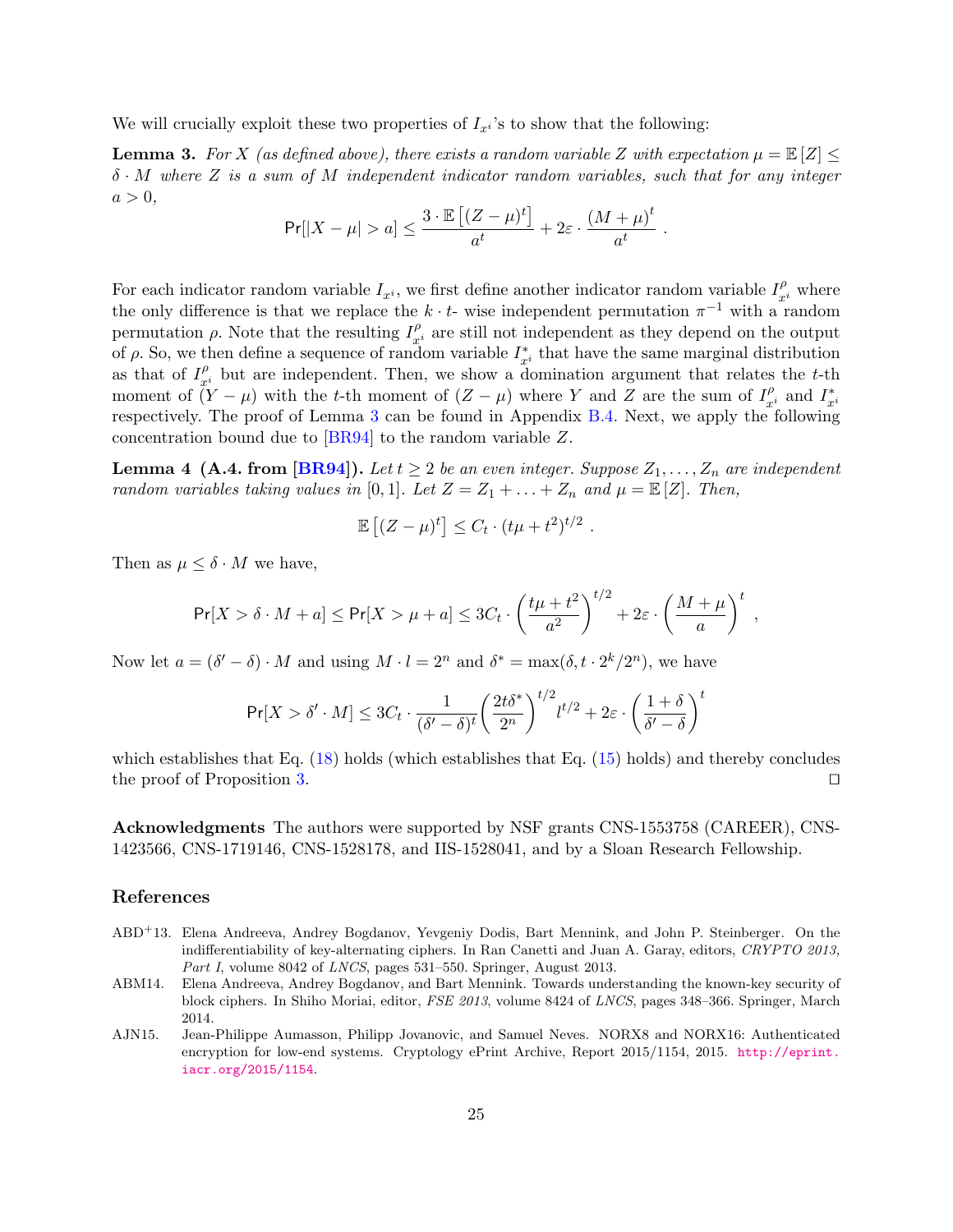We will crucially exploit these two properties of $I_{x^i}$'s to show that the following:

**Lemma 3.** *For $X$ (as defined above), there exists a random variable $Z$ with expectation $\mu = \mathbb{E}[Z] \leq \delta \cdot M$ where $Z$ is a sum of $M$ independent indicator random variables, such that for any integer $a > 0$,*

$$\Pr[|X - \mu| > a] \leq \frac{3 \cdot \mathbb{E}\left[(Z-\mu)^t\right]}{a^t} + 2\varepsilon \cdot \frac{(M+\mu)^t}{a^t} \ .$$

For each indicator random variable $I_{x^i}$, we first define another indicator random variable $I^{\rho}_{x^i}$ where the only difference is that we replace the $k \cdot t$- wise independent permutation $\pi^{-1}$ with a random permutation $\rho$. Note that the resulting $I^{\rho}_{x^i}$ are still not independent as they depend on the output of $\rho$. So, we then define a sequence of random variable $I^{*}_{x^i}$ that have the same marginal distribution as that of $I^{\rho}_{x^i}$ but are independent. Then, we show a domination argument that relates the $t$-th moment of $(Y - \mu)$ with the $t$-th moment of $(Z - \mu)$ where $Y$ and $Z$ are the sum of $I^{\rho}_{x^i}$ and $I^{*}_{x^i}$ respectively. The proof of Lemma 3 can be found in Appendix B.4. Next, we apply the following concentration bound due to [BR94] to the random variable $Z$.

**Lemma 4 (A.4. from [BR94]).** *Let $t \geq 2$ be an even integer. Suppose $Z_1, \ldots, Z_n$ are independent random variables taking values in $[0, 1]$. Let $Z = Z_1 + \ldots + Z_n$ and $\mu = \mathbb{E}[Z]$. Then,*

$$\mathbb{E}\left[(Z-\mu)^t\right] \leq C_t \cdot (t\mu + t^2)^{t/2} \ .$$

Then as $\mu \leq \delta \cdot M$ we have,

$$\Pr[X > \delta \cdot M + a] \leq \Pr[X > \mu + a] \leq 3C_t \cdot \left(\frac{t\mu + t^2}{a^2}\right)^{t/2} + 2\varepsilon \cdot \left(\frac{M+\mu}{a}\right)^t \ ,$$

Now let $a = (\delta' - \delta) \cdot M$ and using $M \cdot l = 2^n$ and $\delta^* = \max(\delta, t \cdot 2^k / 2^n)$, we have

$$\Pr[X > \delta' \cdot M] \leq 3C_t \cdot \frac{1}{(\delta' - \delta)^t}\left(\frac{2t\delta^*}{2^n}\right)^{t/2} l^{t/2} + 2\varepsilon \cdot \left(\frac{1+\delta}{\delta' - \delta}\right)^t$$

which establishes that Eq. (18) holds (which establishes that Eq. (15) holds) and thereby concludes the proof of Proposition 3. ◻

**Acknowledgments** The authors were supported by NSF grants CNS-1553758 (CAREER), CNS-1423566, CNS-1719146, CNS-1528178, and IIS-1528041, and by a Sloan Research Fellowship.

## References

ABD+13. Elena Andreeva, Andrey Bogdanov, Yevgeniy Dodis, Bart Mennink, and John P. Steinberger. On the indifferentiability of key-alternating ciphers. In Ran Canetti and Juan A. Garay, editors, *CRYPTO 2013, Part I*, volume 8042 of *LNCS*, pages 531–550. Springer, August 2013.

ABM14. Elena Andreeva, Andrey Bogdanov, and Bart Mennink. Towards understanding the known-key security of block ciphers. In Shiho Moriai, editor, *FSE 2013*, volume 8424 of *LNCS*, pages 348–366. Springer, March 2014.

AJN15. Jean-Philippe Aumasson, Philipp Jovanovic, and Samuel Neves. NORX8 and NORX16: Authenticated encryption for low-end systems. Cryptology ePrint Archive, Report 2015/1154, 2015. http://eprint.iacr.org/2015/1154.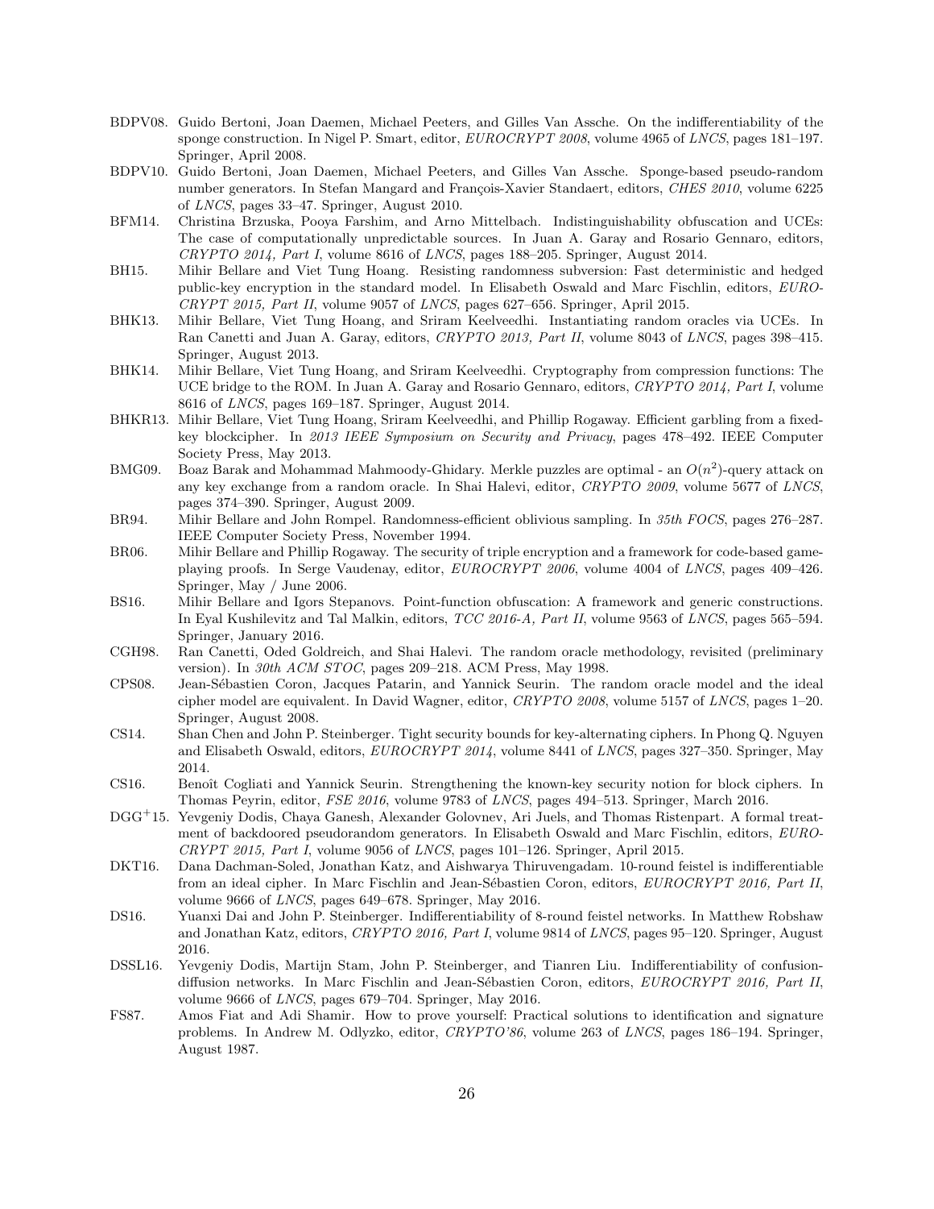BDPV08. Guido Bertoni, Joan Daemen, Michael Peeters, and Gilles Van Assche. On the indifferentiability of the sponge construction. In Nigel P. Smart, editor, *EUROCRYPT 2008*, volume 4965 of *LNCS*, pages 181–197. Springer, April 2008.

BDPV10. Guido Bertoni, Joan Daemen, Michael Peeters, and Gilles Van Assche. Sponge-based pseudo-random number generators. In Stefan Mangard and François-Xavier Standaert, editors, *CHES 2010*, volume 6225 of *LNCS*, pages 33–47. Springer, August 2010.

BFM14. Christina Brzuska, Pooya Farshim, and Arno Mittelbach. Indistinguishability obfuscation and UCEs: The case of computationally unpredictable sources. In Juan A. Garay and Rosario Gennaro, editors, *CRYPTO 2014, Part I*, volume 8616 of *LNCS*, pages 188–205. Springer, August 2014.

BH15. Mihir Bellare and Viet Tung Hoang. Resisting randomness subversion: Fast deterministic and hedged public-key encryption in the standard model. In Elisabeth Oswald and Marc Fischlin, editors, *EUROCRYPT 2015, Part II*, volume 9057 of *LNCS*, pages 627–656. Springer, April 2015.

BHK13. Mihir Bellare, Viet Tung Hoang, and Sriram Keelveedhi. Instantiating random oracles via UCEs. In Ran Canetti and Juan A. Garay, editors, *CRYPTO 2013, Part II*, volume 8043 of *LNCS*, pages 398–415. Springer, August 2013.

BHK14. Mihir Bellare, Viet Tung Hoang, and Sriram Keelveedhi. Cryptography from compression functions: The UCE bridge to the ROM. In Juan A. Garay and Rosario Gennaro, editors, *CRYPTO 2014, Part I*, volume 8616 of *LNCS*, pages 169–187. Springer, August 2014.

BHKR13. Mihir Bellare, Viet Tung Hoang, Sriram Keelveedhi, and Phillip Rogaway. Efficient garbling from a fixed-key blockcipher. In *2013 IEEE Symposium on Security and Privacy*, pages 478–492. IEEE Computer Society Press, May 2013.

BMG09. Boaz Barak and Mohammad Mahmoody-Ghidary. Merkle puzzles are optimal - an $O(n^2)$-query attack on any key exchange from a random oracle. In Shai Halevi, editor, *CRYPTO 2009*, volume 5677 of *LNCS*, pages 374–390. Springer, August 2009.

BR94. Mihir Bellare and John Rompel. Randomness-efficient oblivious sampling. In *35th FOCS*, pages 276–287. IEEE Computer Society Press, November 1994.

BR06. Mihir Bellare and Phillip Rogaway. The security of triple encryption and a framework for code-based game-playing proofs. In Serge Vaudenay, editor, *EUROCRYPT 2006*, volume 4004 of *LNCS*, pages 409–426. Springer, May / June 2006.

BS16. Mihir Bellare and Igors Stepanovs. Point-function obfuscation: A framework and generic constructions. In Eyal Kushilevitz and Tal Malkin, editors, *TCC 2016-A, Part II*, volume 9563 of *LNCS*, pages 565–594. Springer, January 2016.

CGH98. Ran Canetti, Oded Goldreich, and Shai Halevi. The random oracle methodology, revisited (preliminary version). In *30th ACM STOC*, pages 209–218. ACM Press, May 1998.

CPS08. Jean-Sébastien Coron, Jacques Patarin, and Yannick Seurin. The random oracle model and the ideal cipher model are equivalent. In David Wagner, editor, *CRYPTO 2008*, volume 5157 of *LNCS*, pages 1–20. Springer, August 2008.

CS14. Shan Chen and John P. Steinberger. Tight security bounds for key-alternating ciphers. In Phong Q. Nguyen and Elisabeth Oswald, editors, *EUROCRYPT 2014*, volume 8441 of *LNCS*, pages 327–350. Springer, May 2014.

CS16. Benoît Cogliati and Yannick Seurin. Strengthening the known-key security notion for block ciphers. In Thomas Peyrin, editor, *FSE 2016*, volume 9783 of *LNCS*, pages 494–513. Springer, March 2016.

DGG+15. Yevgeniy Dodis, Chaya Ganesh, Alexander Golovnev, Ari Juels, and Thomas Ristenpart. A formal treatment of backdoored pseudorandom generators. In Elisabeth Oswald and Marc Fischlin, editors, *EUROCRYPT 2015, Part I*, volume 9056 of *LNCS*, pages 101–126. Springer, April 2015.

DKT16. Dana Dachman-Soled, Jonathan Katz, and Aishwarya Thiruvengadam. 10-round feistel is indifferentiable from an ideal cipher. In Marc Fischlin and Jean-Sébastien Coron, editors, *EUROCRYPT 2016, Part II*, volume 9666 of *LNCS*, pages 649–678. Springer, May 2016.

DS16. Yuanxi Dai and John P. Steinberger. Indifferentiability of 8-round feistel networks. In Matthew Robshaw and Jonathan Katz, editors, *CRYPTO 2016, Part I*, volume 9814 of *LNCS*, pages 95–120. Springer, August 2016.

DSSL16. Yevgeniy Dodis, Martijn Stam, John P. Steinberger, and Tianren Liu. Indifferentiability of confusion-diffusion networks. In Marc Fischlin and Jean-Sébastien Coron, editors, *EUROCRYPT 2016, Part II*, volume 9666 of *LNCS*, pages 679–704. Springer, May 2016.

FS87. Amos Fiat and Adi Shamir. How to prove yourself: Practical solutions to identification and signature problems. In Andrew M. Odlyzko, editor, *CRYPTO'86*, volume 263 of *LNCS*, pages 186–194. Springer, August 1987.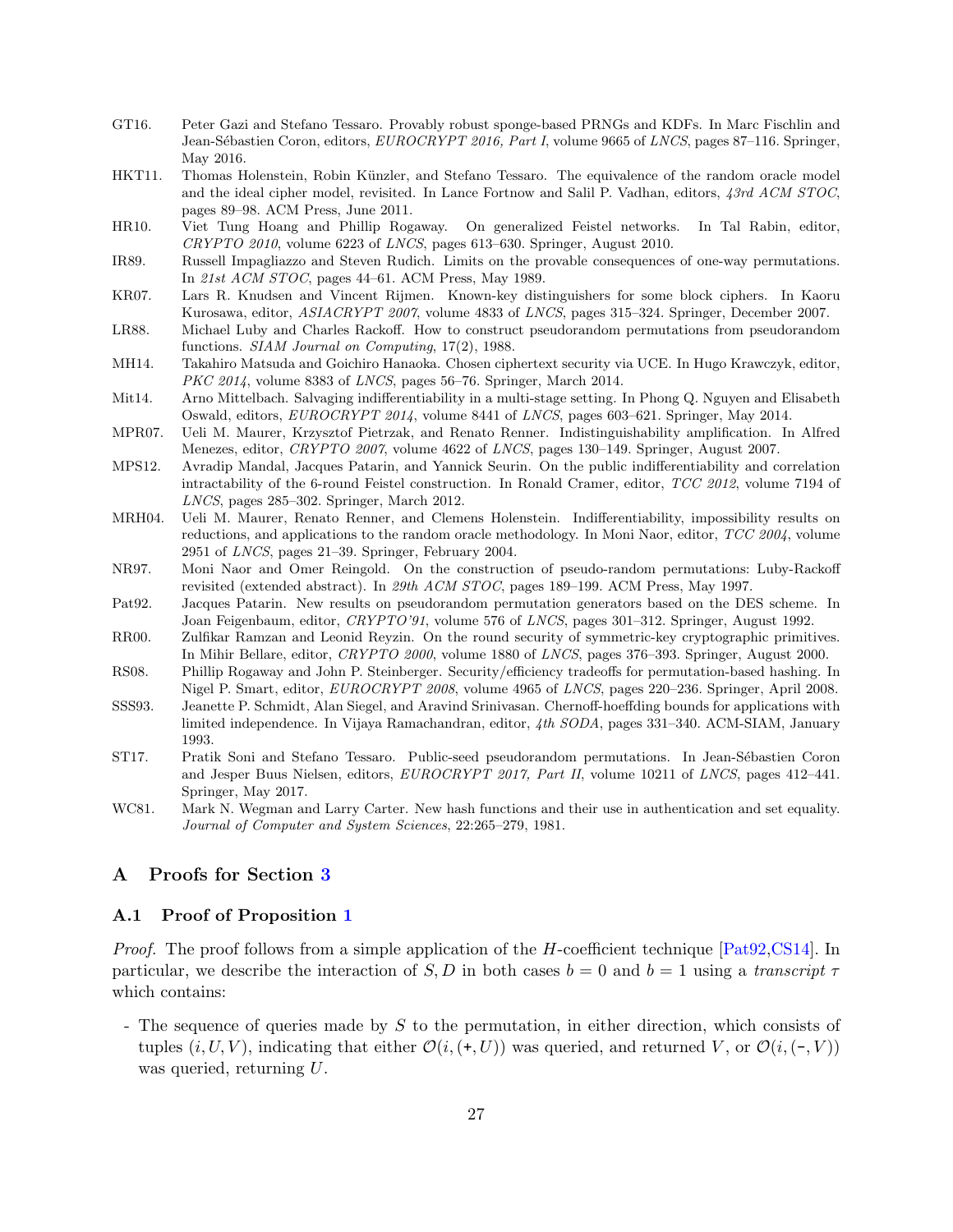GT16. Peter Gazi and Stefano Tessaro. Provably robust sponge-based PRNGs and KDFs. In Marc Fischlin and Jean-Sébastien Coron, editors, *EUROCRYPT 2016, Part I*, volume 9665 of *LNCS*, pages 87–116. Springer, May 2016.

HKT11. Thomas Holenstein, Robin Künzler, and Stefano Tessaro. The equivalence of the random oracle model and the ideal cipher model, revisited. In Lance Fortnow and Salil P. Vadhan, editors, *43rd ACM STOC*, pages 89–98. ACM Press, June 2011.

HR10. Viet Tung Hoang and Phillip Rogaway. On generalized Feistel networks. In Tal Rabin, editor, *CRYPTO 2010*, volume 6223 of *LNCS*, pages 613–630. Springer, August 2010.

IR89. Russell Impagliazzo and Steven Rudich. Limits on the provable consequences of one-way permutations. In *21st ACM STOC*, pages 44–61. ACM Press, May 1989.

KR07. Lars R. Knudsen and Vincent Rijmen. Known-key distinguishers for some block ciphers. In Kaoru Kurosawa, editor, *ASIACRYPT 2007*, volume 4833 of *LNCS*, pages 315–324. Springer, December 2007.

LR88. Michael Luby and Charles Rackoff. How to construct pseudorandom permutations from pseudorandom functions. *SIAM Journal on Computing*, 17(2), 1988.

MH14. Takahiro Matsuda and Goichiro Hanaoka. Chosen ciphertext security via UCE. In Hugo Krawczyk, editor, *PKC 2014*, volume 8383 of *LNCS*, pages 56–76. Springer, March 2014.

Mit14. Arno Mittelbach. Salvaging indifferentiability in a multi-stage setting. In Phong Q. Nguyen and Elisabeth Oswald, editors, *EUROCRYPT 2014*, volume 8441 of *LNCS*, pages 603–621. Springer, May 2014.

MPR07. Ueli M. Maurer, Krzysztof Pietrzak, and Renato Renner. Indistinguishability amplification. In Alfred Menezes, editor, *CRYPTO 2007*, volume 4622 of *LNCS*, pages 130–149. Springer, August 2007.

MPS12. Avradip Mandal, Jacques Patarin, and Yannick Seurin. On the public indifferentiability and correlation intractability of the 6-round Feistel construction. In Ronald Cramer, editor, *TCC 2012*, volume 7194 of *LNCS*, pages 285–302. Springer, March 2012.

MRH04. Ueli M. Maurer, Renato Renner, and Clemens Holenstein. Indifferentiability, impossibility results on reductions, and applications to the random oracle methodology. In Moni Naor, editor, *TCC 2004*, volume 2951 of *LNCS*, pages 21–39. Springer, February 2004.

NR97. Moni Naor and Omer Reingold. On the construction of pseudo-random permutations: Luby-Rackoff revisited (extended abstract). In *29th ACM STOC*, pages 189–199. ACM Press, May 1997.

Pat92. Jacques Patarin. New results on pseudorandom permutation generators based on the DES scheme. In Joan Feigenbaum, editor, *CRYPTO'91*, volume 576 of *LNCS*, pages 301–312. Springer, August 1992.

RR00. Zulfikar Ramzan and Leonid Reyzin. On the round security of symmetric-key cryptographic primitives. In Mihir Bellare, editor, *CRYPTO 2000*, volume 1880 of *LNCS*, pages 376–393. Springer, August 2000.

RS08. Phillip Rogaway and John P. Steinberger. Security/efficiency tradeoffs for permutation-based hashing. In Nigel P. Smart, editor, *EUROCRYPT 2008*, volume 4965 of *LNCS*, pages 220–236. Springer, April 2008.

SSS93. Jeanette P. Schmidt, Alan Siegel, and Aravind Srinivasan. Chernoff-hoeffding bounds for applications with limited independence. In Vijaya Ramachandran, editor, *4th SODA*, pages 331–340. ACM-SIAM, January 1993.

ST17. Pratik Soni and Stefano Tessaro. Public-seed pseudorandom permutations. In Jean-Sébastien Coron and Jesper Buus Nielsen, editors, *EUROCRYPT 2017, Part II*, volume 10211 of *LNCS*, pages 412–441. Springer, May 2017.

WC81. Mark N. Wegman and Larry Carter. New hash functions and their use in authentication and set equality. *Journal of Computer and System Sciences*, 22:265–279, 1981.

## A Proofs for Section 3

### A.1 Proof of Proposition 1

*Proof.* The proof follows from a simple application of the $H$-coefficient technique [Pat92,CS14]. In particular, we describe the interaction of $S, D$ in both cases $b = 0$ and $b = 1$ using a *transcript* $\tau$ which contains:

- The sequence of queries made by $S$ to the permutation, in either direction, which consists of tuples $(i, U, V)$, indicating that either $\mathcal{O}(i, (+, U))$ was queried, and returned $V$, or $\mathcal{O}(i, (-, V))$ was queried, returning $U$.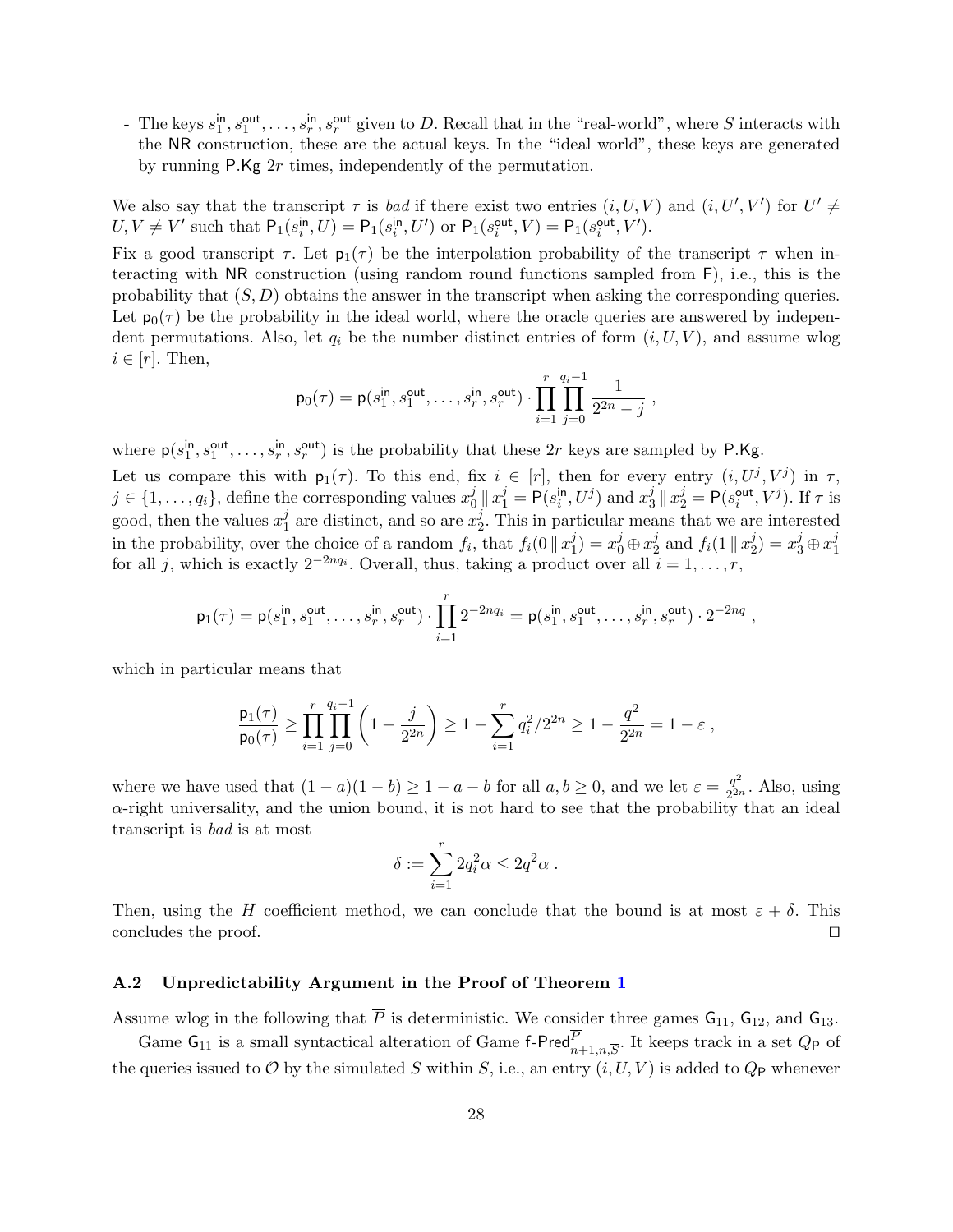- The keys $s_1^{\mathsf{in}}, s_1^{\mathsf{out}}, \ldots, s_r^{\mathsf{in}}, s_r^{\mathsf{out}}$ given to $D$. Recall that in the "real-world", where $S$ interacts with the NR construction, these are the actual keys. In the "ideal world", these keys are generated by running P.Kg $2r$ times, independently of the permutation.

We also say that the transcript $\tau$ is *bad* if there exist two entries $(i, U, V)$ and $(i, U', V')$ for $U' \neq U, V \neq V'$ such that $\mathsf{P}_1(s_i^{\mathsf{in}}, U) = \mathsf{P}_1(s_i^{\mathsf{in}}, U')$ or $\mathsf{P}_1(s_i^{\mathsf{out}}, V) = \mathsf{P}_1(s_i^{\mathsf{out}}, V')$.

Fix a good transcript $\tau$. Let $\mathsf{p}_1(\tau)$ be the interpolation probability of the transcript $\tau$ when interacting with NR construction (using random round functions sampled from F), i.e., this is the probability that $(S, D)$ obtains the answer in the transcript when asking the corresponding queries. Let $\mathsf{p}_0(\tau)$ be the probability in the ideal world, where the oracle queries are answered by independent permutations. Also, let $q_i$ be the number distinct entries of form $(i, U, V)$, and assume wlog $i \in [r]$. Then,

$$\mathsf{p}_0(\tau) = \mathsf{p}(s_1^{\mathsf{in}}, s_1^{\mathsf{out}}, \ldots, s_r^{\mathsf{in}}, s_r^{\mathsf{out}}) \cdot \prod_{i=1}^{r} \prod_{j=0}^{q_i - 1} \frac{1}{2^{2n} - j} ,$$

where $\mathsf{p}(s_1^{\mathsf{in}}, s_1^{\mathsf{out}}, \ldots, s_r^{\mathsf{in}}, s_r^{\mathsf{out}})$ is the probability that these $2r$ keys are sampled by P.Kg.

Let us compare this with $\mathsf{p}_1(\tau)$. To this end, fix $i \in [r]$, then for every entry $(i, U^j, V^j)$ in $\tau$, $j \in \{1, \ldots, q_i\}$, define the corresponding values $x_0^j \,\|\, x_1^j = \mathsf{P}(s_i^{\mathsf{in}}, U^j)$ and $x_3^j \,\|\, x_2^j = \mathsf{P}(s_i^{\mathsf{out}}, V^j)$. If $\tau$ is good, then the values $x_1^j$ are distinct, and so are $x_2^j$. This in particular means that we are interested in the probability, over the choice of a random $f_i$, that $f_i(0 \,\|\, x_1^j) = x_0^j \oplus x_2^j$ and $f_i(1 \,\|\, x_2^j) = x_3^j \oplus x_1^j$ for all $j$, which is exactly $2^{-2nq_i}$. Overall, thus, taking a product over all $i = 1, \ldots, r$,

$$\mathsf{p}_1(\tau) = \mathsf{p}(s_1^{\mathsf{in}}, s_1^{\mathsf{out}}, \ldots, s_r^{\mathsf{in}}, s_r^{\mathsf{out}}) \cdot \prod_{i=1}^{r} 2^{-2nq_i} = \mathsf{p}(s_1^{\mathsf{in}}, s_1^{\mathsf{out}}, \ldots, s_r^{\mathsf{in}}, s_r^{\mathsf{out}}) \cdot 2^{-2nq} ,$$

which in particular means that

$$\frac{\mathsf{p}_1(\tau)}{\mathsf{p}_0(\tau)} \geq \prod_{i=1}^{r} \prod_{j=0}^{q_i - 1} \left(1 - \frac{j}{2^{2n}}\right) \geq 1 - \sum_{i=1}^{r} q_i^2 / 2^{2n} \geq 1 - \frac{q^2}{2^{2n}} = 1 - \varepsilon ,$$

where we have used that $(1-a)(1-b) \geq 1 - a - b$ for all $a, b \geq 0$, and we let $\varepsilon = \frac{q^2}{2^{2n}}$. Also, using $\alpha$-right universality, and the union bound, it is not hard to see that the probability that an ideal transcript is *bad* is at most

$$\delta := \sum_{i=1}^{r} 2q_i^2 \alpha \leq 2q^2 \alpha .$$

Then, using the $H$ coefficient method, we can conclude that the bound is at most $\varepsilon + \delta$. This concludes the proof. $\square$

### A.2 Unpredictability Argument in the Proof of Theorem 1

Assume wlog in the following that $\overline{P}$ is deterministic. We consider three games $\mathsf{G}_{11}$, $\mathsf{G}_{12}$, and $\mathsf{G}_{13}$.

Game $\mathsf{G}_{11}$ is a small syntactical alteration of Game $\mathsf{f\text{-}Pred}^{\overline{P}}_{n+1,n,\overline{S}}$. It keeps track in a set $Q_{\mathsf{P}}$ of the queries issued to $\overline{\mathcal{O}}$ by the simulated $S$ within $\overline{S}$, i.e., an entry $(i, U, V)$ is added to $Q_{\mathsf{P}}$ whenever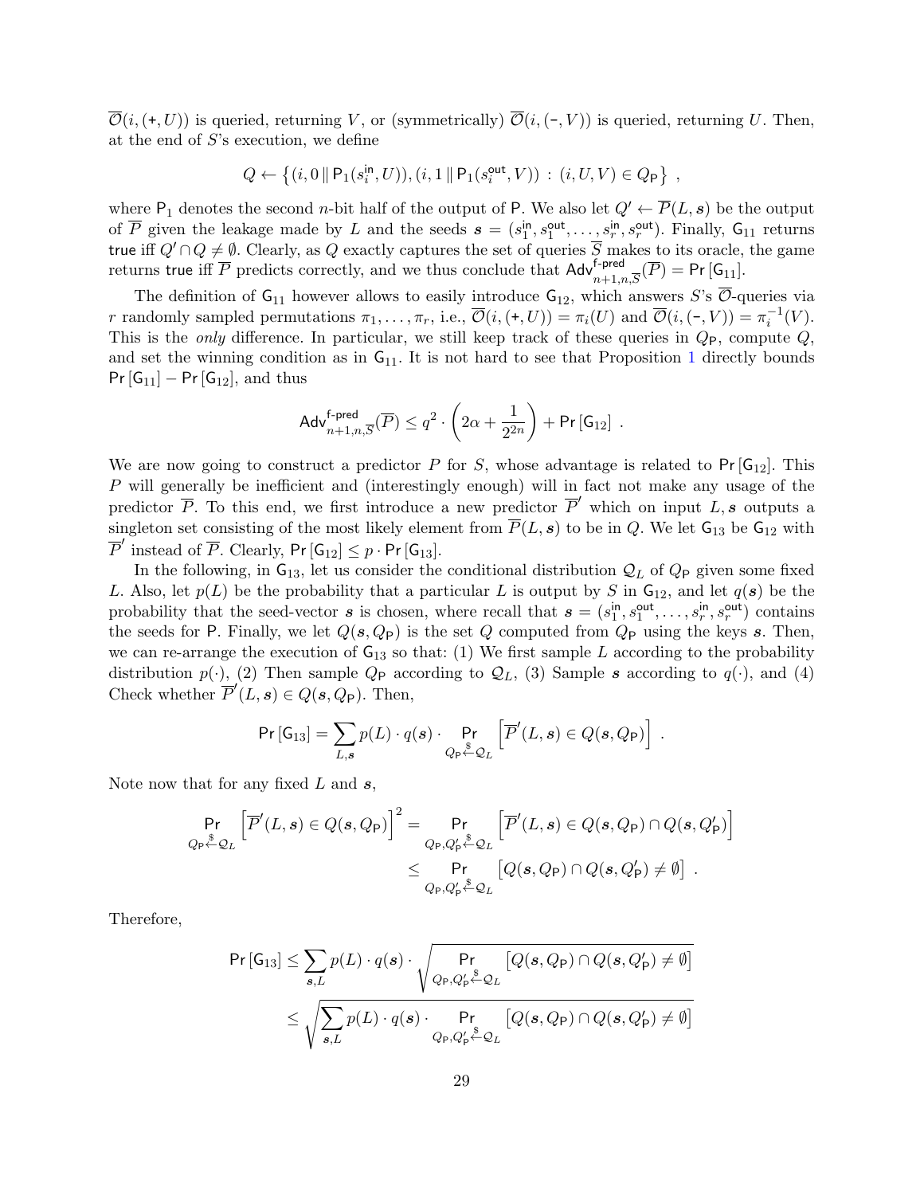$\overline{\mathcal{O}}(i, (+, U))$ is queried, returning $V$, or (symmetrically) $\overline{\mathcal{O}}(i, (-, V))$ is queried, returning $U$. Then, at the end of $S$'s execution, we define

$$Q \leftarrow \left\{(i, 0 \,\|\, \mathsf{P}_1(s_i^{\mathsf{in}}, U)), (i, 1 \,\|\, \mathsf{P}_1(s_i^{\mathsf{out}}, V)) \,:\, (i, U, V) \in Q_{\mathsf{P}}\right\} ,$$

where $\mathsf{P}_1$ denotes the second $n$-bit half of the output of $\mathsf{P}$. We also let $Q' \leftarrow \overline{P}(L, \boldsymbol{s})$ be the output of $\overline{P}$ given the leakage made by $L$ and the seeds $\boldsymbol{s} = (s_1^{\mathsf{in}}, s_1^{\mathsf{out}}, \ldots, s_r^{\mathsf{in}}, s_r^{\mathsf{out}})$. Finally, $\mathsf{G}_{11}$ returns $\mathsf{true}$ iff $Q' \cap Q \neq \emptyset$. Clearly, as $Q$ exactly captures the set of queries $\overline{S}$ makes to its oracle, the game returns $\mathsf{true}$ iff $\overline{P}$ predicts correctly, and we thus conclude that $\mathsf{Adv}^{\mathsf{f\text{-}pred}}_{n+1,n,\overline{S}}(\overline{P}) = \Pr[\mathsf{G}_{11}]$.

The definition of $\mathsf{G}_{11}$ however allows to easily introduce $\mathsf{G}_{12}$, which answers $S$'s $\overline{\mathcal{O}}$-queries via $r$ randomly sampled permutations $\pi_1, \ldots, \pi_r$, i.e., $\overline{\mathcal{O}}(i, (+, U)) = \pi_i(U)$ and $\overline{\mathcal{O}}(i, (-, V)) = \pi_i^{-1}(V)$. This is the *only* difference. In particular, we still keep track of these queries in $Q_{\mathsf{P}}$, compute $Q$, and set the winning condition as in $\mathsf{G}_{11}$. It is not hard to see that Proposition 1 directly bounds $\Pr[\mathsf{G}_{11}] - \Pr[\mathsf{G}_{12}]$, and thus

$$\mathsf{Adv}^{\mathsf{f\text{-}pred}}_{n+1,n,\overline{S}}(\overline{P}) \leq q^2 \cdot \left(2\alpha + \frac{1}{2^{2n}}\right) + \Pr[\mathsf{G}_{12}] \ .$$

We are now going to construct a predictor $P$ for $S$, whose advantage is related to $\Pr[\mathsf{G}_{12}]$. This $P$ will generally be inefficient and (interestingly enough) will in fact not make any usage of the predictor $\overline{P}$. To this end, we first introduce a new predictor $\overline{P}'$ which on input $L, \boldsymbol{s}$ outputs a singleton set consisting of the most likely element from $\overline{P}(L, \boldsymbol{s})$ to be in $Q$. We let $\mathsf{G}_{13}$ be $\mathsf{G}_{12}$ with $\overline{P}'$ instead of $\overline{P}$. Clearly, $\Pr[\mathsf{G}_{12}] \leq p \cdot \Pr[\mathsf{G}_{13}]$.

In the following, in $\mathsf{G}_{13}$, let us consider the conditional distribution $\mathcal{Q}_L$ of $Q_{\mathsf{P}}$ given some fixed $L$. Also, let $p(L)$ be the probability that a particular $L$ is output by $S$ in $\mathsf{G}_{12}$, and let $q(\boldsymbol{s})$ be the probability that the seed-vector $\boldsymbol{s}$ is chosen, where recall that $\boldsymbol{s} = (s_1^{\mathsf{in}}, s_1^{\mathsf{out}}, \ldots, s_r^{\mathsf{in}}, s_r^{\mathsf{out}})$ contains the seeds for $\mathsf{P}$. Finally, we let $Q(\boldsymbol{s}, Q_{\mathsf{P}})$ is the set $Q$ computed from $Q_{\mathsf{P}}$ using the keys $\boldsymbol{s}$. Then, we can re-arrange the execution of $\mathsf{G}_{13}$ so that: (1) We first sample $L$ according to the probability distribution $p(\cdot)$, (2) Then sample $Q_{\mathsf{P}}$ according to $\mathcal{Q}_L$, (3) Sample $\boldsymbol{s}$ according to $q(\cdot)$, and (4) Check whether $\overline{P}'(L, \boldsymbol{s}) \in Q(\boldsymbol{s}, Q_{\mathsf{P}})$. Then,

$$\Pr[\mathsf{G}_{13}] = \sum_{L, \boldsymbol{s}} p(L) \cdot q(\boldsymbol{s}) \cdot \Pr_{Q_{\mathsf{P}} \xleftarrow{\$} \mathcal{Q}_L}\left[\overline{P}'(L, \boldsymbol{s}) \in Q(\boldsymbol{s}, Q_{\mathsf{P}})\right] .$$

Note now that for any fixed $L$ and $\boldsymbol{s}$,

$$\begin{aligned}
\Pr_{Q_{\mathsf{P}} \xleftarrow{\$} \mathcal{Q}_L}\left[\overline{P}'(L, \boldsymbol{s}) \in Q(\boldsymbol{s}, Q_{\mathsf{P}})\right]^2 &= \Pr_{Q_{\mathsf{P}}, Q'_{\mathsf{P}} \xleftarrow{\$} \mathcal{Q}_L}\left[\overline{P}'(L, \boldsymbol{s}) \in Q(\boldsymbol{s}, Q_{\mathsf{P}}) \cap Q(\boldsymbol{s}, Q'_{\mathsf{P}})\right] \\
&\leq \Pr_{Q_{\mathsf{P}}, Q'_{\mathsf{P}} \xleftarrow{\$} \mathcal{Q}_L}\left[Q(\boldsymbol{s}, Q_{\mathsf{P}}) \cap Q(\boldsymbol{s}, Q'_{\mathsf{P}}) \neq \emptyset\right] .
\end{aligned}$$

Therefore,

$$\begin{aligned}
\Pr[\mathsf{G}_{13}] &\leq \sum_{\boldsymbol{s}, L} p(L) \cdot q(\boldsymbol{s}) \cdot \sqrt{\Pr_{Q_{\mathsf{P}}, Q'_{\mathsf{P}} \xleftarrow{\$} \mathcal{Q}_L}\left[Q(\boldsymbol{s}, Q_{\mathsf{P}}) \cap Q(\boldsymbol{s}, Q'_{\mathsf{P}}) \neq \emptyset\right]} \\
&\leq \sqrt{\sum_{\boldsymbol{s}, L} p(L) \cdot q(\boldsymbol{s}) \cdot \Pr_{Q_{\mathsf{P}}, Q'_{\mathsf{P}} \xleftarrow{\$} \mathcal{Q}_L}\left[Q(\boldsymbol{s}, Q_{\mathsf{P}}) \cap Q(\boldsymbol{s}, Q'_{\mathsf{P}}) \neq \emptyset\right]}
\end{aligned}$$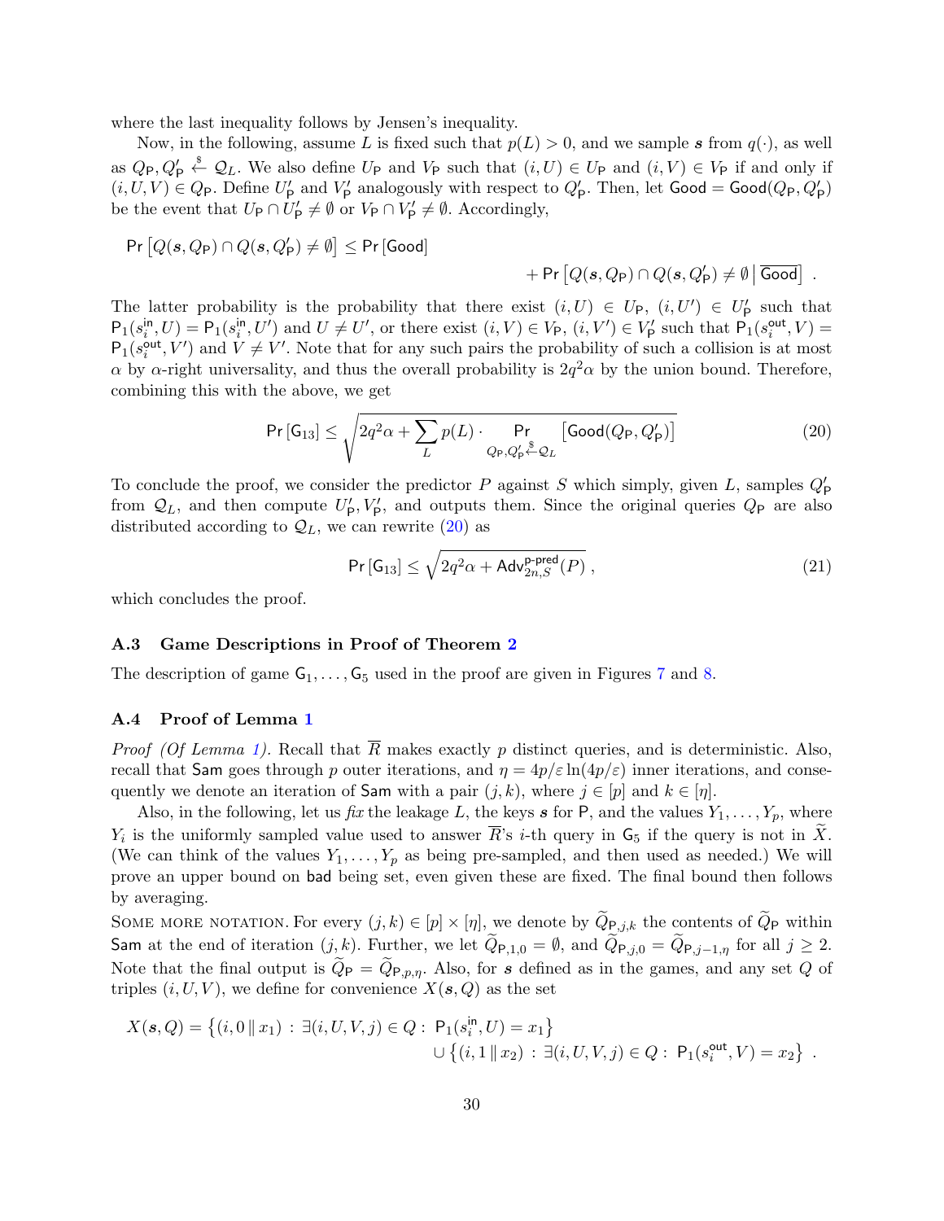where the last inequality follows by Jensen's inequality.

Now, in the following, assume $L$ is fixed such that $p(L) > 0$, and we sample $\boldsymbol{s}$ from $q(\cdot)$, as well as $Q_{\mathsf{P}}, Q'_{\mathsf{P}} \stackrel{\$}{\leftarrow} \mathcal{Q}_L$. We also define $U_{\mathsf{P}}$ and $V_{\mathsf{P}}$ such that $(i, U) \in U_{\mathsf{P}}$ and $(i, V) \in V_{\mathsf{P}}$ if and only if $(i, U, V) \in Q_{\mathsf{P}}$. Define $U'_{\mathsf{P}}$ and $V'_{\mathsf{P}}$ analogously with respect to $Q'_{\mathsf{P}}$. Then, let $\mathsf{Good} = \mathsf{Good}(Q_{\mathsf{P}}, Q'_{\mathsf{P}})$ be the event that $U_{\mathsf{P}} \cap U'_{\mathsf{P}} \neq \emptyset$ or $V_{\mathsf{P}} \cap V'_{\mathsf{P}} \neq \emptyset$. Accordingly,

$$\Pr\left[Q(\boldsymbol{s}, Q_{\mathsf{P}}) \cap Q(\boldsymbol{s}, Q'_{\mathsf{P}}) \neq \emptyset\right] \leq \Pr\left[\mathsf{Good}\right] + \Pr\left[Q(\boldsymbol{s}, Q_{\mathsf{P}}) \cap Q(\boldsymbol{s}, Q'_{\mathsf{P}}) \neq \emptyset \,\middle|\, \overline{\mathsf{Good}}\right] .$$

The latter probability is the probability that there exist $(i, U) \in U_{\mathsf{P}}$, $(i, U') \in U'_{\mathsf{P}}$ such that $\mathsf{P}_1(s_i^{\mathsf{in}}, U) = \mathsf{P}_1(s_i^{\mathsf{in}}, U')$ and $U \neq U'$, or there exist $(i, V) \in V_{\mathsf{P}}$, $(i, V') \in V'_{\mathsf{P}}$ such that $\mathsf{P}_1(s_i^{\mathsf{out}}, V) = \mathsf{P}_1(s_i^{\mathsf{out}}, V')$ and $V \neq V'$. Note that for any such pairs the probability of such a collision is at most $\alpha$ by $\alpha$-right universality, and thus the overall probability is $2q^2\alpha$ by the union bound. Therefore, combining this with the above, we get

$$\Pr\left[\mathsf{G}_{13}\right] \leq \sqrt{2q^2\alpha + \sum_L p(L) \cdot \Pr_{Q_{\mathsf{P}}, Q'_{\mathsf{P}} \stackrel{\$}{\leftarrow} \mathcal{Q}_L}\left[\mathsf{Good}(Q_{\mathsf{P}}, Q'_{\mathsf{P}})\right]} \tag{20}$$

To conclude the proof, we consider the predictor $P$ against $S$ which simply, given $L$, samples $Q'_{\mathsf{P}}$ from $\mathcal{Q}_L$, and then compute $U'_{\mathsf{P}}, V'_{\mathsf{P}}$, and outputs them. Since the original queries $Q_{\mathsf{P}}$ are also distributed according to $\mathcal{Q}_L$, we can rewrite (20) as

$$\Pr\left[\mathsf{G}_{13}\right] \leq \sqrt{2q^2\alpha + \mathsf{Adv}^{\mathsf{p\text{-}pred}}_{2n,S}(P)} , \tag{21}$$

which concludes the proof.

### A.3 Game Descriptions in Proof of Theorem 2

The description of game $\mathsf{G}_1, \ldots, \mathsf{G}_5$ used in the proof are given in Figures 7 and 8.

### A.4 Proof of Lemma 1

*Proof (Of Lemma 1).* Recall that $\overline{R}$ makes exactly $p$ distinct queries, and is deterministic. Also, recall that $\mathsf{Sam}$ goes through $p$ outer iterations, and $\eta = 4p/\varepsilon \ln(4p/\varepsilon)$ inner iterations, and consequently we denote an iteration of $\mathsf{Sam}$ with a pair $(j, k)$, where $j \in [p]$ and $k \in [\eta]$.

Also, in the following, let us *fix* the leakage $L$, the keys $\boldsymbol{s}$ for $\mathsf{P}$, and the values $Y_1, \ldots, Y_p$, where $Y_i$ is the uniformly sampled value used to answer $\overline{R}$'s $i$-th query in $\mathsf{G}_5$ if the query is not in $\widetilde{X}$. (We can think of the values $Y_1, \ldots, Y_p$ as being pre-sampled, and then used as needed.) We will prove an upper bound on $\mathsf{bad}$ being set, even given these are fixed. The final bound then follows by averaging.

Some more notation. For every $(j, k) \in [p] \times [\eta]$, we denote by $\widetilde{Q}_{\mathsf{P},j,k}$ the contents of $\widetilde{Q}_{\mathsf{P}}$ within $\mathsf{Sam}$ at the end of iteration $(j, k)$. Further, we let $\widetilde{Q}_{\mathsf{P},1,0} = \emptyset$, and $\widetilde{Q}_{\mathsf{P},j,0} = \widetilde{Q}_{\mathsf{P},j-1,\eta}$ for all $j \geq 2$. Note that the final output is $\widetilde{Q}_{\mathsf{P}} = \widetilde{Q}_{\mathsf{P},p,\eta}$. Also, for $\boldsymbol{s}$ defined as in the games, and any set $Q$ of triples $(i, U, V)$, we define for convenience $X(\boldsymbol{s}, Q)$ as the set

$$X(\boldsymbol{s}, Q) = \left\{(i, 0 \,\|\, x_1) : \exists (i, U, V, j) \in Q : \; \mathsf{P}_1(s_i^{\mathsf{in}}, U) = x_1\right\} \cup \left\{(i, 1 \,\|\, x_2) : \exists (i, U, V, j) \in Q : \; \mathsf{P}_1(s_i^{\mathsf{out}}, V) = x_2\right\} .$$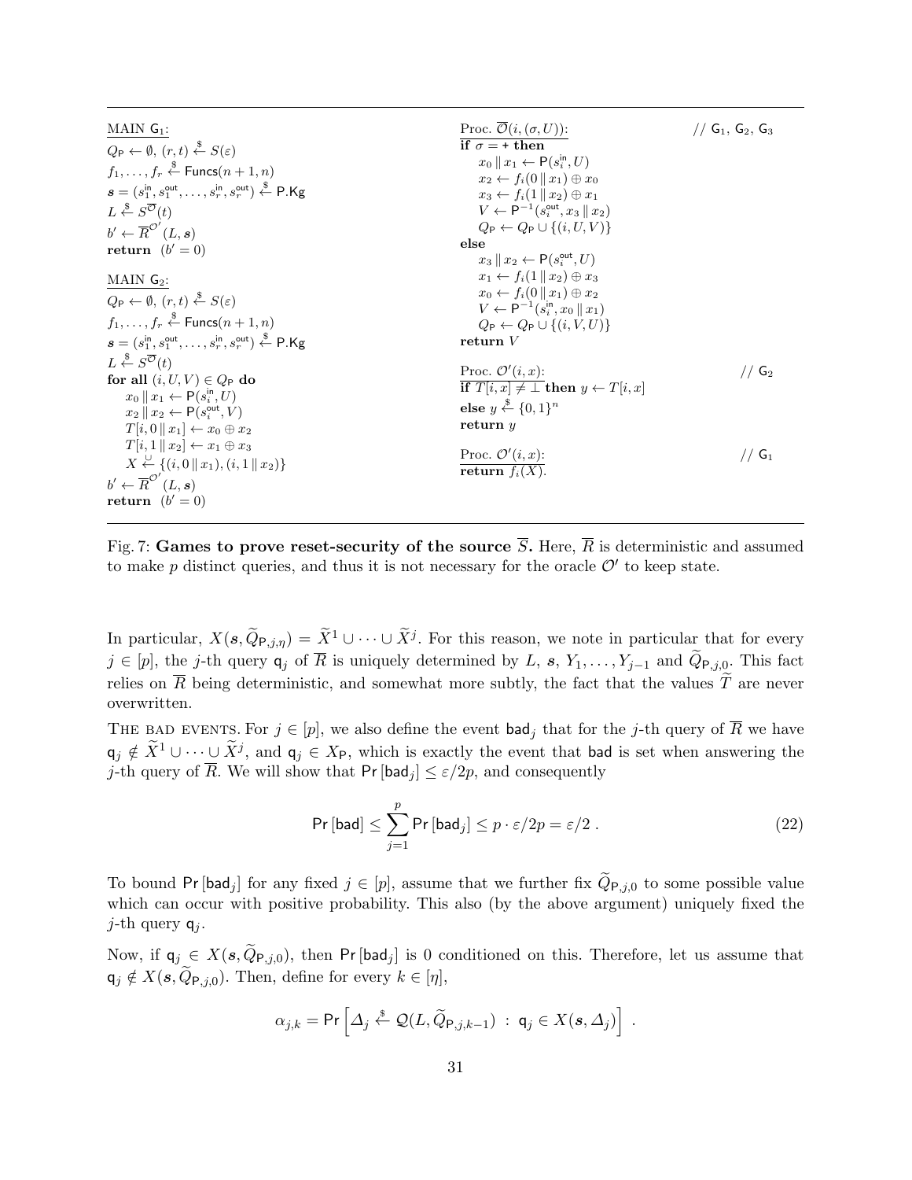```
MAIN G_1:
Q_P ← ∅, (r,t) ←$ S(ε)
f_1, ..., f_r ←$ Funcs(n+1, n)
s = (s_1^in, s_1^out, ..., s_r^in, s_r^out) ←$ P.Kg
L ←$ S^{O̅}(t)
b' ← R̅^{O'}(L, s)
return (b' = 0)

MAIN G_2:
Q_P ← ∅, (r,t) ←$ S(ε)
f_1, ..., f_r ←$ Funcs(n+1, n)
s = (s_1^in, s_1^out, ..., s_r^in, s_r^out) ←$ P.Kg
L ←$ S^{O̅}(t)
for all (i, U, V) ∈ Q_P do
    x_0 || x_1 ← P(s_i^in, U)
    x_2 || x_2 ← P(s_i^out, V)
    T[i, 0 || x_1] ← x_0 ⊕ x_2
    T[i, 1 || x_2] ← x_1 ⊕ x_3
    X ←∪ {(i, 0 || x_1), (i, 1 || x_2)}
b' ← R̅^{O'}(L, s)
return (b' = 0)

Proc. O̅(i, (σ, U)):                         // G_1, G_2, G_3
if σ = + then
    x_0 || x_1 ← P(s_i^in, U)
    x_2 ← f_i(0 || x_1) ⊕ x_0
    x_3 ← f_i(1 || x_2) ⊕ x_1
    V ← P^{-1}(s_i^out, x_3 || x_2)
    Q_P ← Q_P ∪ {(i, U, V)}
else
    x_3 || x_2 ← P(s_i^out, U)
    x_1 ← f_i(1 || x_2) ⊕ x_3
    x_0 ← f_i(0 || x_1) ⊕ x_2
    V ← P^{-1}(s_i^in, x_0 || x_1)
    Q_P ← Q_P ∪ {(i, V, U)}
return V

Proc. O'(i, x):                              // G_2
if T[i, x] ≠ ⊥ then y ← T[i, x]
else y ←$ {0,1}^n
return y

Proc. O'(i, x):                              // G_1
return f_i(X).
```

Fig. 7: **Games to prove reset-security of the source $\overline{S}$.** Here, $\overline{R}$ is deterministic and assumed to make $p$ distinct queries, and thus it is not necessary for the oracle $\mathcal{O}'$ to keep state.

In particular, $X(\boldsymbol{s}, \widetilde{Q}_{\mathsf{P},j,\eta}) = \widetilde{X}^1 \cup \cdots \cup \widetilde{X}^j$. For this reason, we note in particular that for every $j \in [p]$, the $j$-th query $\mathsf{q}_j$ of $\overline{R}$ is uniquely determined by $L$, $\boldsymbol{s}$, $Y_1, \ldots, Y_{j-1}$ and $\widetilde{Q}_{\mathsf{P},j,0}$. This fact relies on $\overline{R}$ being deterministic, and somewhat more subtly, the fact that the values $\widetilde{T}$ are never overwritten.

THE BAD EVENTS. For $j \in [p]$, we also define the event $\mathsf{bad}_j$ that for the $j$-th query of $\overline{R}$ we have $\mathsf{q}_j \notin \widetilde{X}^1 \cup \cdots \cup \widetilde{X}^j$, and $\mathsf{q}_j \in X_\mathsf{P}$, which is exactly the event that $\mathsf{bad}$ is set when answering the $j$-th query of $\overline{R}$. We will show that $\Pr[\mathsf{bad}_j] \le \varepsilon/2p$, and consequently

$$\Pr[\mathsf{bad}] \le \sum_{j=1}^{p} \Pr[\mathsf{bad}_j] \le p \cdot \varepsilon/2p = \varepsilon/2 \,. \tag{22}$$

To bound $\Pr[\mathsf{bad}_j]$ for any fixed $j \in [p]$, assume that we further fix $\widetilde{Q}_{\mathsf{P},j,0}$ to some possible value which can occur with positive probability. This also (by the above argument) uniquely fixed the $j$-th query $\mathsf{q}_j$.

Now, if $\mathsf{q}_j \in X(\boldsymbol{s}, \widetilde{Q}_{\mathsf{P},j,0})$, then $\Pr[\mathsf{bad}_j]$ is 0 conditioned on this. Therefore, let us assume that $\mathsf{q}_j \notin X(\boldsymbol{s}, \widetilde{Q}_{\mathsf{P},j,0})$. Then, define for every $k \in [\eta]$,

$$\alpha_{j,k} = \Pr\left[\Delta_j \xleftarrow{\$} \mathcal{Q}(L, \widetilde{Q}_{\mathsf{P},j,k-1}) \;:\; \mathsf{q}_j \in X(\boldsymbol{s}, \Delta_j)\right] \,.$$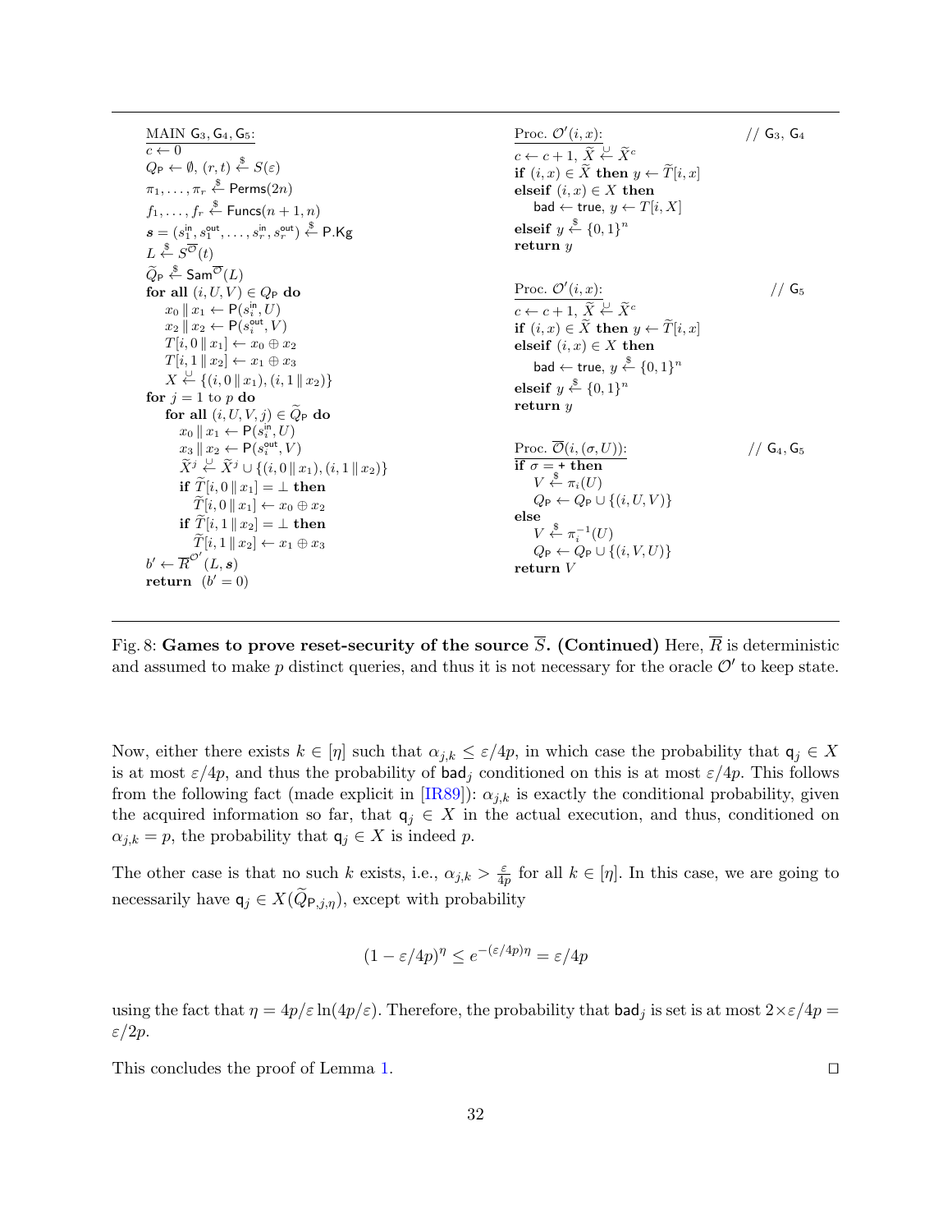```
MAIN G_3, G_4, G_5:
c ← 0
Q_P ← ∅, (r, t) ←$ S(ε)
π_1, ..., π_r ←$ Perms(2n)
f_1, ..., f_r ←$ Funcs(n + 1, n)
s = (s_1^in, s_1^out, ..., s_r^in, s_r^out) ←$ P.Kg
L ←$ S^{Ō}(t)
Q̃_P ←$ Sam^{Ō}(L)
for all (i, U, V) ∈ Q_P do
    x_0 ∥ x_1 ← P(s_i^in, U)
    x_2 ∥ x_2 ← P(s_i^out, V)
    T[i, 0 ∥ x_1] ← x_0 ⊕ x_2
    T[i, 1 ∥ x_2] ← x_1 ⊕ x_3
    X ←∪ {(i, 0 ∥ x_1), (i, 1 ∥ x_2)}
for j = 1 to p do
    for all (i, U, V, j) ∈ Q̃_P do
        x_0 ∥ x_1 ← P(s_i^in, U)
        x_3 ∥ x_2 ← P(s_i^out, V)
        X̃^j ←∪ X̃^j ∪ {(i, 0 ∥ x_1), (i, 1 ∥ x_2)}
        if T̃[i, 0 ∥ x_1] = ⊥ then
            T̃[i, 0 ∥ x_1] ← x_0 ⊕ x_2
        if T̃[i, 1 ∥ x_2] = ⊥ then
            T̃[i, 1 ∥ x_2] ← x_1 ⊕ x_3
b' ← R̄^{O'}(L, s)
return (b' = 0)

Proc. O'(i, x):                          // G_3, G_4
c ← c + 1, X̃ ←∪ X̃^c
if (i, x) ∈ X̃ then y ← T̃[i, x]
elseif (i, x) ∈ X then
    bad ← true, y ← T[i, X]
elseif y ←$ {0, 1}^n
return y

Proc. O'(i, x):                          // G_5
c ← c + 1, X̃ ←∪ X̃^c
if (i, x) ∈ X̃ then y ← T̃[i, x]
elseif (i, x) ∈ X then
    bad ← true, y ←$ {0, 1}^n
elseif y ←$ {0, 1}^n
return y

Proc. Ō(i, (σ, U)):                      // G_4, G_5
if σ = + then
    V ←$ π_i(U)
    Q_P ← Q_P ∪ {(i, U, V)}
else
    V ←$ π_i^{-1}(U)
    Q_P ← Q_P ∪ {(i, V, U)}
return V
```

Fig. 8: **Games to prove reset-security of the source $\overline{S}$. (Continued)** Here, $\overline{R}$ is deterministic and assumed to make $p$ distinct queries, and thus it is not necessary for the oracle $\mathcal{O}'$ to keep state.

Now, either there exists $k \in [\eta]$ such that $\alpha_{j,k} \leq \varepsilon/4p$, in which case the probability that $\mathsf{q}_j \in X$ is at most $\varepsilon/4p$, and thus the probability of $\mathsf{bad}_j$ conditioned on this is at most $\varepsilon/4p$. This follows from the following fact (made explicit in [IR89]): $\alpha_{j,k}$ is exactly the conditional probability, given the acquired information so far, that $\mathsf{q}_j \in X$ in the actual execution, and thus, conditioned on $\alpha_{j,k} = p$, the probability that $\mathsf{q}_j \in X$ is indeed $p$.

The other case is that no such $k$ exists, i.e., $\alpha_{j,k} > \frac{\varepsilon}{4p}$ for all $k \in [\eta]$. In this case, we are going to necessarily have $\mathsf{q}_j \in X(\widetilde{Q}_{\mathsf{P},j,\eta})$, except with probability

$$(1 - \varepsilon/4p)^{\eta} \leq e^{-(\varepsilon/4p)\eta} = \varepsilon/4p$$

using the fact that $\eta = 4p/\varepsilon \ln(4p/\varepsilon)$. Therefore, the probability that $\mathsf{bad}_j$ is set is at most $2 \times \varepsilon/4p = \varepsilon/2p$.

This concludes the proof of Lemma 1. ◻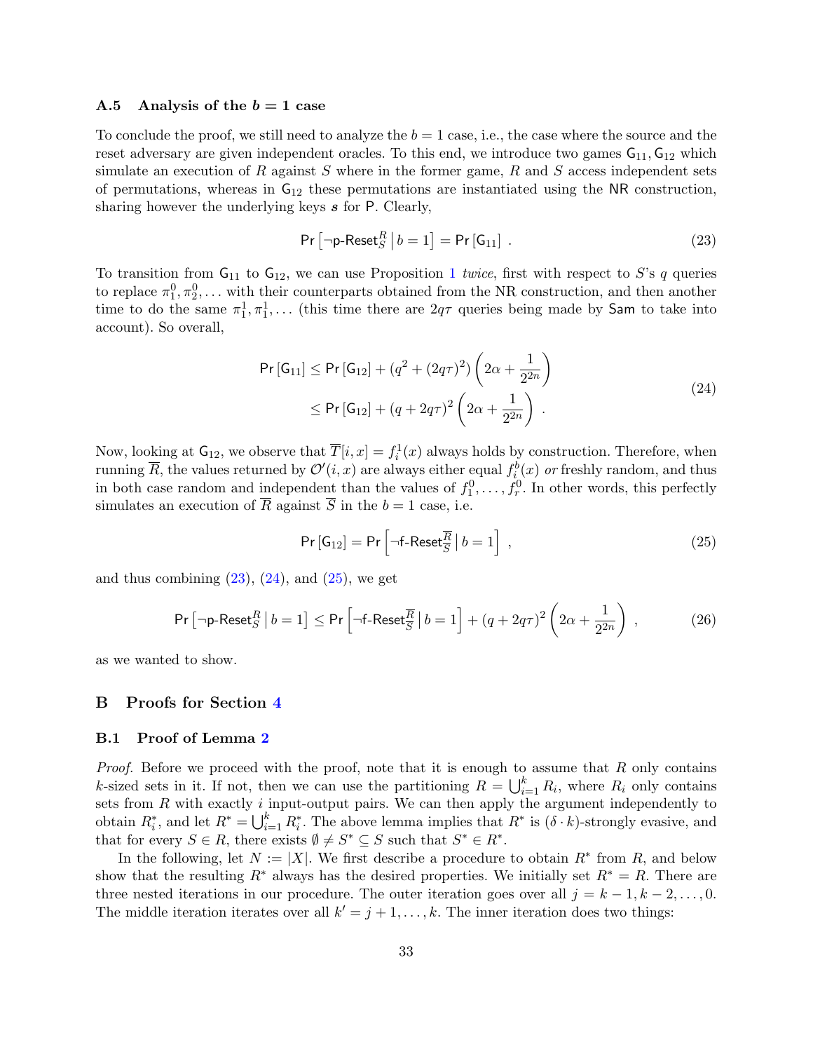### A.5 Analysis of the $b = 1$ case

To conclude the proof, we still need to analyze the $b = 1$ case, i.e., the case where the source and the reset adversary are given independent oracles. To this end, we introduce two games $\mathsf{G}_{11}, \mathsf{G}_{12}$ which simulate an execution of $R$ against $S$ where in the former game, $R$ and $S$ access independent sets of permutations, whereas in $\mathsf{G}_{12}$ these permutations are instantiated using the $\mathsf{NR}$ construction, sharing however the underlying keys $\boldsymbol{s}$ for $\mathsf{P}$. Clearly,

$$\Pr\left[\neg\text{p-Reset}_S^R \,\middle|\, b = 1\right] = \Pr\left[\mathsf{G}_{11}\right] \ . \tag{23}$$

To transition from $\mathsf{G}_{11}$ to $\mathsf{G}_{12}$, we can use Proposition 1 *twice*, first with respect to $S$'s $q$ queries to replace $\pi_1^0, \pi_2^0, \ldots$ with their counterparts obtained from the NR construction, and then another time to do the same $\pi_1^1, \pi_1^1, \ldots$ (this time there are $2q\tau$ queries being made by $\mathsf{Sam}$ to take into account). So overall,

$$\begin{aligned}
\Pr\left[\mathsf{G}_{11}\right] &\leq \Pr\left[\mathsf{G}_{12}\right] + (q^2 + (2q\tau)^2)\left(2\alpha + \frac{1}{2^{2n}}\right) \\
&\leq \Pr\left[\mathsf{G}_{12}\right] + (q + 2q\tau)^2\left(2\alpha + \frac{1}{2^{2n}}\right) \ .
\end{aligned} \tag{24}$$

Now, looking at $\mathsf{G}_{12}$, we observe that $\overline{T}[i, x] = f_i^1(x)$ always holds by construction. Therefore, when running $\overline{R}$, the values returned by $\mathcal{O}'(i, x)$ are always either equal $f_i^b(x)$ *or* freshly random, and thus in both case random and independent than the values of $f_1^0, \ldots, f_r^0$. In other words, this perfectly simulates an execution of $\overline{R}$ against $\overline{S}$ in the $b = 1$ case, i.e.

$$\Pr\left[\mathsf{G}_{12}\right] = \Pr\left[\neg\text{f-Reset}_{\overline{S}}^{\overline{R}} \,\middle|\, b = 1\right] \ , \tag{25}$$

and thus combining (23), (24), and (25), we get

$$\Pr\left[\neg\text{p-Reset}_S^R \,\middle|\, b = 1\right] \leq \Pr\left[\neg\text{f-Reset}_{\overline{S}}^{\overline{R}} \,\middle|\, b = 1\right] + (q + 2q\tau)^2\left(2\alpha + \frac{1}{2^{2n}}\right) \ , \tag{26}$$

as we wanted to show.

## B Proofs for Section 4

### B.1 Proof of Lemma 2

*Proof.* Before we proceed with the proof, note that it is enough to assume that $R$ only contains $k$-sized sets in it. If not, then we can use the partitioning $R = \bigcup_{i=1}^k R_i$, where $R_i$ only contains sets from $R$ with exactly $i$ input-output pairs. We can then apply the argument independently to obtain $R_i^*$, and let $R^* = \bigcup_{i=1}^k R_i^*$. The above lemma implies that $R^*$ is $(\delta \cdot k)$-strongly evasive, and that for every $S \in R$, there exists $\emptyset \neq S^* \subseteq S$ such that $S^* \in R^*$.

In the following, let $N := |X|$. We first describe a procedure to obtain $R^*$ from $R$, and below show that the resulting $R^*$ always has the desired properties. We initially set $R^* = R$. There are three nested iterations in our procedure. The outer iteration goes over all $j = k-1, k-2, \ldots, 0$. The middle iteration iterates over all $k' = j+1, \ldots, k$. The inner iteration does two things: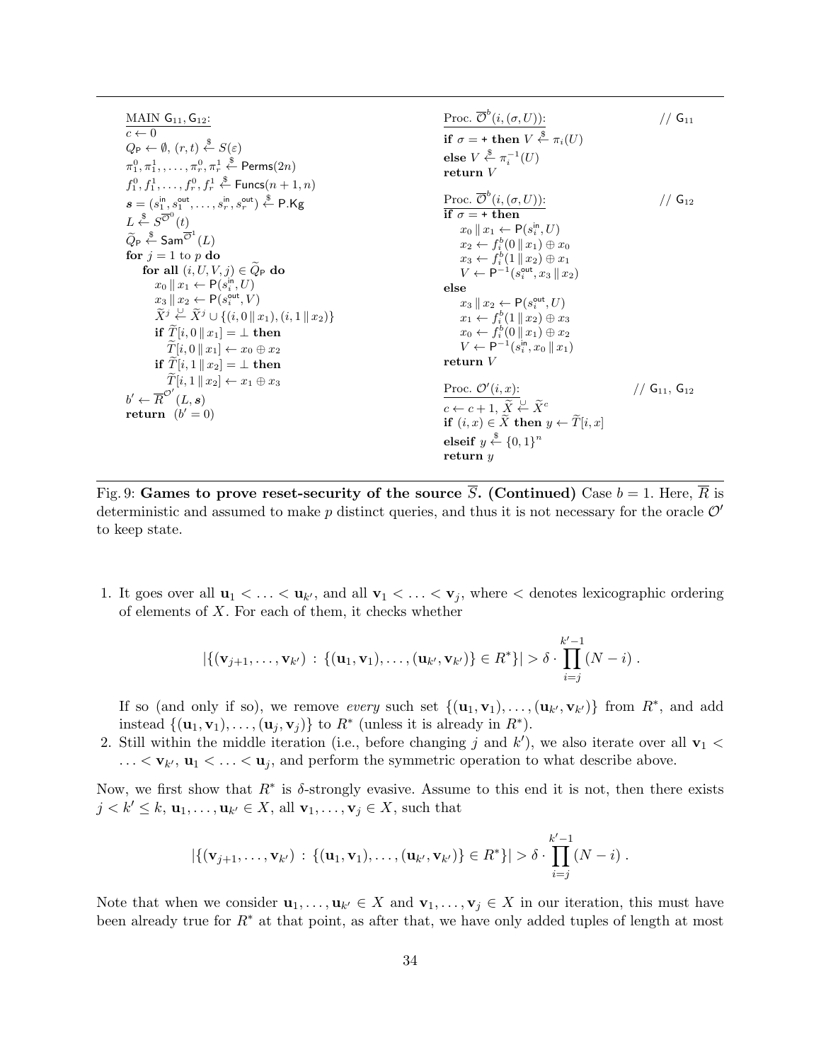```
MAIN G_11, G_12:
c ← 0
Q_P ← ∅, (r,t) ←$ S(ε)
π_1^0, π_1^1, ..., π_r^0, π_r^1 ←$ Perms(2n)
f_1^0, f_1^1, ..., f_r^0, f_r^1 ←$ Funcs(n+1, n)
s = (s_1^in, s_1^out, ..., s_r^in, s_r^out) ←$ P.Kg
L ←$ S^{O̅^0}(t)
Q̃_P ←$ Sam^{O̅^1}(L)
for j = 1 to p do
    for all (i, U, V, j) ∈ Q̃_P do
        x_0 || x_1 ← P(s_i^in, U)
        x_3 || x_2 ← P(s_i^out, V)
        X̃^j ←∪ X̃^j ∪ {(i, 0 || x_1), (i, 1 || x_2)}
        if T̃[i, 0 || x_1] = ⊥ then
            T̃[i, 0 || x_1] ← x_0 ⊕ x_2
        if T̃[i, 1 || x_2] = ⊥ then
            T̃[i, 1 || x_2] ← x_1 ⊕ x_3
b' ← R̅^{O'}(L, s)
return (b' = 0)

Proc. O̅^b(i, (σ, U)):                          // G_11
if σ = + then V ←$ π_i(U)
else V ←$ π_i^{-1}(U)
return V

Proc. O̅^b(i, (σ, U)):                          // G_12
if σ = + then
    x_0 || x_1 ← P(s_i^in, U)
    x_2 ← f_i^b(0 || x_1) ⊕ x_0
    x_3 ← f_i^b(1 || x_2) ⊕ x_1
    V ← P^{-1}(s_i^out, x_3 || x_2)
else
    x_3 || x_2 ← P(s_i^out, U)
    x_1 ← f_i^b(1 || x_2) ⊕ x_3
    x_0 ← f_i^b(0 || x_1) ⊕ x_2
    V ← P^{-1}(s_i^in, x_0 || x_1)
return V

Proc. O'(i, x):                                // G_11, G_12
c ← c + 1, X̃ ←∪ X̃^c
if (i, x) ∈ X̃ then y ← T̃[i, x]
elseif y ←$ {0,1}^n
return y
```

Fig. 9: **Games to prove reset-security of the source $\overline{S}$. (Continued)** Case $b = 1$. Here, $\overline{R}$ is deterministic and assumed to make $p$ distinct queries, and thus it is not necessary for the oracle $\mathcal{O}'$ to keep state.

1. It goes over all $\mathbf{u}_1 < \ldots < \mathbf{u}_{k'}$, and all $\mathbf{v}_1 < \ldots < \mathbf{v}_j$, where $<$ denotes lexicographic ordering of elements of $X$. For each of them, it checks whether

$$|\{(\mathbf{v}_{j+1}, \ldots, \mathbf{v}_{k'}) \,:\, \{(\mathbf{u}_1, \mathbf{v}_1), \ldots, (\mathbf{u}_{k'}, \mathbf{v}_{k'})\} \in R^*\}| > \delta \cdot \prod_{i=j}^{k'-1} (N - i) \,.$$

   If so (and only if so), we remove *every* such set $\{(\mathbf{u}_1, \mathbf{v}_1), \ldots, (\mathbf{u}_{k'}, \mathbf{v}_{k'})\}$ from $R^*$, and add instead $\{(\mathbf{u}_1, \mathbf{v}_1), \ldots, (\mathbf{u}_j, \mathbf{v}_j)\}$ to $R^*$ (unless it is already in $R^*$).

2. Still within the middle iteration (i.e., before changing $j$ and $k'$), we also iterate over all $\mathbf{v}_1 < \ldots < \mathbf{v}_{k'}$, $\mathbf{u}_1 < \ldots < \mathbf{u}_j$, and perform the symmetric operation to what describe above.

Now, we first show that $R^*$ is $\delta$-strongly evasive. Assume to this end it is not, then there exists $j < k' \leq k$, $\mathbf{u}_1, \ldots, \mathbf{u}_{k'} \in X$, all $\mathbf{v}_1, \ldots, \mathbf{v}_j \in X$, such that

$$|\{(\mathbf{v}_{j+1}, \ldots, \mathbf{v}_{k'}) \,:\, \{(\mathbf{u}_1, \mathbf{v}_1), \ldots, (\mathbf{u}_{k'}, \mathbf{v}_{k'})\} \in R^*\}| > \delta \cdot \prod_{i=j}^{k'-1} (N - i) \,.$$

Note that when we consider $\mathbf{u}_1, \ldots, \mathbf{u}_{k'} \in X$ and $\mathbf{v}_1, \ldots, \mathbf{v}_j \in X$ in our iteration, this must have been already true for $R^*$ at that point, as after that, we have only added tuples of length at most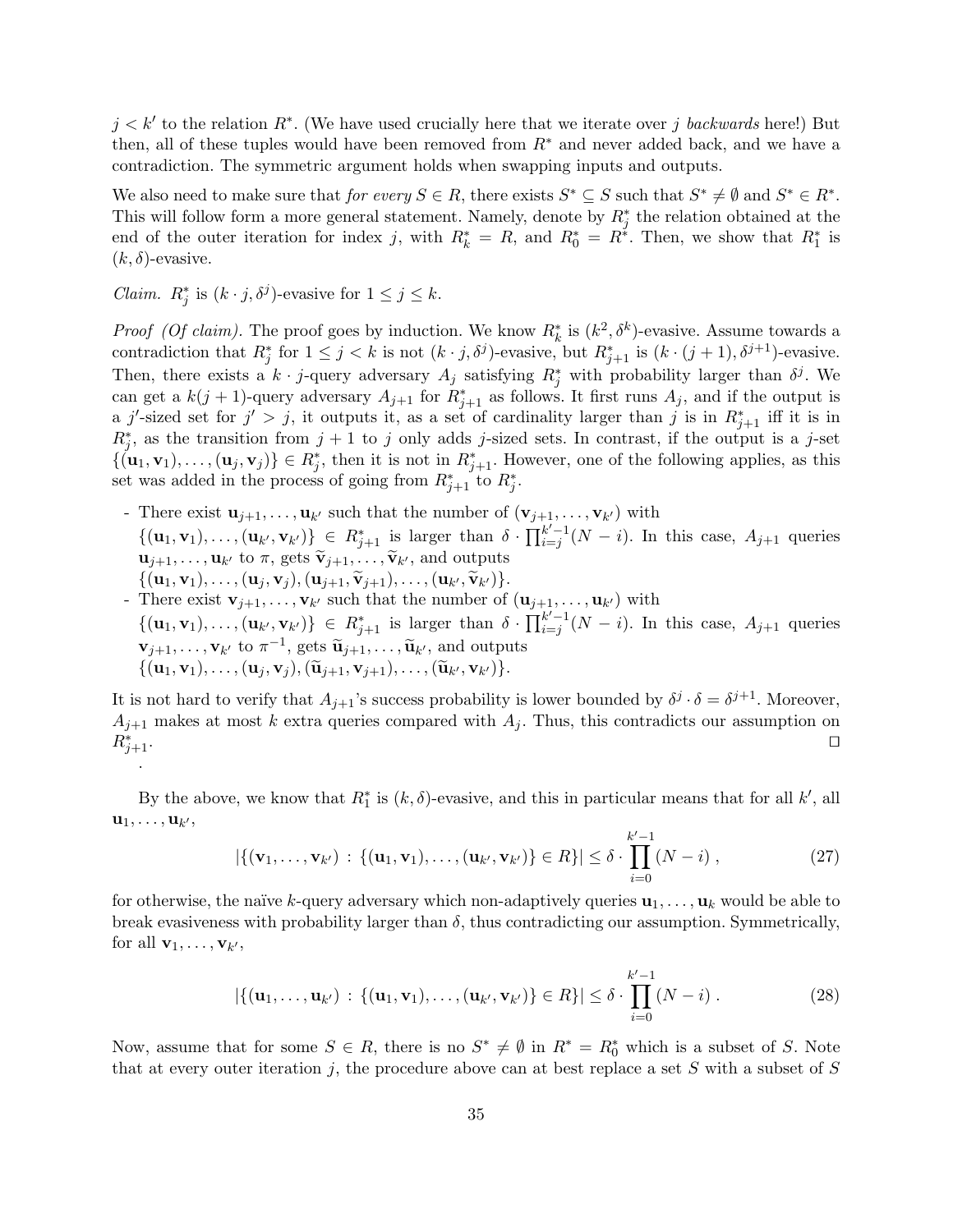$j < k'$ to the relation $R^*$. (We have used crucially here that we iterate over $j$ *backwards* here!) But then, all of these tuples would have been removed from $R^*$ and never added back, and we have a contradiction. The symmetric argument holds when swapping inputs and outputs.

We also need to make sure that *for every* $S \in R$, there exists $S^* \subseteq S$ such that $S^* \neq \emptyset$ and $S^* \in R^*$. This will follow form a more general statement. Namely, denote by $R^*_j$ the relation obtained at the end of the outer iteration for index $j$, with $R^*_k = R$, and $R^*_0 = R^*$. Then, we show that $R^*_1$ is $(k, \delta)$-evasive.

*Claim.* $R^*_j$ is $(k \cdot j, \delta^j)$-evasive for $1 \leq j \leq k$.

*Proof (Of claim).* The proof goes by induction. We know $R^*_k$ is $(k^2, \delta^k)$-evasive. Assume towards a contradiction that $R^*_j$ for $1 \leq j < k$ is not $(k \cdot j, \delta^j)$-evasive, but $R^*_{j+1}$ is $(k \cdot (j+1), \delta^{j+1})$-evasive. Then, there exists a $k \cdot j$-query adversary $A_j$ satisfying $R^*_j$ with probability larger than $\delta^j$. We can get a $k(j+1)$-query adversary $A_{j+1}$ for $R^*_{j+1}$ as follows. It first runs $A_j$, and if the output is a $j'$-sized set for $j' > j$, it outputs it, as a set of cardinality larger than $j$ is in $R^*_{j+1}$ iff it is in $R^*_j$, as the transition from $j+1$ to $j$ only adds $j$-sized sets. In contrast, if the output is a $j$-set $\{(\mathbf{u}_1, \mathbf{v}_1), \ldots, (\mathbf{u}_j, \mathbf{v}_j)\} \in R^*_j$, then it is not in $R^*_{j+1}$. However, one of the following applies, as this set was added in the process of going from $R^*_{j+1}$ to $R^*_j$.

- There exist $\mathbf{u}_{j+1}, \ldots, \mathbf{u}_{k'}$ such that the number of $(\mathbf{v}_{j+1}, \ldots, \mathbf{v}_{k'})$ with $\{(\mathbf{u}_1, \mathbf{v}_1), \ldots, (\mathbf{u}_{k'}, \mathbf{v}_{k'})\} \in R^*_{j+1}$ is larger than $\delta \cdot \prod_{i=j}^{k'-1}(N - i)$. In this case, $A_{j+1}$ queries $\mathbf{u}_{j+1}, \ldots, \mathbf{u}_{k'}$ to $\pi$, gets $\widetilde{\mathbf{v}}_{j+1}, \ldots, \widetilde{\mathbf{v}}_{k'}$, and outputs $\{(\mathbf{u}_1, \mathbf{v}_1), \ldots, (\mathbf{u}_j, \mathbf{v}_j), (\mathbf{u}_{j+1}, \widetilde{\mathbf{v}}_{j+1}), \ldots, (\mathbf{u}_{k'}, \widetilde{\mathbf{v}}_{k'})\}$.
- There exist $\mathbf{v}_{j+1}, \ldots, \mathbf{v}_{k'}$ such that the number of $(\mathbf{u}_{j+1}, \ldots, \mathbf{u}_{k'})$ with $\{(\mathbf{u}_1, \mathbf{v}_1), \ldots, (\mathbf{u}_{k'}, \mathbf{v}_{k'})\} \in R^*_{j+1}$ is larger than $\delta \cdot \prod_{i=j}^{k'-1}(N - i)$. In this case, $A_{j+1}$ queries $\mathbf{v}_{j+1}, \ldots, \mathbf{v}_{k'}$ to $\pi^{-1}$, gets $\widetilde{\mathbf{u}}_{j+1}, \ldots, \widetilde{\mathbf{u}}_{k'}$, and outputs $\{(\mathbf{u}_1, \mathbf{v}_1), \ldots, (\mathbf{u}_j, \mathbf{v}_j), (\widetilde{\mathbf{u}}_{j+1}, \mathbf{v}_{j+1}), \ldots, (\widetilde{\mathbf{u}}_{k'}, \mathbf{v}_{k'})\}$.

It is not hard to verify that $A_{j+1}$'s success probability is lower bounded by $\delta^j \cdot \delta = \delta^{j+1}$. Moreover, $A_{j+1}$ makes at most $k$ extra queries compared with $A_j$. Thus, this contradicts our assumption on $R^*_{j+1}$. ◻

By the above, we know that $R^*_1$ is $(k, \delta)$-evasive, and this in particular means that for all $k'$, all $\mathbf{u}_1, \ldots, \mathbf{u}_{k'}$,

$$|\{(\mathbf{v}_1, \ldots, \mathbf{v}_{k'}) \,:\, \{(\mathbf{u}_1, \mathbf{v}_1), \ldots, (\mathbf{u}_{k'}, \mathbf{v}_{k'})\} \in R\}| \leq \delta \cdot \prod_{i=0}^{k'-1} (N - i) \,, \tag{27}$$

for otherwise, the naïve $k$-query adversary which non-adaptively queries $\mathbf{u}_1, \ldots, \mathbf{u}_k$ would be able to break evasiveness with probability larger than $\delta$, thus contradicting our assumption. Symmetrically, for all $\mathbf{v}_1, \ldots, \mathbf{v}_{k'}$,

$$|\{(\mathbf{u}_1, \ldots, \mathbf{u}_{k'}) \,:\, \{(\mathbf{u}_1, \mathbf{v}_1), \ldots, (\mathbf{u}_{k'}, \mathbf{v}_{k'})\} \in R\}| \leq \delta \cdot \prod_{i=0}^{k'-1} (N - i) \,. \tag{28}$$

Now, assume that for some $S \in R$, there is no $S^* \neq \emptyset$ in $R^* = R^*_0$ which is a subset of $S$. Note that at every outer iteration $j$, the procedure above can at best replace a set $S$ with a subset of $S$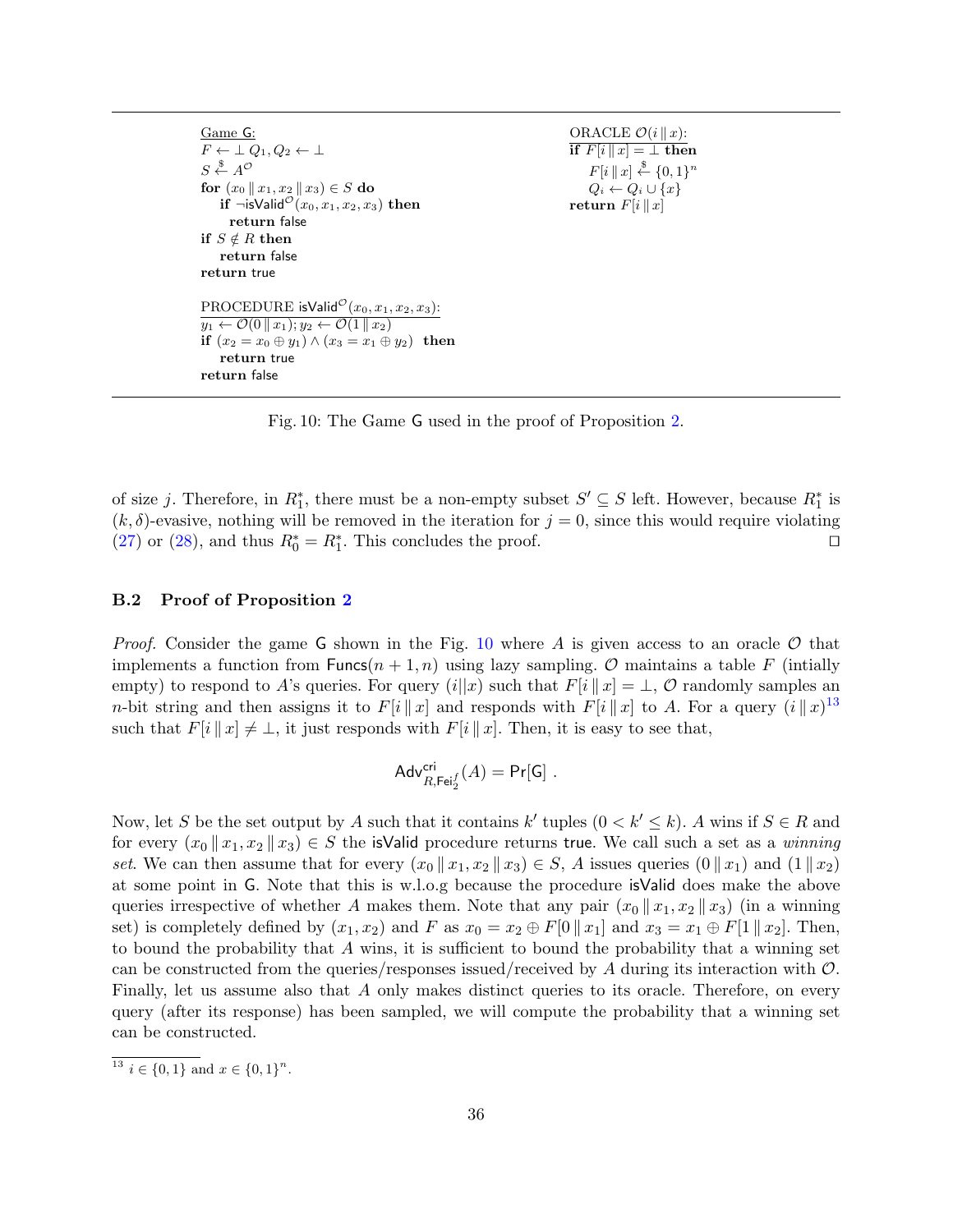```
Game G:
F ← ⊥ Q_1, Q_2 ← ⊥
S ←$ A^O
for (x_0 ∥ x_1, x_2 ∥ x_3) ∈ S do
    if ¬isValid^O(x_0, x_1, x_2, x_3) then
      return false
if S ∉ R then
    return false
return true

PROCEDURE isValid^O(x_0, x_1, x_2, x_3):
y_1 ← O(0 ∥ x_1); y_2 ← O(1 ∥ x_2)
if (x_2 = x_0 ⊕ y_1) ∧ (x_3 = x_1 ⊕ y_2) then
    return true
return false

ORACLE O(i ∥ x):
if F[i ∥ x] = ⊥ then
    F[i ∥ x] ←$ {0,1}^n
    Q_i ← Q_i ∪ {x}
return F[i ∥ x]
```

Fig. 10: The Game G used in the proof of Proposition 2.

of size $j$. Therefore, in $R_1^*$, there must be a non-empty subset $S' \subseteq S$ left. However, because $R_1^*$ is $(k, \delta)$-evasive, nothing will be removed in the iteration for $j = 0$, since this would require violating (27) or (28), and thus $R_0^* = R_1^*$. This concludes the proof. □

### B.2 Proof of Proposition 2

*Proof.* Consider the game G shown in the Fig. 10 where $A$ is given access to an oracle $\mathcal{O}$ that implements a function from $\mathsf{Funcs}(n+1, n)$ using lazy sampling. $\mathcal{O}$ maintains a table $F$ (intially empty) to respond to $A$'s queries. For query $(i \| x)$ such that $F[i \,\|\, x] = \perp$, $\mathcal{O}$ randomly samples an $n$-bit string and then assigns it to $F[i \,\|\, x]$ and responds with $F[i \,\|\, x]$ to $A$. For a query $(i \,\|\, x)$[13] such that $F[i \,\|\, x] \neq \perp$, it just responds with $F[i \,\|\, x]$. Then, it is easy to see that,

$$\mathsf{Adv}^{\mathsf{cri}}_{R, \mathsf{Fei}_2^f}(A) = \Pr[\mathsf{G}] \ .$$

Now, let $S$ be the set output by $A$ such that it contains $k'$ tuples ($0 < k' \leq k$). $A$ wins if $S \in R$ and for every $(x_0 \,\|\, x_1, x_2 \,\|\, x_3) \in S$ the isValid procedure returns true. We call such a set as a *winning set*. We can then assume that for every $(x_0 \,\|\, x_1, x_2 \,\|\, x_3) \in S$, $A$ issues queries $(0 \,\|\, x_1)$ and $(1 \,\|\, x_2)$ at some point in G. Note that this is w.l.o.g because the procedure isValid does make the above queries irrespective of whether $A$ makes them. Note that any pair $(x_0 \,\|\, x_1, x_2 \,\|\, x_3)$ (in a winning set) is completely defined by $(x_1, x_2)$ and $F$ as $x_0 = x_2 \oplus F[0 \,\|\, x_1]$ and $x_3 = x_1 \oplus F[1 \,\|\, x_2]$. Then, to bound the probability that $A$ wins, it is sufficient to bound the probability that a winning set can be constructed from the queries/responses issued/received by $A$ during its interaction with $\mathcal{O}$. Finally, let us assume also that $A$ only makes distinct queries to its oracle. Therefore, on every query (after its response) has been sampled, we will compute the probability that a winning set can be constructed.

[13] $i \in \{0, 1\}$ and $x \in \{0, 1\}^n$.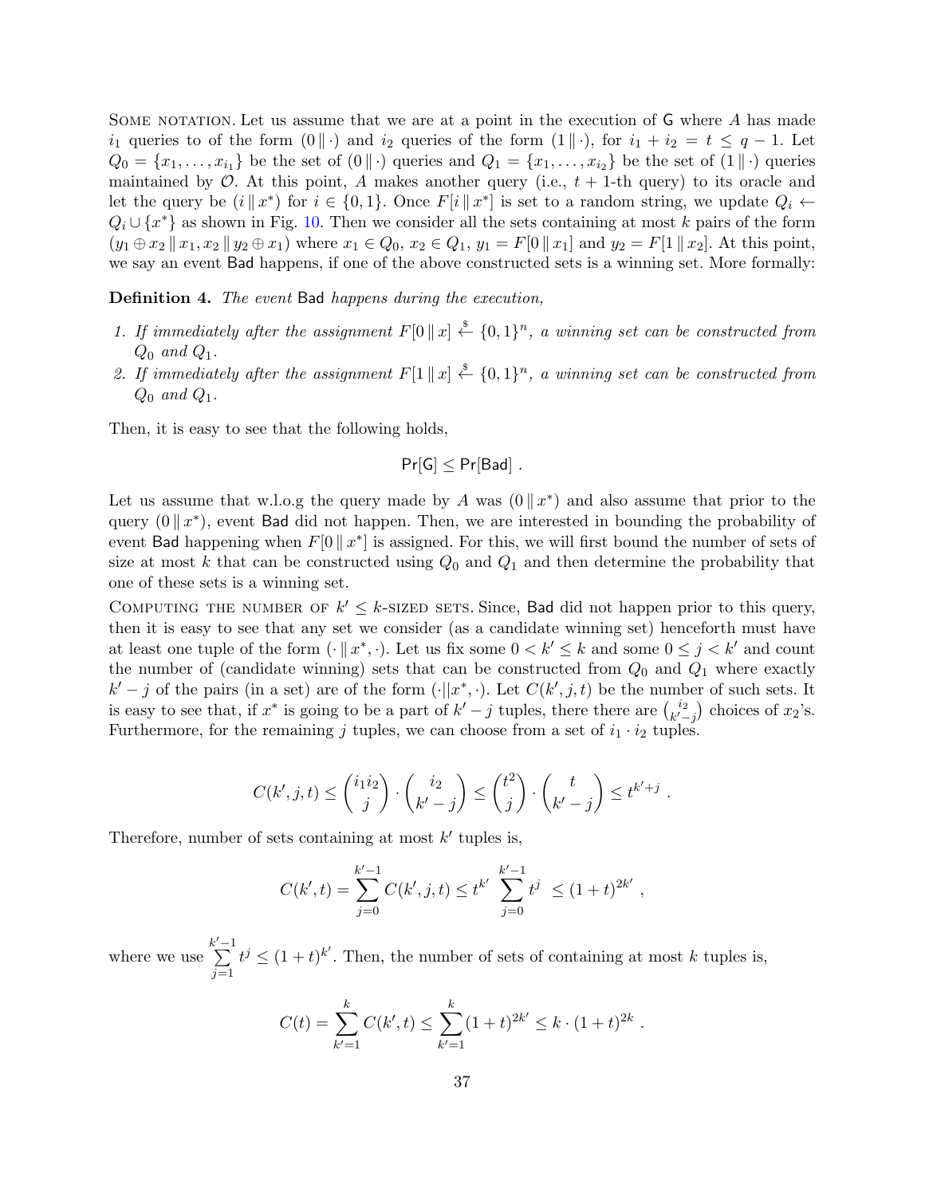SOME NOTATION. Let us assume that we are at a point in the execution of $\mathsf{G}$ where $A$ has made $i_1$ queries to of the form $(0 \,\|\, \cdot)$ and $i_2$ queries of the form $(1 \,\|\, \cdot)$, for $i_1 + i_2 = t \leq q - 1$. Let $Q_0 = \{x_1, \ldots, x_{i_1}\}$ be the set of $(0 \,\|\, \cdot)$ queries and $Q_1 = \{x_1, \ldots, x_{i_2}\}$ be the set of $(1 \,\|\, \cdot)$ queries maintained by $\mathcal{O}$. At this point, $A$ makes another query (i.e., $t+1$-th query) to its oracle and let the query be $(i \,\|\, x^*)$ for $i \in \{0, 1\}$. Once $F[i \,\|\, x^*]$ is set to a random string, we update $Q_i \leftarrow Q_i \cup \{x^*\}$ as shown in Fig. 10. Then we consider all the sets containing at most $k$ pairs of the form $(y_1 \oplus x_2 \,\|\, x_1, x_2 \,\|\, y_2 \oplus x_1)$ where $x_1 \in Q_0$, $x_2 \in Q_1$, $y_1 = F[0 \,\|\, x_1]$ and $y_2 = F[1 \,\|\, x_2]$. At this point, we say an event $\mathsf{Bad}$ happens, if one of the above constructed sets is a winning set. More formally:

**Definition 4.** *The event* $\mathsf{Bad}$ *happens during the execution,*

1. *If immediately after the assignment* $F[0 \,\|\, x] \xleftarrow{\$} \{0,1\}^n$*, a winning set can be constructed from* $Q_0$ *and* $Q_1$*.*
2. *If immediately after the assignment* $F[1 \,\|\, x] \xleftarrow{\$} \{0,1\}^n$*, a winning set can be constructed from* $Q_0$ *and* $Q_1$*.*

Then, it is easy to see that the following holds,

$$\Pr[\mathsf{G}] \leq \Pr[\mathsf{Bad}] \ .$$

Let us assume that w.l.o.g the query made by $A$ was $(0 \,\|\, x^*)$ and also assume that prior to the query $(0 \,\|\, x^*)$, event $\mathsf{Bad}$ did not happen. Then, we are interested in bounding the probability of event $\mathsf{Bad}$ happening when $F[0 \,\|\, x^*]$ is assigned. For this, we will first bound the number of sets of size at most $k$ that can be constructed using $Q_0$ and $Q_1$ and then determine the probability that one of these sets is a winning set.

COMPUTING THE NUMBER OF $k' \leq k$-SIZED SETS. Since, $\mathsf{Bad}$ did not happen prior to this query, then it is easy to see that any set we consider (as a candidate winning set) henceforth must have at least one tuple of the form $(\cdot \,\|\, x^*, \cdot)$. Let us fix some $0 < k' \leq k$ and some $0 \leq j < k'$ and count the number of (candidate winning) sets that can be constructed from $Q_0$ and $Q_1$ where exactly $k' - j$ of the pairs (in a set) are of the form $(\cdot || x^*, \cdot)$. Let $C(k', j, t)$ be the number of such sets. It is easy to see that, if $x^*$ is going to be a part of $k' - j$ tuples, there there are $\binom{i_2}{k'-j}$ choices of $x_2$'s. Furthermore, for the remaining $j$ tuples, we can choose from a set of $i_1 \cdot i_2$ tuples.

$$C(k', j, t) \leq \binom{i_1 i_2}{j} \cdot \binom{i_2}{k' - j} \leq \binom{t^2}{j} \cdot \binom{t}{k' - j} \leq t^{k' + j} \ .$$

Therefore, number of sets containing at most $k'$ tuples is,

$$C(k', t) = \sum_{j=0}^{k'-1} C(k', j, t) \leq t^{k'} \sum_{j=0}^{k'-1} t^j \ \leq (1+t)^{2k'} \ ,$$

where we use $\sum\limits_{j=1}^{k'-1} t^j \leq (1+t)^{k'}$. Then, the number of sets of containing at most $k$ tuples is,

$$C(t) = \sum_{k'=1}^{k} C(k', t) \leq \sum_{k'=1}^{k} (1+t)^{2k'} \leq k \cdot (1+t)^{2k} \ .$$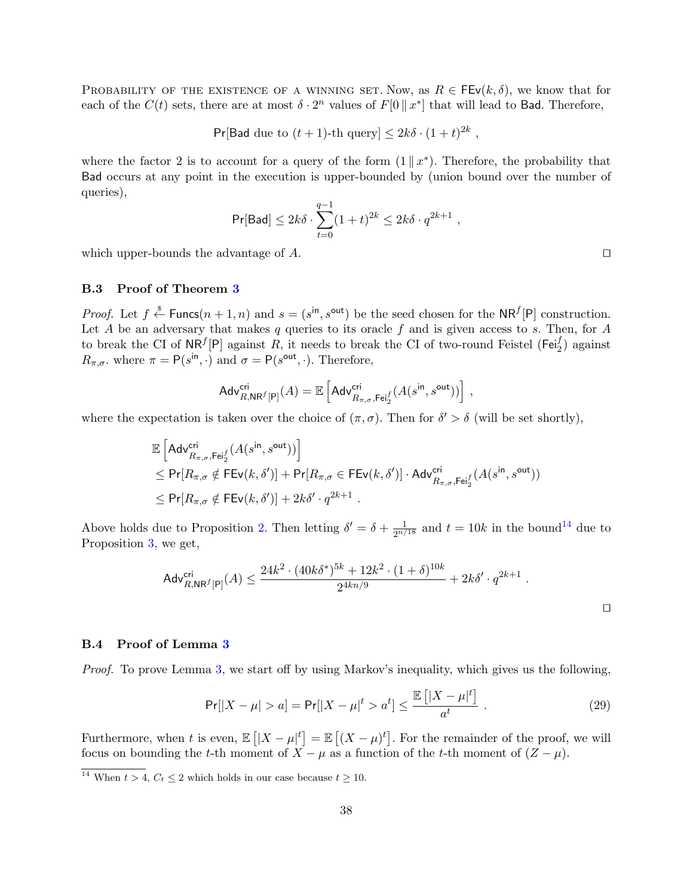Probability of the existence of a winning set. Now, as $R \in \mathsf{FEv}(k, \delta)$, we know that for each of the $C(t)$ sets, there are at most $\delta \cdot 2^n$ values of $F[0 \,\|\, x^*]$ that will lead to $\mathsf{Bad}$. Therefore,

$$\Pr[\mathsf{Bad} \text{ due to } (t+1)\text{-th query}] \leq 2k\delta \cdot (1+t)^{2k} \ ,$$

where the factor 2 is to account for a query of the form $(1 \,\|\, x^*)$. Therefore, the probability that $\mathsf{Bad}$ occurs at any point in the execution is upper-bounded by (union bound over the number of queries),

$$\Pr[\mathsf{Bad}] \leq 2k\delta \cdot \sum_{t=0}^{q-1} (1+t)^{2k} \leq 2k\delta \cdot q^{2k+1} \ ,$$

which upper-bounds the advantage of $A$. $\square$

### B.3 Proof of Theorem 3

*Proof.* Let $f \xleftarrow{\$} \mathsf{Funcs}(n+1, n)$ and $s = (s^{\mathsf{in}}, s^{\mathsf{out}})$ be the seed chosen for the $\mathsf{NR}^f[\mathsf{P}]$ construction. Let $A$ be an adversary that makes $q$ queries to its oracle $f$ and is given access to $s$. Then, for $A$ to break the CI of $\mathsf{NR}^f[\mathsf{P}]$ against $R$, it needs to break the CI of two-round Feistel ($\mathsf{Fei}_2^f$) against $R_{\pi,\sigma}$. where $\pi = \mathsf{P}(s^{\mathsf{in}}, \cdot)$ and $\sigma = \mathsf{P}(s^{\mathsf{out}}, \cdot)$. Therefore,

$$\mathsf{Adv}^{\mathsf{cri}}_{R,\mathsf{NR}^f[\mathsf{P}]}(A) = \mathbb{E}\left[\mathsf{Adv}^{\mathsf{cri}}_{R_{\pi,\sigma},\mathsf{Fei}_2^f}(A(s^{\mathsf{in}}, s^{\mathsf{out}}))\right] \ ,$$

where the expectation is taken over the choice of $(\pi, \sigma)$. Then for $\delta' > \delta$ (will be set shortly),

$$\begin{aligned}
&\mathbb{E}\left[\mathsf{Adv}^{\mathsf{cri}}_{R_{\pi,\sigma},\mathsf{Fei}_2^f}(A(s^{\mathsf{in}}, s^{\mathsf{out}}))\right] \\
&\leq \Pr[R_{\pi,\sigma} \notin \mathsf{FEv}(k, \delta')] + \Pr[R_{\pi,\sigma} \in \mathsf{FEv}(k, \delta')] \cdot \mathsf{Adv}^{\mathsf{cri}}_{R_{\pi,\sigma},\mathsf{Fei}_2^f}(A(s^{\mathsf{in}}, s^{\mathsf{out}})) \\
&\leq \Pr[R_{\pi,\sigma} \notin \mathsf{FEv}(k, \delta')] + 2k\delta' \cdot q^{2k+1} \ .
\end{aligned}$$

Above holds due to Proposition 2. Then letting $\delta' = \delta + \frac{1}{2^{n/18}}$ and $t = 10k$ in the bound[14] due to Proposition 3, we get,

$$\mathsf{Adv}^{\mathsf{cri}}_{R,\mathsf{NR}^f[\mathsf{P}]}(A) \leq \frac{24k^2 \cdot (40k\delta^*)^{5k} + 12k^2 \cdot (1+\delta)^{10k}}{2^{4kn/9}} + 2k\delta' \cdot q^{2k+1} \ .$$

$\square$

### B.4 Proof of Lemma 3

*Proof.* To prove Lemma 3, we start off by using Markov's inequality, which gives us the following,

$$\Pr[|X - \mu| > a] = \Pr[|X - \mu|^t > a^t] \leq \frac{\mathbb{E}\left[|X - \mu|^t\right]}{a^t} \ . \tag{29}$$

Furthermore, when $t$ is even, $\mathbb{E}\left[|X - \mu|^t\right] = \mathbb{E}\left[(X - \mu)^t\right]$. For the remainder of the proof, we will focus on bounding the $t$-th moment of $X - \mu$ as a function of the $t$-th moment of $(Z - \mu)$.

[14] When $t > 4$, $C_t \leq 2$ which holds in our case because $t \geq 10$.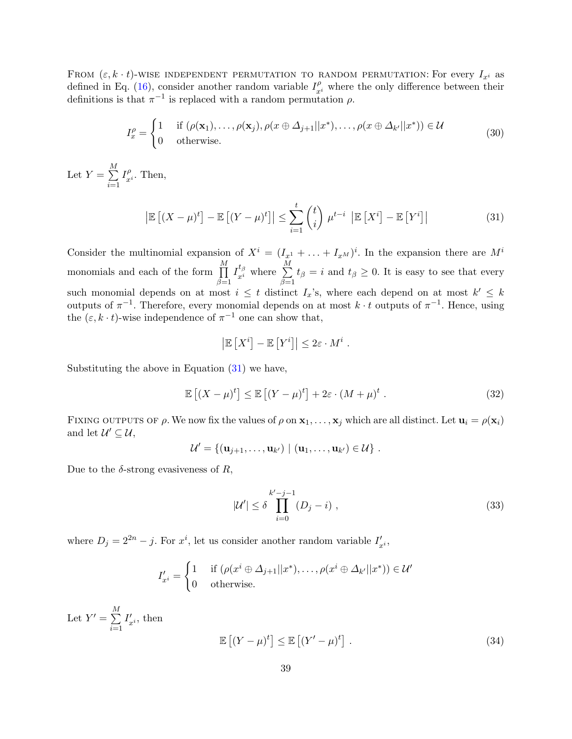From $(\varepsilon, k \cdot t)$-wise independent permutation to random permutation: For every $I_{x^i}$ as defined in Eq. (16), consider another random variable $I^{\rho}_{x^i}$ where the only difference between their definitions is that $\pi^{-1}$ is replaced with a random permutation $\rho$.

$$
I^{\rho}_{x} = \begin{cases} 1 & \text{if } (\rho(\mathbf{x}_1), \ldots, \rho(\mathbf{x}_j), \rho(x \oplus \varDelta_{j+1} || x^*), \ldots, \rho(x \oplus \varDelta_{k'} || x^*)) \in \mathcal{U} \\ 0 & \text{otherwise.} \end{cases} \tag{30}
$$

Let $Y = \sum_{i=1}^{M} I^{\rho}_{x^i}$. Then,

$$
\left| \mathbb{E}\left[ (X - \mu)^t \right] - \mathbb{E}\left[ (Y - \mu)^t \right] \right| \leq \sum_{i=1}^{t} \binom{t}{i} \mu^{t-i} \left| \mathbb{E}\left[ X^i \right] - \mathbb{E}\left[ Y^i \right] \right| \tag{31}
$$

Consider the multinomial expansion of $X^i = (I_{x^1} + \ldots + I_{x^M})^i$. In the expansion there are $M^i$ monomials and each of the form $\prod_{\beta=1}^{M} I^{t_\beta}_{x^i}$ where $\sum_{\beta=1}^{M} t_\beta = i$ and $t_\beta \geq 0$. It is easy to see that every such monomial depends on at most $i \leq t$ distinct $I_x$'s, where each depend on at most $k' \leq k$ outputs of $\pi^{-1}$. Therefore, every monomial depends on at most $k \cdot t$ outputs of $\pi^{-1}$. Hence, using the $(\varepsilon, k \cdot t)$-wise independence of $\pi^{-1}$ one can show that,

$$
\left| \mathbb{E}\left[ X^i \right] - \mathbb{E}\left[ Y^i \right] \right| \leq 2\varepsilon \cdot M^i \ .
$$

Substituting the above in Equation (31) we have,

$$
\mathbb{E}\left[ (X - \mu)^t \right] \leq \mathbb{E}\left[ (Y - \mu)^t \right] + 2\varepsilon \cdot (M + \mu)^t \ . \tag{32}
$$

Fixing outputs of $\rho$. We now fix the values of $\rho$ on $\mathbf{x}_1, \ldots, \mathbf{x}_j$ which are all distinct. Let $\mathbf{u}_i = \rho(\mathbf{x}_i)$ and let $\mathcal{U}' \subseteq \mathcal{U}$,

$$
\mathcal{U}' = \{ (\mathbf{u}_{j+1}, \ldots, \mathbf{u}_{k'}) \mid (\mathbf{u}_1, \ldots, \mathbf{u}_{k'}) \in \mathcal{U} \} \ .
$$

Due to the $\delta$-strong evasiveness of $R$,

$$
|\mathcal{U}'| \leq \delta \prod_{i=0}^{k'-j-1} (D_j - i) \ , \tag{33}
$$

where $D_j = 2^{2n} - j$. For $x^i$, let us consider another random variable $I'_{x^i}$,

$$
I'_{x^i} = \begin{cases} 1 & \text{if } (\rho(x^i \oplus \varDelta_{j+1} || x^*), \ldots, \rho(x^i \oplus \varDelta_{k'} || x^*)) \in \mathcal{U}' \\ 0 & \text{otherwise.} \end{cases}
$$

Let $Y' = \sum_{i=1}^{M} I'_{x^i}$, then

$$
\mathbb{E}\left[ (Y - \mu)^t \right] \leq \mathbb{E}\left[ (Y' - \mu)^t \right] \ . \tag{34}
$$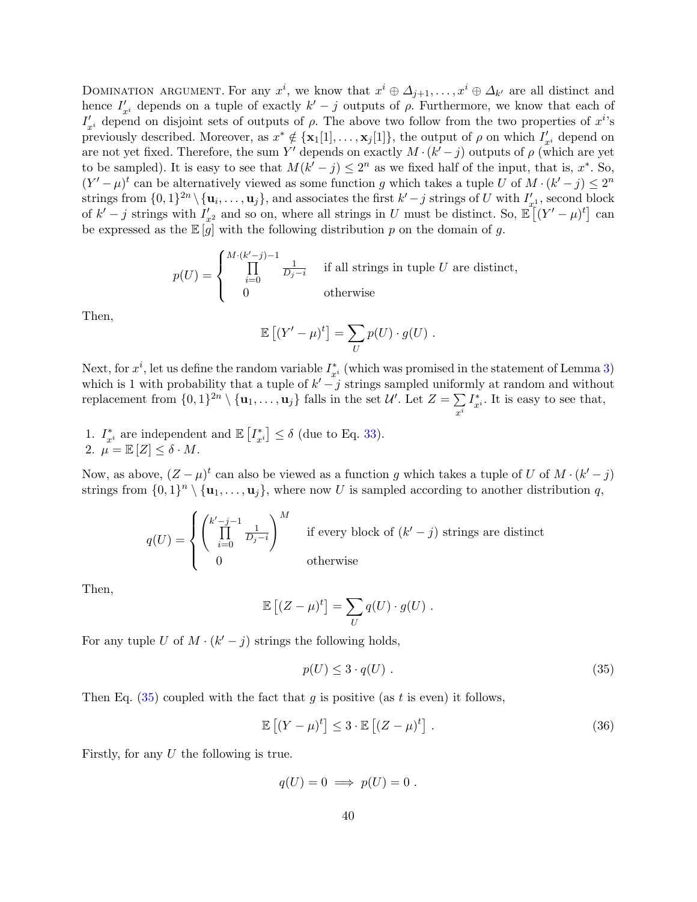Domination argument. For any $x^i$, we know that $x^i \oplus \Delta_{j+1}, \ldots, x^i \oplus \Delta_{k'}$ are all distinct and hence $I'_{x^i}$ depends on a tuple of exactly $k'-j$ outputs of $\rho$. Furthermore, we know that each of $I'_{x^i}$ depend on disjoint sets of outputs of $\rho$. The above two follow from the two properties of $x^i$'s previously described. Moreover, as $x^* \notin \{\mathbf{x}_1[1], \ldots, \mathbf{x}_j[1]\}$, the output of $\rho$ on which $I'_{x^i}$ depend on are not yet fixed. Therefore, the sum $Y'$ depends on exactly $M \cdot (k'-j)$ outputs of $\rho$ (which are yet to be sampled). It is easy to see that $M(k'-j) \le 2^n$ as we fixed half of the input, that is, $x^*$. So, $(Y' - \mu)^t$ can be alternatively viewed as some function $g$ which takes a tuple $U$ of $M \cdot (k'-j) \le 2^n$ strings from $\{0,1\}^{2n} \setminus \{\mathbf{u}_i, \ldots, \mathbf{u}_j\}$, and associates the first $k'-j$ strings of $U$ with $I'_{x^1}$, second block of $k'-j$ strings with $I'_{x^2}$ and so on, where all strings in $U$ must be distinct. So, $\mathbb{E}\left[(Y'-\mu)^t\right]$ can be expressed as the $\mathbb{E}[g]$ with the following distribution $p$ on the domain of $g$.

$$p(U) = \begin{cases} \prod_{i=0}^{M\cdot(k'-j)-1} \frac{1}{D_j - i} & \text{if all strings in tuple } U \text{ are distinct,} \\ 0 & \text{otherwise} \end{cases}$$

Then,

$$\mathbb{E}\left[(Y'-\mu)^t\right] = \sum_U p(U) \cdot g(U) \ .$$

Next, for $x^i$, let us define the random variable $I^*_{x^i}$ (which was promised in the statement of Lemma 3) which is 1 with probability that a tuple of $k'-j$ strings sampled uniformly at random and without replacement from $\{0,1\}^{2n} \setminus \{\mathbf{u}_1, \ldots, \mathbf{u}_j\}$ falls in the set $\mathcal{U}'$. Let $Z = \sum_{x^i} I^*_{x^i}$. It is easy to see that,

1. $I^*_{x^i}$ are independent and $\mathbb{E}\left[I^*_{x^i}\right] \le \delta$ (due to Eq. 33).
2. $\mu = \mathbb{E}[Z] \le \delta \cdot M$.

Now, as above, $(Z-\mu)^t$ can also be viewed as a function $g$ which takes a tuple of $U$ of $M \cdot (k'-j)$ strings from $\{0,1\}^n \setminus \{\mathbf{u}_1, \ldots, \mathbf{u}_j\}$, where now $U$ is sampled according to another distribution $q$,

$$q(U) = \begin{cases} \left( \prod_{i=0}^{k'-j-1} \frac{1}{D_j - i} \right)^M & \text{if every block of } (k'-j) \text{ strings are distinct} \\ 0 & \text{otherwise} \end{cases}$$

Then,

$$\mathbb{E}\left[(Z-\mu)^t\right] = \sum_U q(U) \cdot g(U) \ .$$

For any tuple $U$ of $M \cdot (k'-j)$ strings the following holds,

$$p(U) \le 3 \cdot q(U) \ . \tag{35}$$

Then Eq. (35) coupled with the fact that $g$ is positive (as $t$ is even) it follows,

$$\mathbb{E}\left[(Y-\mu)^t\right] \le 3 \cdot \mathbb{E}\left[(Z-\mu)^t\right] \ . \tag{36}$$

Firstly, for any $U$ the following is true.

$$q(U) = 0 \implies p(U) = 0 \ .$$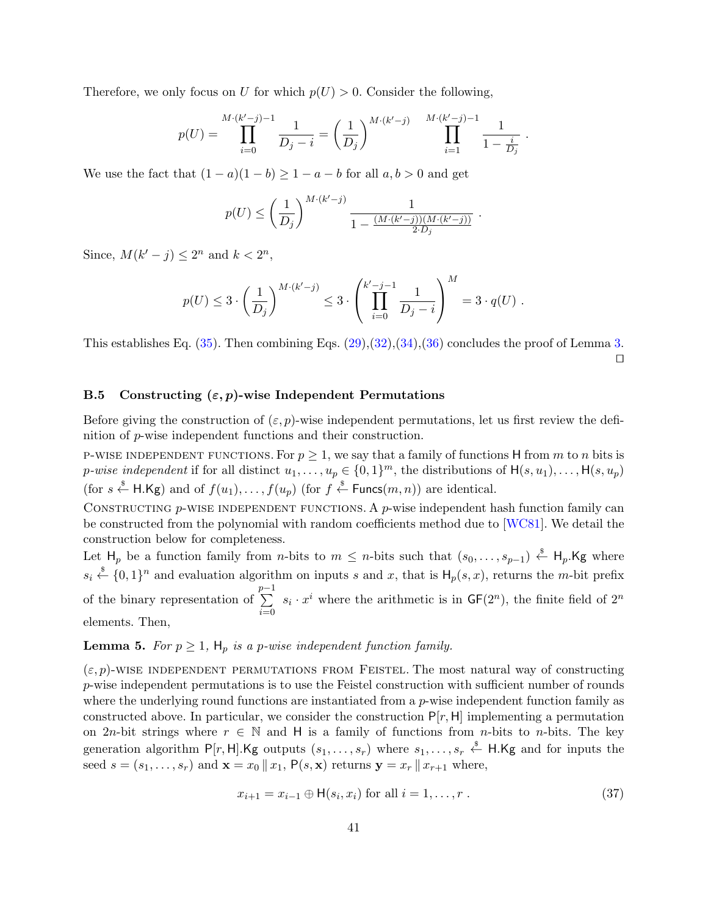Therefore, we only focus on $U$ for which $p(U) > 0$. Consider the following,

$$p(U) = \prod_{i=0}^{M\cdot(k'-j)-1} \frac{1}{D_j - i} = \left(\frac{1}{D_j}\right)^{M\cdot(k'-j)} \prod_{i=1}^{M\cdot(k'-j)-1} \frac{1}{1-\frac{i}{D_j}} \ .$$

We use the fact that $(1-a)(1-b) \geq 1 - a - b$ for all $a, b > 0$ and get

$$p(U) \leq \left(\frac{1}{D_j}\right)^{M\cdot(k'-j)} \frac{1}{1 - \frac{(M\cdot(k'-j))(M\cdot(k'-j))}{2\cdot D_j}} \ .$$

Since, $M(k'-j) \leq 2^n$ and $k < 2^n$,

$$p(U) \leq 3 \cdot \left(\frac{1}{D_j}\right)^{M\cdot(k'-j)} \leq 3 \cdot \left(\prod_{i=0}^{k'-j-1} \frac{1}{D_j - i}\right)^{M} = 3 \cdot q(U) \ .$$

This establishes Eq. (35). Then combining Eqs. (29),(32),(34),(36) concludes the proof of Lemma 3. □

### B.5 Constructing $(\varepsilon, p)$-wise Independent Permutations

Before giving the construction of $(\varepsilon, p)$-wise independent permutations, let us first review the definition of $p$-wise independent functions and their construction.

P-WISE INDEPENDENT FUNCTIONS. For $p \geq 1$, we say that a family of functions $\mathsf{H}$ from $m$ to $n$ bits is *$p$-wise independent* if for all distinct $u_1, \ldots, u_p \in \{0,1\}^m$, the distributions of $\mathsf{H}(s, u_1), \ldots, \mathsf{H}(s, u_p)$ (for $s \xleftarrow{\$} \mathsf{H}.\mathsf{Kg}$) and of $f(u_1), \ldots, f(u_p)$ (for $f \xleftarrow{\$} \mathsf{Funcs}(m, n)$) are identical.

CONSTRUCTING $p$-WISE INDEPENDENT FUNCTIONS. A $p$-wise independent hash function family can be constructed from the polynomial with random coefficients method due to [WC81]. We detail the construction below for completeness.

Let $\mathsf{H}_p$ be a function family from $n$-bits to $m \leq n$-bits such that $(s_0, \ldots, s_{p-1}) \xleftarrow{\$} \mathsf{H}_p.\mathsf{Kg}$ where $s_i \xleftarrow{\$} \{0,1\}^n$ and evaluation algorithm on inputs $s$ and $x$, that is $\mathsf{H}_p(s, x)$, returns the $m$-bit prefix of the binary representation of $\sum_{i=0}^{p-1} s_i \cdot x^i$ where the arithmetic is in $\mathsf{GF}(2^n)$, the finite field of $2^n$ elements. Then,

**Lemma 5.** *For $p \geq 1$, $\mathsf{H}_p$ is a $p$-wise independent function family.*

$(\varepsilon, p)$-WISE INDEPENDENT PERMUTATIONS FROM FEISTEL. The most natural way of constructing $p$-wise independent permutations is to use the Feistel construction with sufficient number of rounds where the underlying round functions are instantiated from a $p$-wise independent function family as constructed above. In particular, we consider the construction $\mathsf{P}[r, \mathsf{H}]$ implementing a permutation on $2n$-bit strings where $r \in \mathbb{N}$ and $\mathsf{H}$ is a family of functions from $n$-bits to $n$-bits. The key generation algorithm $\mathsf{P}[r, \mathsf{H}].\mathsf{Kg}$ outputs $(s_1, \ldots, s_r)$ where $s_1, \ldots, s_r \xleftarrow{\$} \mathsf{H}.\mathsf{Kg}$ and for inputs the seed $s = (s_1, \ldots, s_r)$ and $\mathbf{x} = x_0 \,\|\, x_1$, $\mathsf{P}(s, \mathbf{x})$ returns $\mathbf{y} = x_r \,\|\, x_{r+1}$ where,

$$x_{i+1} = x_{i-1} \oplus \mathsf{H}(s_i, x_i) \text{ for all } i = 1, \ldots, r \ . \tag{37}$$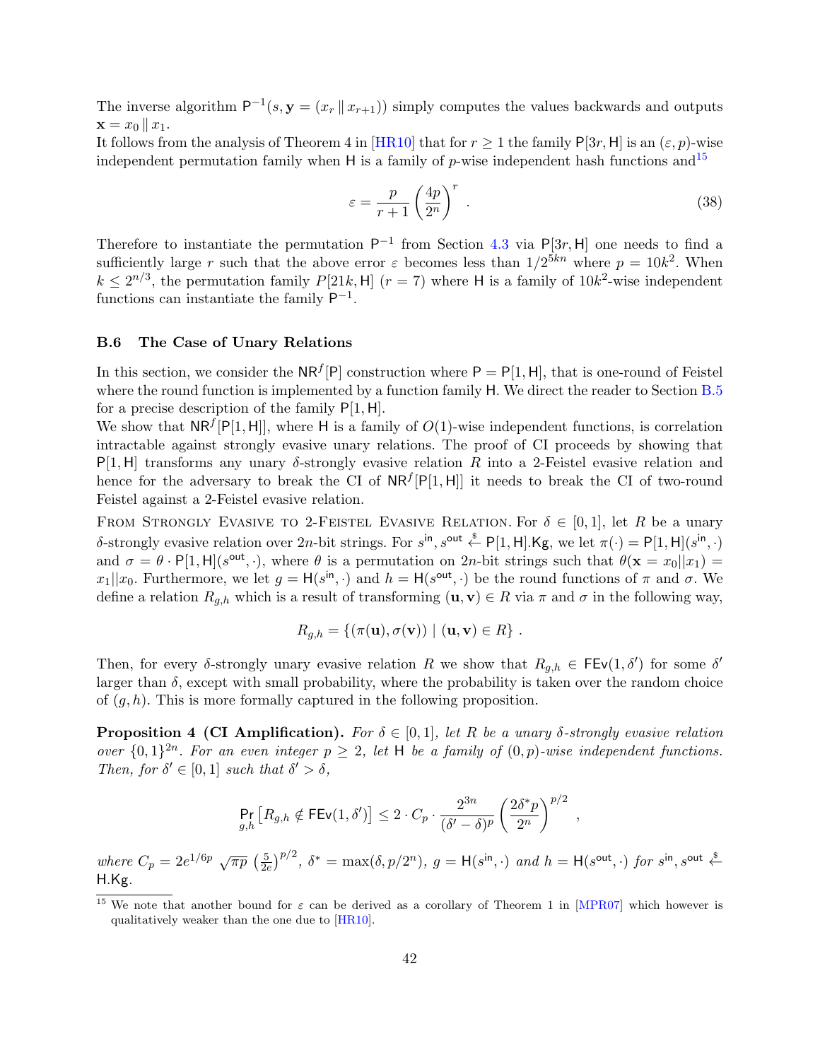The inverse algorithm $\mathsf{P}^{-1}(s, \mathbf{y} = (x_r \,\|\, x_{r+1}))$ simply computes the values backwards and outputs $\mathbf{x} = x_0 \,\|\, x_1$.

It follows from the analysis of Theorem 4 in [HR10] that for $r \geq 1$ the family $\mathsf{P}[3r, \mathsf{H}]$ is an $(\varepsilon, p)$-wise independent permutation family when $\mathsf{H}$ is a family of $p$-wise independent hash functions and[15]

$$\varepsilon = \frac{p}{r+1} \left( \frac{4p}{2^n} \right)^r \ . \tag{38}$$

Therefore to instantiate the permutation $\mathsf{P}^{-1}$ from Section 4.3 via $\mathsf{P}[3r, \mathsf{H}]$ one needs to find a sufficiently large $r$ such that the above error $\varepsilon$ becomes less than $1/2^{5kn}$ where $p = 10k^2$. When $k \leq 2^{n/3}$, the permutation family $P[21k, \mathsf{H}]$ ($r = 7$) where $\mathsf{H}$ is a family of $10k^2$-wise independent functions can instantiate the family $\mathsf{P}^{-1}$.

### B.6 The Case of Unary Relations

In this section, we consider the $\mathsf{NR}^f[\mathsf{P}]$ construction where $\mathsf{P} = \mathsf{P}[1, \mathsf{H}]$, that is one-round of Feistel where the round function is implemented by a function family $\mathsf{H}$. We direct the reader to Section B.5 for a precise description of the family $\mathsf{P}[1, \mathsf{H}]$.

We show that $\mathsf{NR}^f[\mathsf{P}[1, \mathsf{H}]]$, where $\mathsf{H}$ is a family of $O(1)$-wise independent functions, is correlation intractable against strongly evasive unary relations. The proof of CI proceeds by showing that $\mathsf{P}[1, \mathsf{H}]$ transforms any unary $\delta$-strongly evasive relation $R$ into a 2-Feistel evasive relation and hence for the adversary to break the CI of $\mathsf{NR}^f[\mathsf{P}[1, \mathsf{H}]]$ it needs to break the CI of two-round Feistel against a 2-Feistel evasive relation.

From Strongly Evasive to 2-Feistel Evasive Relation. For $\delta \in [0, 1]$, let $R$ be a unary $\delta$-strongly evasive relation over $2n$-bit strings. For $s^{\mathsf{in}}, s^{\mathsf{out}} \xleftarrow{\$} \mathsf{P}[1, \mathsf{H}].\mathsf{Kg}$, we let $\pi(\cdot) = \mathsf{P}[1, \mathsf{H}](s^{\mathsf{in}}, \cdot)$ and $\sigma = \theta \cdot \mathsf{P}[1, \mathsf{H}](s^{\mathsf{out}}, \cdot)$, where $\theta$ is a permutation on $2n$-bit strings such that $\theta(\mathbf{x} = x_0 || x_1) = x_1 || x_0$. Furthermore, we let $g = \mathsf{H}(s^{\mathsf{in}}, \cdot)$ and $h = \mathsf{H}(s^{\mathsf{out}}, \cdot)$ be the round functions of $\pi$ and $\sigma$. We define a relation $R_{g,h}$ which is a result of transforming $(\mathbf{u}, \mathbf{v}) \in R$ via $\pi$ and $\sigma$ in the following way,

$$R_{g,h} = \{ (\pi(\mathbf{u}), \sigma(\mathbf{v})) \mid (\mathbf{u}, \mathbf{v}) \in R \} \ .$$

Then, for every $\delta$-strongly unary evasive relation $R$ we show that $R_{g,h} \in \mathsf{FEv}(1, \delta')$ for some $\delta'$ larger than $\delta$, except with small probability, where the probability is taken over the random choice of $(g, h)$. This is more formally captured in the following proposition.

**Proposition 4 (CI Amplification).** *For $\delta \in [0, 1]$, let $R$ be a unary $\delta$-strongly evasive relation over $\{0, 1\}^{2n}$. For an even integer $p \geq 2$, let $\mathsf{H}$ be a family of $(0, p)$-wise independent functions. Then, for $\delta' \in [0, 1]$ such that $\delta' > \delta$,*

$$\Pr_{g,h}\left[ R_{g,h} \notin \mathsf{FEv}(1, \delta') \right] \leq 2 \cdot C_p \cdot \frac{2^{3n}}{(\delta' - \delta)^p} \left( \frac{2\delta^* p}{2^n} \right)^{p/2} \ ,$$

*where $C_p = 2e^{1/6p} \sqrt{\pi p} \left( \frac{5}{2e} \right)^{p/2}$, $\delta^* = \max(\delta, p/2^n)$, $g = \mathsf{H}(s^{\mathsf{in}}, \cdot)$ and $h = \mathsf{H}(s^{\mathsf{out}}, \cdot)$ for $s^{\mathsf{in}}, s^{\mathsf{out}} \xleftarrow{\$} \mathsf{H}.\mathsf{Kg}$.*

[15] We note that another bound for $\varepsilon$ can be derived as a corollary of Theorem 1 in [MPR07] which however is qualitatively weaker than the one due to [HR10].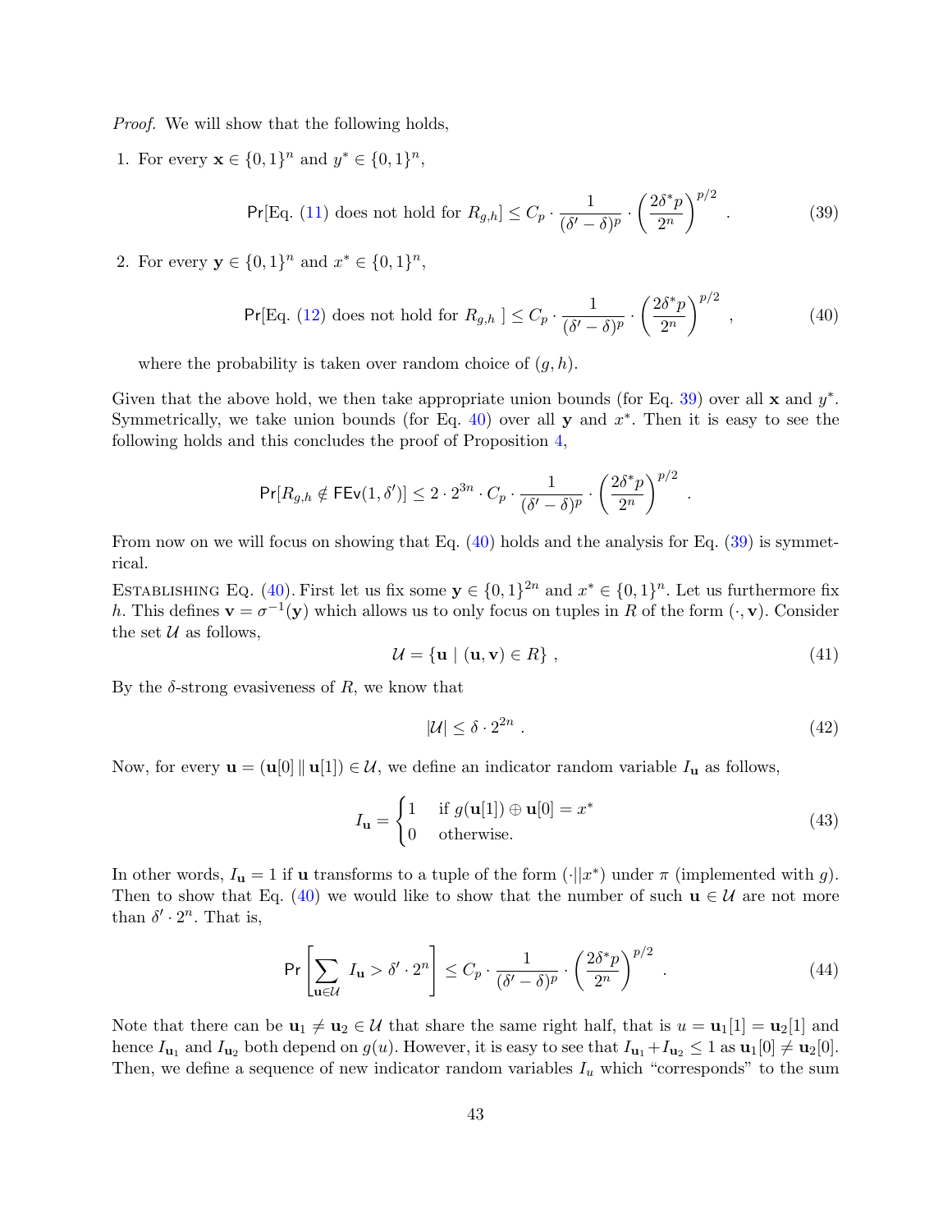*Proof.* We will show that the following holds,

1. For every $\mathbf{x} \in \{0,1\}^n$ and $y^* \in \{0,1\}^n$,

$$\mathsf{Pr}[\text{Eq. (11) does not hold for } R_{g,h}] \leq C_p \cdot \frac{1}{(\delta' - \delta)^p} \cdot \left(\frac{2\delta^* p}{2^n}\right)^{p/2} . \tag{39}$$

2. For every $\mathbf{y} \in \{0,1\}^n$ and $x^* \in \{0,1\}^n$,

$$\mathsf{Pr}[\text{Eq. (12) does not hold for } R_{g,h}\ ] \leq C_p \cdot \frac{1}{(\delta' - \delta)^p} \cdot \left(\frac{2\delta^* p}{2^n}\right)^{p/2} , \tag{40}$$

where the probability is taken over random choice of $(g,h)$.

Given that the above hold, we then take appropriate union bounds (for Eq. 39) over all $\mathbf{x}$ and $y^*$. Symmetrically, we take union bounds (for Eq. 40) over all $\mathbf{y}$ and $x^*$. Then it is easy to see the following holds and this concludes the proof of Proposition 4,

$$\mathsf{Pr}[R_{g,h} \notin \mathsf{FEv}(1,\delta')] \leq 2 \cdot 2^{3n} \cdot C_p \cdot \frac{1}{(\delta' - \delta)^p} \cdot \left(\frac{2\delta^* p}{2^n}\right)^{p/2} .$$

From now on we will focus on showing that Eq. (40) holds and the analysis for Eq. (39) is symmetrical.

Establishing Eq. (40). First let us fix some $\mathbf{y} \in \{0,1\}^{2n}$ and $x^* \in \{0,1\}^n$. Let us furthermore fix $h$. This defines $\mathbf{v} = \sigma^{-1}(\mathbf{y})$ which allows us to only focus on tuples in $R$ of the form $(\cdot, \mathbf{v})$. Consider the set $\mathcal{U}$ as follows,

$$\mathcal{U} = \{\mathbf{u} \mid (\mathbf{u}, \mathbf{v}) \in R\} , \tag{41}$$

By the $\delta$-strong evasiveness of $R$, we know that

$$|\mathcal{U}| \leq \delta \cdot 2^{2n} . \tag{42}$$

Now, for every $\mathbf{u} = (\mathbf{u}[0] \,\|\, \mathbf{u}[1]) \in \mathcal{U}$, we define an indicator random variable $I_{\mathbf{u}}$ as follows,

$$I_{\mathbf{u}} = \begin{cases} 1 & \text{if } g(\mathbf{u}[1]) \oplus \mathbf{u}[0] = x^* \\ 0 & \text{otherwise.} \end{cases} \tag{43}$$

In other words, $I_{\mathbf{u}} = 1$ if $\mathbf{u}$ transforms to a tuple of the form $(\cdot || x^*)$ under $\pi$ (implemented with $g$). Then to show that Eq. (40) we would like to show that the number of such $\mathbf{u} \in \mathcal{U}$ are not more than $\delta' \cdot 2^n$. That is,

$$\mathsf{Pr}\left[\sum_{\mathbf{u} \in \mathcal{U}} I_{\mathbf{u}} > \delta' \cdot 2^n\right] \leq C_p \cdot \frac{1}{(\delta' - \delta)^p} \cdot \left(\frac{2\delta^* p}{2^n}\right)^{p/2} . \tag{44}$$

Note that there can be $\mathbf{u}_1 \neq \mathbf{u}_2 \in \mathcal{U}$ that share the same right half, that is $u = \mathbf{u}_1[1] = \mathbf{u}_2[1]$ and hence $I_{\mathbf{u}_1}$ and $I_{\mathbf{u}_2}$ both depend on $g(u)$. However, it is easy to see that $I_{\mathbf{u}_1} + I_{\mathbf{u}_2} \leq 1$ as $\mathbf{u}_1[0] \neq \mathbf{u}_2[0]$. Then, we define a sequence of new indicator random variables $I_u$ which "corresponds" to the sum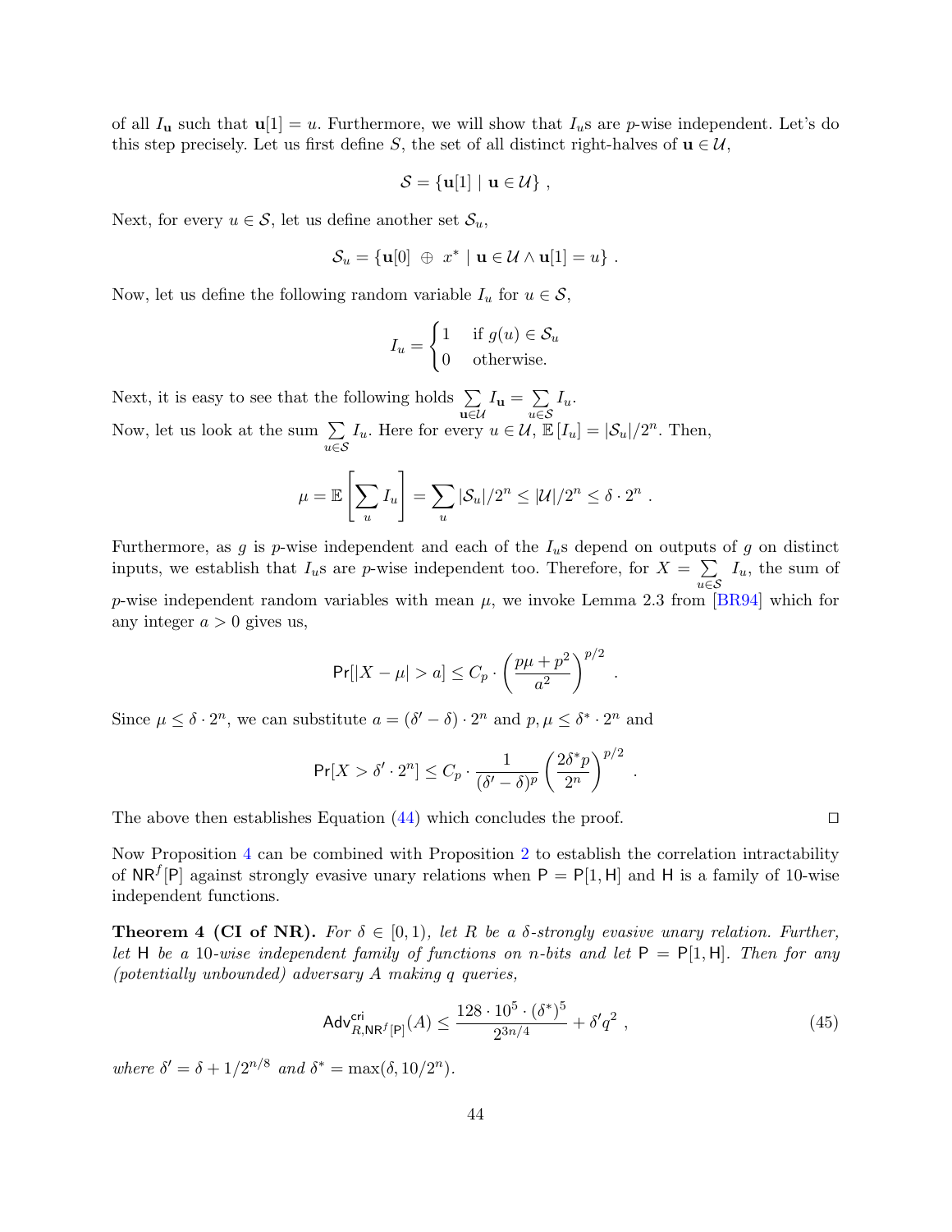of all $I_{\mathbf{u}}$ such that $\mathbf{u}[1] = u$. Furthermore, we will show that $I_u$s are $p$-wise independent. Let's do this step precisely. Let us first define $S$, the set of all distinct right-halves of $\mathbf{u} \in \mathcal{U}$,

$$\mathcal{S} = \{\mathbf{u}[1] \mid \mathbf{u} \in \mathcal{U}\} ,$$

Next, for every $u \in \mathcal{S}$, let us define another set $\mathcal{S}_u$,

$$\mathcal{S}_u = \{\mathbf{u}[0] \oplus x^* \mid \mathbf{u} \in \mathcal{U} \wedge \mathbf{u}[1] = u\} .$$

Now, let us define the following random variable $I_u$ for $u \in \mathcal{S}$,

$$I_u = \begin{cases} 1 & \text{if } g(u) \in \mathcal{S}_u \\ 0 & \text{otherwise.} \end{cases}$$

Next, it is easy to see that the following holds $\sum_{\mathbf{u} \in \mathcal{U}} I_{\mathbf{u}} = \sum_{u \in \mathcal{S}} I_u$.

Now, let us look at the sum $\sum_{u \in \mathcal{S}} I_u$. Here for every $u \in \mathcal{U}$, $\mathbb{E}[I_u] = |\mathcal{S}_u|/2^n$. Then,

$$\mu = \mathbb{E}\left[\sum_u I_u\right] = \sum_u |\mathcal{S}_u|/2^n \leq |\mathcal{U}|/2^n \leq \delta \cdot 2^n .$$

Furthermore, as $g$ is $p$-wise independent and each of the $I_u$s depend on outputs of $g$ on distinct inputs, we establish that $I_u$s are $p$-wise independent too. Therefore, for $X = \sum_{u \in \mathcal{S}} I_u$, the sum of $p$-wise independent random variables with mean $\mu$, we invoke Lemma 2.3 from [BR94] which for any integer $a > 0$ gives us,

$$\Pr[|X - \mu| > a] \leq C_p \cdot \left(\frac{p\mu + p^2}{a^2}\right)^{p/2} .$$

Since $\mu \leq \delta \cdot 2^n$, we can substitute $a = (\delta' - \delta) \cdot 2^n$ and $p, \mu \leq \delta^* \cdot 2^n$ and

$$\Pr[X > \delta' \cdot 2^n] \leq C_p \cdot \frac{1}{(\delta' - \delta)^p} \left(\frac{2\delta^* p}{2^n}\right)^{p/2} .$$

The above then establishes Equation (44) which concludes the proof. ◻

Now Proposition 4 can be combined with Proposition 2 to establish the correlation intractability of $\mathsf{NR}^f[\mathsf{P}]$ against strongly evasive unary relations when $\mathsf{P} = \mathsf{P}[1, \mathsf{H}]$ and $\mathsf{H}$ is a family of 10-wise independent functions.

**Theorem 4 (CI of NR).** *For $\delta \in [0, 1)$, let $R$ be a $\delta$-strongly evasive unary relation. Further, let $\mathsf{H}$ be a 10-wise independent family of functions on $n$-bits and let $\mathsf{P} = \mathsf{P}[1, \mathsf{H}]$. Then for any (potentially unbounded) adversary $A$ making $q$ queries,*

$$\mathsf{Adv}^{\mathsf{cri}}_{R, \mathsf{NR}^f[\mathsf{P}]}(A) \leq \frac{128 \cdot 10^5 \cdot (\delta^*)^5}{2^{3n/4}} + \delta' q^2 , \tag{45}$$

*where $\delta' = \delta + 1/2^{n/8}$ and $\delta^* = \max(\delta, 10/2^n)$.*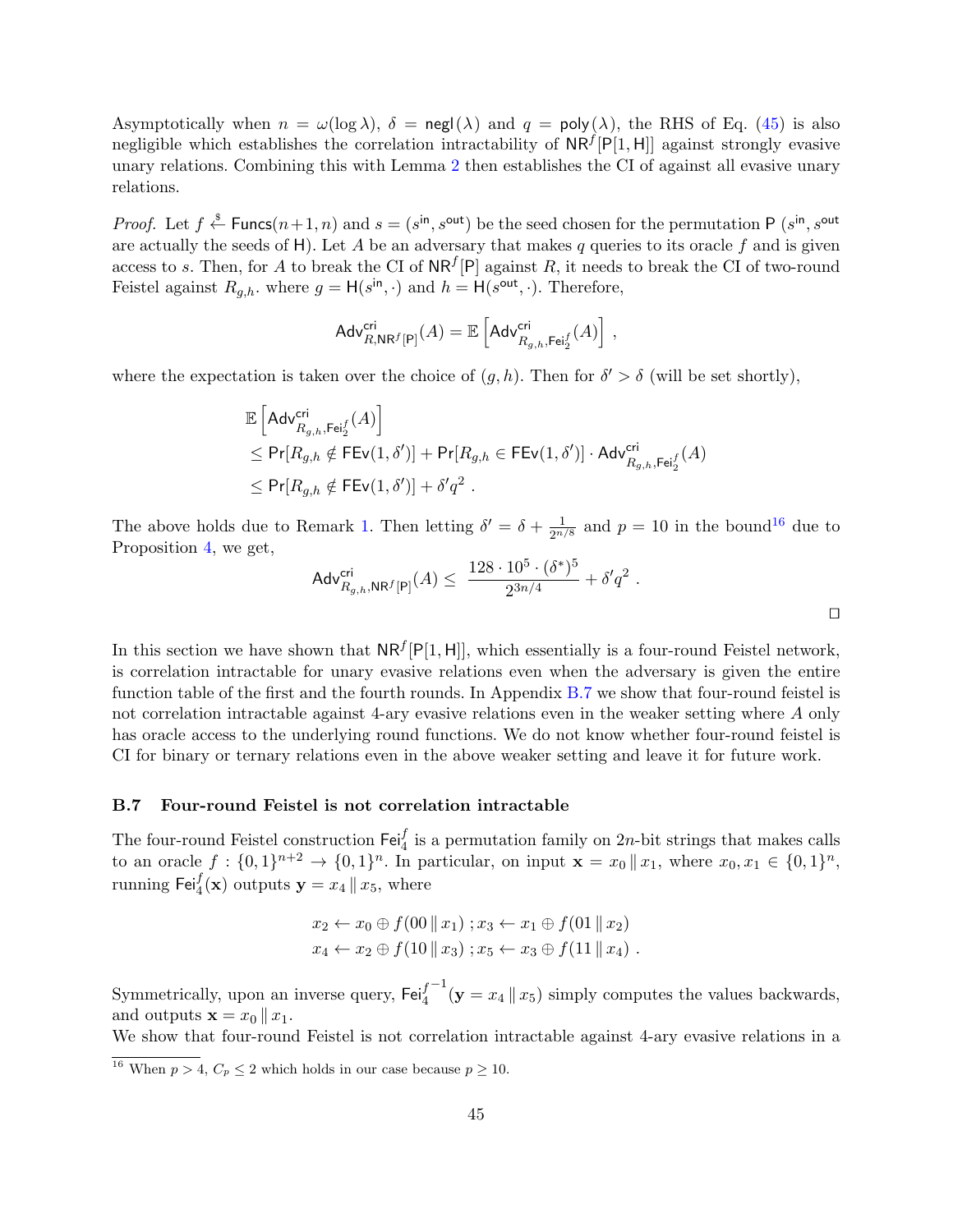Asymptotically when $n = \omega(\log \lambda)$, $\delta = \mathsf{negl}(\lambda)$ and $q = \mathsf{poly}(\lambda)$, the RHS of Eq. (45) is also negligible which establishes the correlation intractability of $\mathsf{NR}^f[\mathsf{P}[1, \mathsf{H}]]$ against strongly evasive unary relations. Combining this with Lemma 2 then establishes the CI of against all evasive unary relations.

*Proof.* Let $f \xleftarrow{\$} \mathsf{Funcs}(n+1, n)$ and $s = (s^{\mathsf{in}}, s^{\mathsf{out}})$ be the seed chosen for the permutation $\mathsf{P}$ ($s^{\mathsf{in}}, s^{\mathsf{out}}$ are actually the seeds of $\mathsf{H}$). Let $A$ be an adversary that makes $q$ queries to its oracle $f$ and is given access to $s$. Then, for $A$ to break the CI of $\mathsf{NR}^f[\mathsf{P}]$ against $R$, it needs to break the CI of two-round Feistel against $R_{g,h}$. where $g = \mathsf{H}(s^{\mathsf{in}}, \cdot)$ and $h = \mathsf{H}(s^{\mathsf{out}}, \cdot)$. Therefore,

$$\mathsf{Adv}^{\mathsf{cri}}_{R, \mathsf{NR}^f[\mathsf{P}]}(A) = \mathbb{E}\left[\mathsf{Adv}^{\mathsf{cri}}_{R_{g,h}, \mathsf{Fei}_2^f}(A)\right] ,$$

where the expectation is taken over the choice of $(g, h)$. Then for $\delta' > \delta$ (will be set shortly),

$$\begin{aligned}
&\mathbb{E}\left[\mathsf{Adv}^{\mathsf{cri}}_{R_{g,h}, \mathsf{Fei}_2^f}(A)\right] \\
&\leq \Pr[R_{g,h} \notin \mathsf{FEv}(1, \delta')] + \Pr[R_{g,h} \in \mathsf{FEv}(1, \delta')] \cdot \mathsf{Adv}^{\mathsf{cri}}_{R_{g,h}, \mathsf{Fei}_2^f}(A) \\
&\leq \Pr[R_{g,h} \notin \mathsf{FEv}(1, \delta')] + \delta' q^2 \ .
\end{aligned}$$

The above holds due to Remark 1. Then letting $\delta' = \delta + \frac{1}{2^{n/8}}$ and $p = 10$ in the bound[16] due to Proposition 4, we get,

$$\mathsf{Adv}^{\mathsf{cri}}_{R_{g,h}, \mathsf{NR}^f[\mathsf{P}]}(A) \leq \frac{128 \cdot 10^5 \cdot (\delta^*)^5}{2^{3n/4}} + \delta' q^2 \ .$$

$\square$

In this section we have shown that $\mathsf{NR}^f[\mathsf{P}[1, \mathsf{H}]]$, which essentially is a four-round Feistel network, is correlation intractable for unary evasive relations even when the adversary is given the entire function table of the first and the fourth rounds. In Appendix B.7 we show that four-round feistel is not correlation intractable against 4-ary evasive relations even in the weaker setting where $A$ only has oracle access to the underlying round functions. We do not know whether four-round feistel is CI for binary or ternary relations even in the above weaker setting and leave it for future work.

### B.7 Four-round Feistel is not correlation intractable

The four-round Feistel construction $\mathsf{Fei}_4^f$ is a permutation family on $2n$-bit strings that makes calls to an oracle $f : \{0,1\}^{n+2} \to \{0,1\}^n$. In particular, on input $\mathbf{x} = x_0 \,\|\, x_1$, where $x_0, x_1 \in \{0,1\}^n$, running $\mathsf{Fei}_4^f(\mathbf{x})$ outputs $\mathbf{y} = x_4 \,\|\, x_5$, where

$$\begin{aligned}
&x_2 \leftarrow x_0 \oplus f(00 \,\|\, x_1) \ ; x_3 \leftarrow x_1 \oplus f(01 \,\|\, x_2) \\
&x_4 \leftarrow x_2 \oplus f(10 \,\|\, x_3) \ ; x_5 \leftarrow x_3 \oplus f(11 \,\|\, x_4) \ .
\end{aligned}$$

Symmetrically, upon an inverse query, $\mathsf{Fei}_4^{f^{-1}}(\mathbf{y} = x_4 \,\|\, x_5)$ simply computes the values backwards, and outputs $\mathbf{x} = x_0 \,\|\, x_1$.

We show that four-round Feistel is not correlation intractable against 4-ary evasive relations in a

[16] When $p > 4$, $C_p \leq 2$ which holds in our case because $p \geq 10$.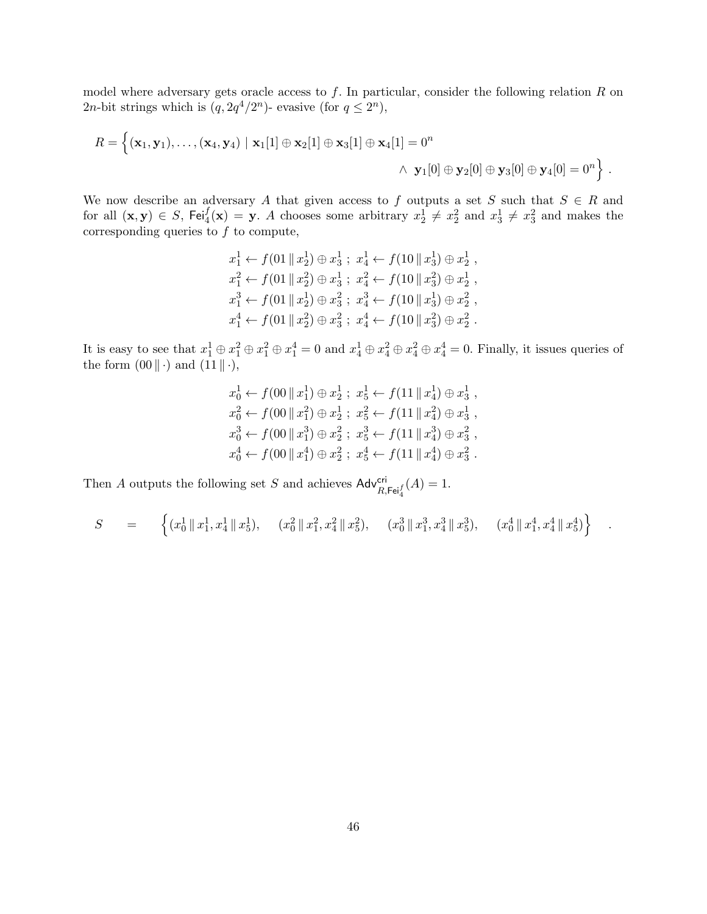model where adversary gets oracle access to $f$. In particular, consider the following relation $R$ on $2n$-bit strings which is $(q, 2q^4/2^n)$- evasive (for $q \leq 2^n$),

$$R = \Big\{ (\mathbf{x}_1, \mathbf{y}_1), \ldots, (\mathbf{x}_4, \mathbf{y}_4) \mid \mathbf{x}_1[1] \oplus \mathbf{x}_2[1] \oplus \mathbf{x}_3[1] \oplus \mathbf{x}_4[1] = 0^n \\ \wedge\ \mathbf{y}_1[0] \oplus \mathbf{y}_2[0] \oplus \mathbf{y}_3[0] \oplus \mathbf{y}_4[0] = 0^n \Big\} .$$

We now describe an adversary $A$ that given access to $f$ outputs a set $S$ such that $S \in R$ and for all $(\mathbf{x}, \mathbf{y}) \in S$, $\mathsf{Fei}_4^f(\mathbf{x}) = \mathbf{y}$. $A$ chooses some arbitrary $x_2^1 \neq x_2^2$ and $x_3^1 \neq x_3^2$ and makes the corresponding queries to $f$ to compute,

$$\begin{aligned}
x_1^1 &\leftarrow f(01 \,\|\, x_2^1) \oplus x_3^1 \ ;\ x_4^1 \leftarrow f(10 \,\|\, x_3^1) \oplus x_2^1 \ , \\
x_1^2 &\leftarrow f(01 \,\|\, x_2^2) \oplus x_3^1 \ ;\ x_4^2 \leftarrow f(10 \,\|\, x_3^2) \oplus x_2^1 \ , \\
x_1^3 &\leftarrow f(01 \,\|\, x_2^1) \oplus x_3^2 \ ;\ x_4^3 \leftarrow f(10 \,\|\, x_3^1) \oplus x_2^2 \ , \\
x_1^4 &\leftarrow f(01 \,\|\, x_2^2) \oplus x_3^2 \ ;\ x_4^4 \leftarrow f(10 \,\|\, x_3^2) \oplus x_2^2 \ .
\end{aligned}$$

It is easy to see that $x_1^1 \oplus x_1^2 \oplus x_1^2 \oplus x_1^4 = 0$ and $x_4^1 \oplus x_4^2 \oplus x_4^2 \oplus x_4^4 = 0$. Finally, it issues queries of the form $(00 \,\|\, \cdot)$ and $(11 \,\|\, \cdot)$,

$$\begin{aligned}
x_0^1 &\leftarrow f(00 \,\|\, x_1^1) \oplus x_2^1 \ ;\ x_5^1 \leftarrow f(11 \,\|\, x_4^1) \oplus x_3^1 \ , \\
x_0^2 &\leftarrow f(00 \,\|\, x_1^2) \oplus x_2^1 \ ;\ x_5^2 \leftarrow f(11 \,\|\, x_4^2) \oplus x_3^1 \ , \\
x_0^3 &\leftarrow f(00 \,\|\, x_1^3) \oplus x_2^2 \ ;\ x_5^3 \leftarrow f(11 \,\|\, x_4^3) \oplus x_3^2 \ , \\
x_0^4 &\leftarrow f(00 \,\|\, x_1^4) \oplus x_2^2 \ ;\ x_5^4 \leftarrow f(11 \,\|\, x_4^4) \oplus x_3^2 \ .
\end{aligned}$$

Then $A$ outputs the following set $S$ and achieves $\mathsf{Adv}^{\mathsf{cri}}_{R,\mathsf{Fei}_4^f}(A) = 1$.

$$S \quad = \quad \Big\{ (x_0^1 \,\|\, x_1^1, x_4^1 \,\|\, x_5^1), \quad (x_0^2 \,\|\, x_1^2, x_4^2 \,\|\, x_5^2), \quad (x_0^3 \,\|\, x_1^3, x_4^3 \,\|\, x_5^3), \quad (x_0^4 \,\|\, x_1^4, x_4^4 \,\|\, x_5^4) \Big\} \quad .$$